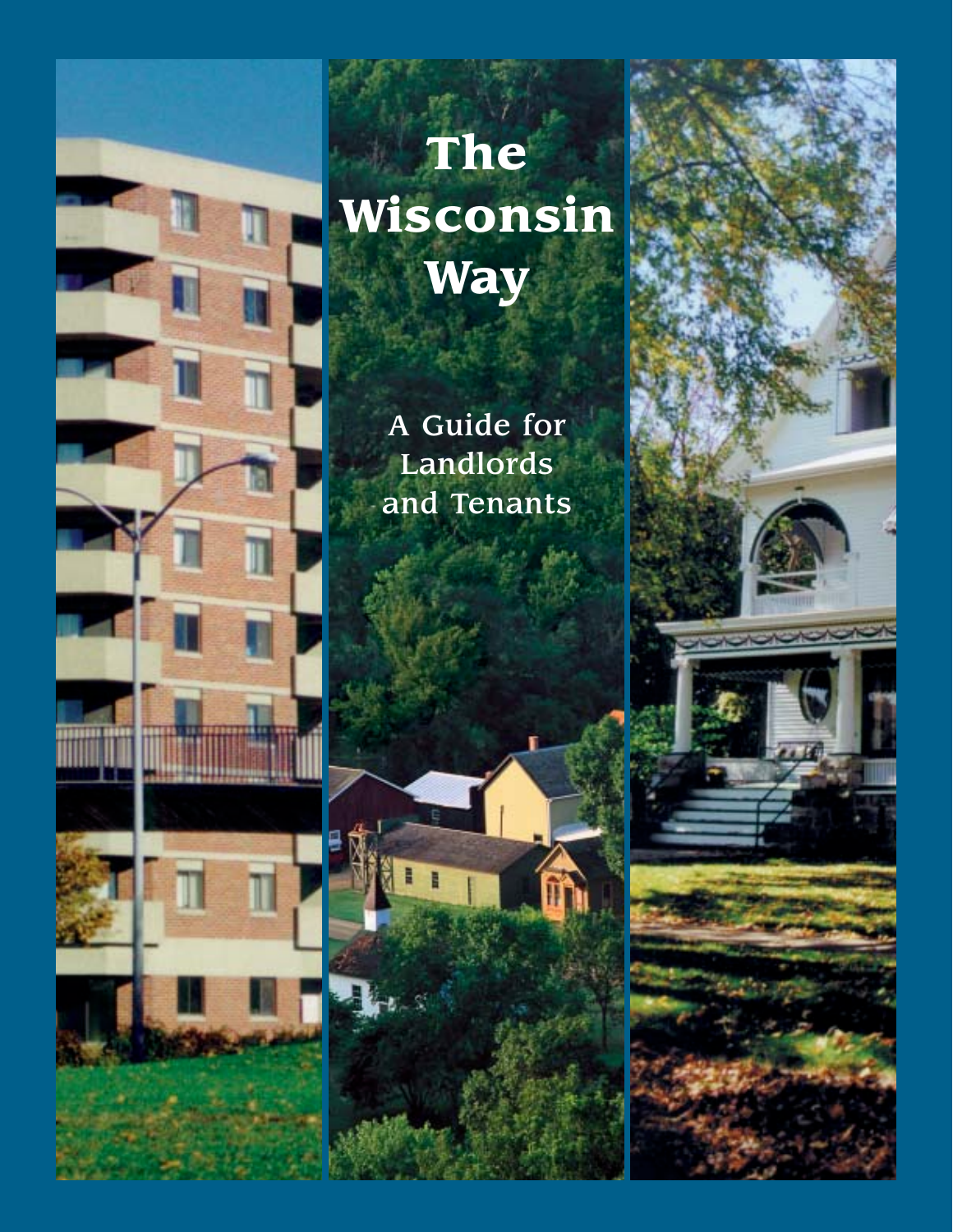# The Wisconsin Way

A Guide for Landlords and Tenants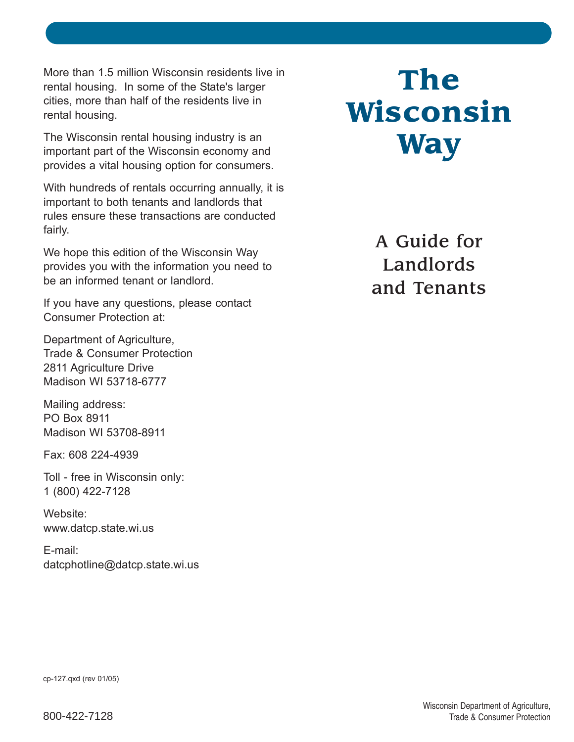# The Wisconsin Way

## A Guide for Landlords and Tenants

More than 1.5 million Wisconsin residents live in rental housing. In some of the State's larger cities, more than half of the residents live in rental housing.

The Wisconsin rental housing industry is an important part of the Wisconsin economy and provides a vital housing option for consumers.

With hundreds of rentals occurring annually, it is important to both tenants and landlords that rules ensure these transactions are conducted fairly.

We hope this edition of the Wisconsin Way provides you with the information you need to be an informed tenant or landlord.

If you have any questions, please contact Consumer Protection at:

Department of Agriculture,
Trade & Consumer Protection
2811 Agriculture Drive
Madison WI 53718-6777

Mailing address:
PO Box 8911
Madison WI 53708-8911

Fax: 608 224-4939

Toll - free in Wisconsin only:
1 (800) 422-7128

Website:
www.datcp.state.wi.us

E-mail:
datcphotline@datcp.state.wi.us

cp-127.qxd (rev 01/05)

800-422-7128

Wisconsin Department of Agriculture,
Trade & Consumer Protection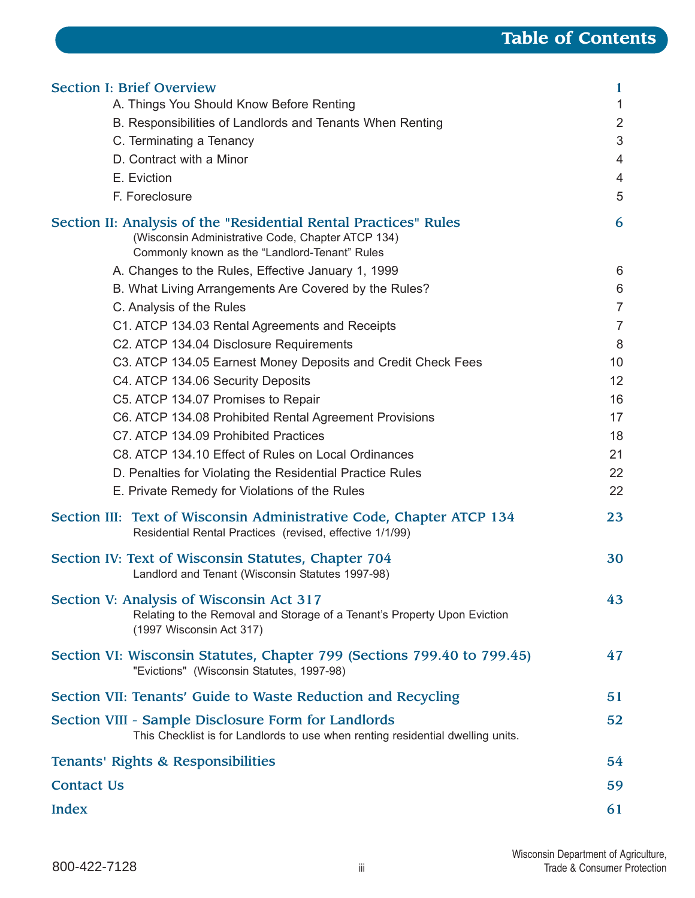# Table of Contents

| | |
|---|---|
| **Section I: Brief Overview** | **1** |
| A. Things You Should Know Before Renting | 1 |
| B. Responsibilities of Landlords and Tenants When Renting | 2 |
| C. Terminating a Tenancy | 3 |
| D. Contract with a Minor | 4 |
| E. Eviction | 4 |
| F. Foreclosure | 5 |
| **Section II: Analysis of the "Residential Rental Practices" Rules** (Wisconsin Administrative Code, Chapter ATCP 134) Commonly known as the "Landlord-Tenant" Rules | **6** |
| A. Changes to the Rules, Effective January 1, 1999 | 6 |
| B. What Living Arrangements Are Covered by the Rules? | 6 |
| C. Analysis of the Rules | 7 |
| C1. ATCP 134.03 Rental Agreements and Receipts | 7 |
| C2. ATCP 134.04 Disclosure Requirements | 8 |
| C3. ATCP 134.05 Earnest Money Deposits and Credit Check Fees | 10 |
| C4. ATCP 134.06 Security Deposits | 12 |
| C5. ATCP 134.07 Promises to Repair | 16 |
| C6. ATCP 134.08 Prohibited Rental Agreement Provisions | 17 |
| C7. ATCP 134.09 Prohibited Practices | 18 |
| C8. ATCP 134.10 Effect of Rules on Local Ordinances | 21 |
| D. Penalties for Violating the Residential Practice Rules | 22 |
| E. Private Remedy for Violations of the Rules | 22 |
| **Section III: Text of Wisconsin Administrative Code, Chapter ATCP 134** Residential Rental Practices (revised, effective 1/1/99) | **23** |
| **Section IV: Text of Wisconsin Statutes, Chapter 704** Landlord and Tenant (Wisconsin Statutes 1997-98) | **30** |
| **Section V: Analysis of Wisconsin Act 317** Relating to the Removal and Storage of a Tenant's Property Upon Eviction (1997 Wisconsin Act 317) | **43** |
| **Section VI: Wisconsin Statutes, Chapter 799 (Sections 799.40 to 799.45)** "Evictions" (Wisconsin Statutes, 1997-98) | **47** |
| **Section VII: Tenants' Guide to Waste Reduction and Recycling** | **51** |
| **Section VIII - Sample Disclosure Form for Landlords** This Checklist is for Landlords to use when renting residential dwelling units. | **52** |
| **Tenants' Rights & Responsibilities** | **54** |
| **Contact Us** | **59** |
| **Index** | **61** |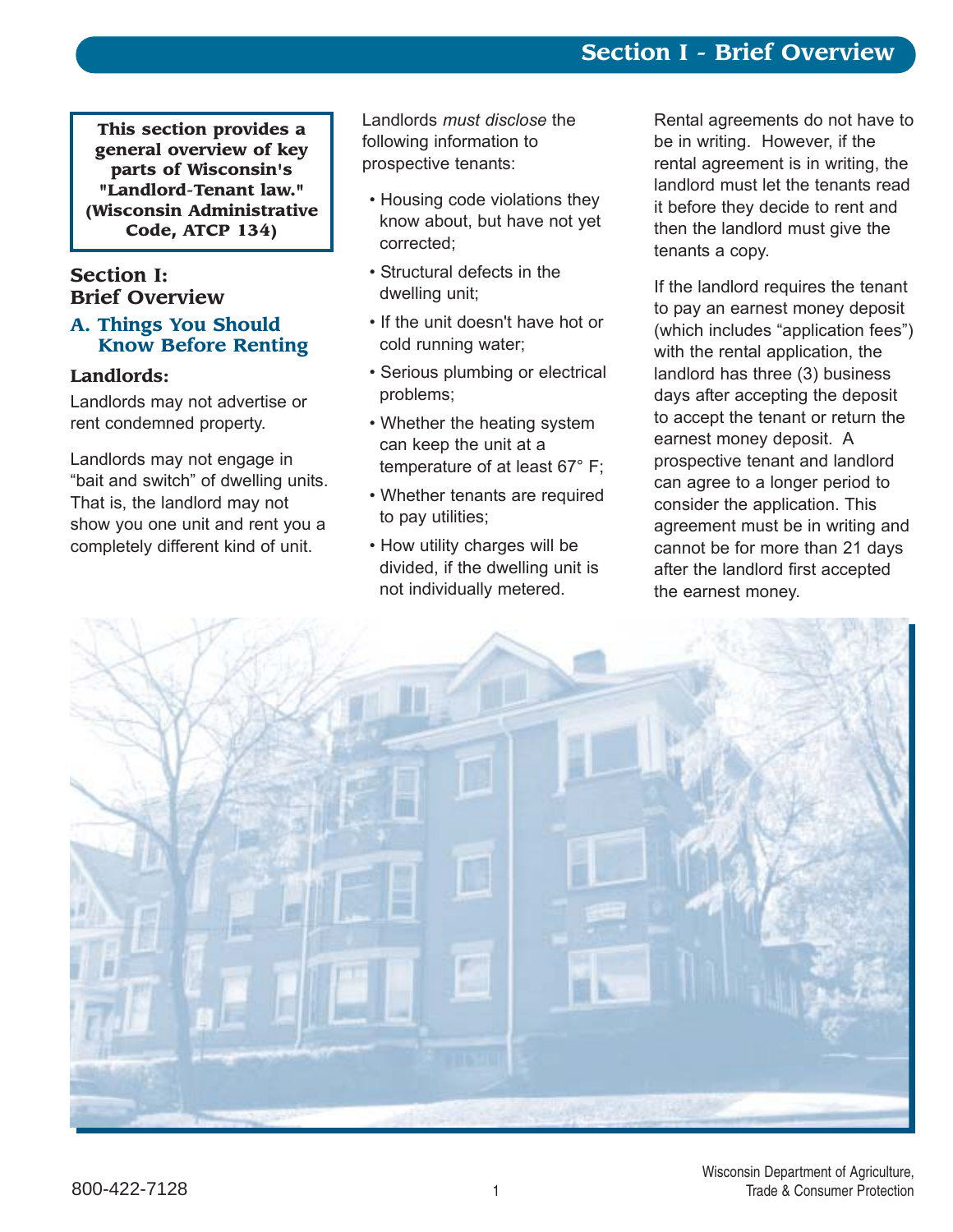**This section provides a general overview of key parts of Wisconsin's "Landlord-Tenant law." (Wisconsin Administrative Code, ATCP 134)**

# Section I: Brief Overview

## A. Things You Should Know Before Renting

### Landlords:

Landlords may not advertise or rent condemned property.

Landlords may not engage in "bait and switch" of dwelling units. That is, the landlord may not show you one unit and rent you a completely different kind of unit.

Landlords *must disclose* the following information to prospective tenants:

- Housing code violations they know about, but have not yet corrected;
- Structural defects in the dwelling unit;
- If the unit doesn't have hot or cold running water;
- Serious plumbing or electrical problems;
- Whether the heating system can keep the unit at a temperature of at least 67° F;
- Whether tenants are required to pay utilities;
- How utility charges will be divided, if the dwelling unit is not individually metered.

Rental agreements do not have to be in writing. However, if the rental agreement is in writing, the landlord must let the tenants read it before they decide to rent and then the landlord must give the tenants a copy.

If the landlord requires the tenant to pay an earnest money deposit (which includes "application fees") with the rental application, the landlord has three (3) business days after accepting the deposit to accept the tenant or return the earnest money deposit. A prospective tenant and landlord can agree to a longer period to consider the application. This agreement must be in writing and cannot be for more than 21 days after the landlord first accepted the earnest money.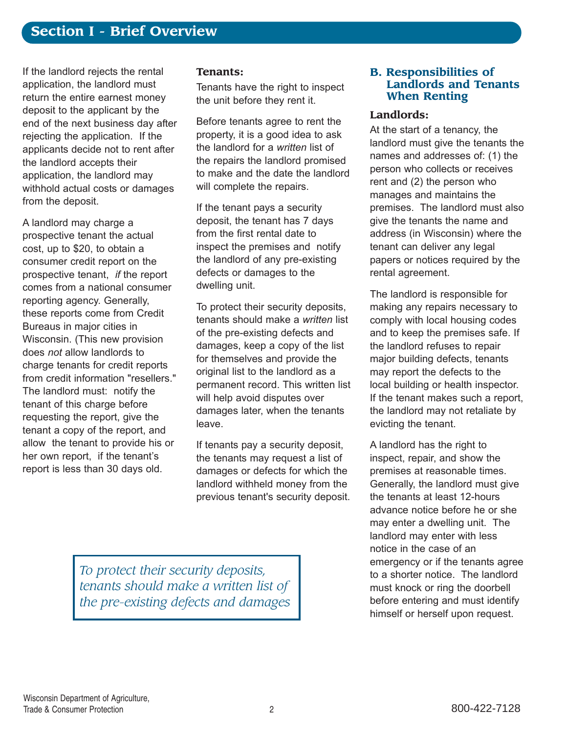## Section I - Brief Overview

If the landlord rejects the rental application, the landlord must return the entire earnest money deposit to the applicant by the end of the next business day after rejecting the application. If the applicants decide not to rent after the landlord accepts their application, the landlord may withhold actual costs or damages from the deposit.

A landlord may charge a prospective tenant the actual cost, up to $20, to obtain a consumer credit report on the prospective tenant, *if* the report comes from a national consumer reporting agency. Generally, these reports come from Credit Bureaus in major cities in Wisconsin. (This new provision does *not* allow landlords to charge tenants for credit reports from credit information "resellers." The landlord must: notify the tenant of this charge before requesting the report, give the tenant a copy of the report, and allow the tenant to provide his or her own report, if the tenant's report is less than 30 days old.

### Tenants:

Tenants have the right to inspect the unit before they rent it.

Before tenants agree to rent the property, it is a good idea to ask the landlord for a *written* list of the repairs the landlord promised to make and the date the landlord will complete the repairs.

If the tenant pays a security deposit, the tenant has 7 days from the first rental date to inspect the premises and notify the landlord of any pre-existing defects or damages to the dwelling unit.

To protect their security deposits, tenants should make a *written* list of the pre-existing defects and damages, keep a copy of the list for themselves and provide the original list to the landlord as a permanent record. This written list will help avoid disputes over damages later, when the tenants leave.

If tenants pay a security deposit, the tenants may request a list of damages or defects for which the landlord withheld money from the previous tenant's security deposit.

*To protect their security deposits, tenants should make a written list of the pre-existing defects and damages*

## B. Responsibilities of Landlords and Tenants When Renting

### Landlords:

At the start of a tenancy, the landlord must give the tenants the names and addresses of: (1) the person who collects or receives rent and (2) the person who manages and maintains the premises. The landlord must also give the tenants the name and address (in Wisconsin) where the tenant can deliver any legal papers or notices required by the rental agreement.

The landlord is responsible for making any repairs necessary to comply with local housing codes and to keep the premises safe. If the landlord refuses to repair major building defects, tenants may report the defects to the local building or health inspector. If the tenant makes such a report, the landlord may not retaliate by evicting the tenant.

A landlord has the right to inspect, repair, and show the premises at reasonable times. Generally, the landlord must give the tenants at least 12-hours advance notice before he or she may enter a dwelling unit. The landlord may enter with less notice in the case of an emergency or if the tenants agree to a shorter notice. The landlord must knock or ring the doorbell before entering and must identify himself or herself upon request.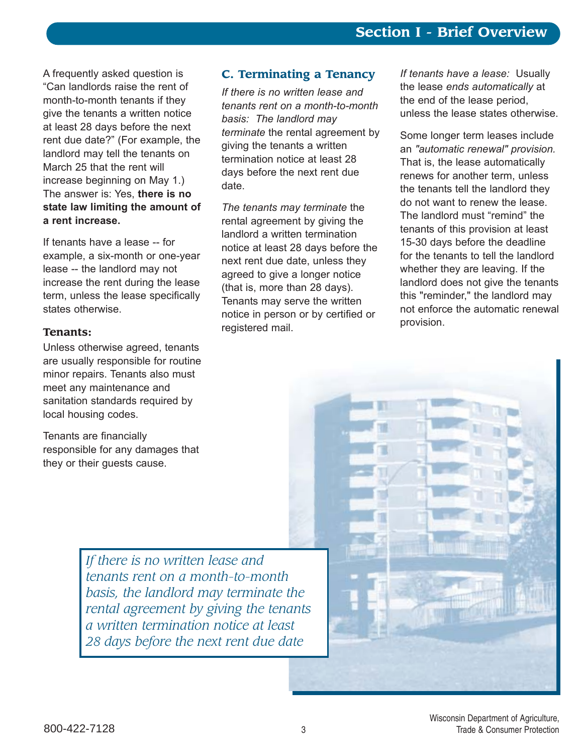A frequently asked question is "Can landlords raise the rent of month-to-month tenants if they give the tenants a written notice at least 28 days before the next rent due date?" (For example, the landlord may tell the tenants on March 25 that the rent will increase beginning on May 1.) The answer is: Yes, **there is no state law limiting the amount of a rent increase.**

If tenants have a lease -- for example, a six-month or one-year lease -- the landlord may not increase the rent during the lease term, unless the lease specifically states otherwise.

### Tenants:

Unless otherwise agreed, tenants are usually responsible for routine minor repairs. Tenants also must meet any maintenance and sanitation standards required by local housing codes.

Tenants are financially responsible for any damages that they or their guests cause.

## C. Terminating a Tenancy

*If there is no written lease and tenants rent on a month-to-month basis: The landlord may terminate* the rental agreement by giving the tenants a written termination notice at least 28 days before the next rent due date.

*The tenants may terminate* the rental agreement by giving the landlord a written termination notice at least 28 days before the next rent due date, unless they agreed to give a longer notice (that is, more than 28 days). Tenants may serve the written notice in person or by certified or registered mail.

*If tenants have a lease:* Usually the lease *ends automatically* at the end of the lease period, unless the lease states otherwise.

Some longer term leases include an *"automatic renewal" provision.* That is, the lease automatically renews for another term, unless the tenants tell the landlord they do not want to renew the lease. The landlord must "remind" the tenants of this provision at least 15-30 days before the deadline for the tenants to tell the landlord whether they are leaving. If the landlord does not give the tenants this "reminder," the landlord may not enforce the automatic renewal provision.

*If there is no written lease and tenants rent on a month-to-month basis, the landlord may terminate the rental agreement by giving the tenants a written termination notice at least 28 days before the next rent due date*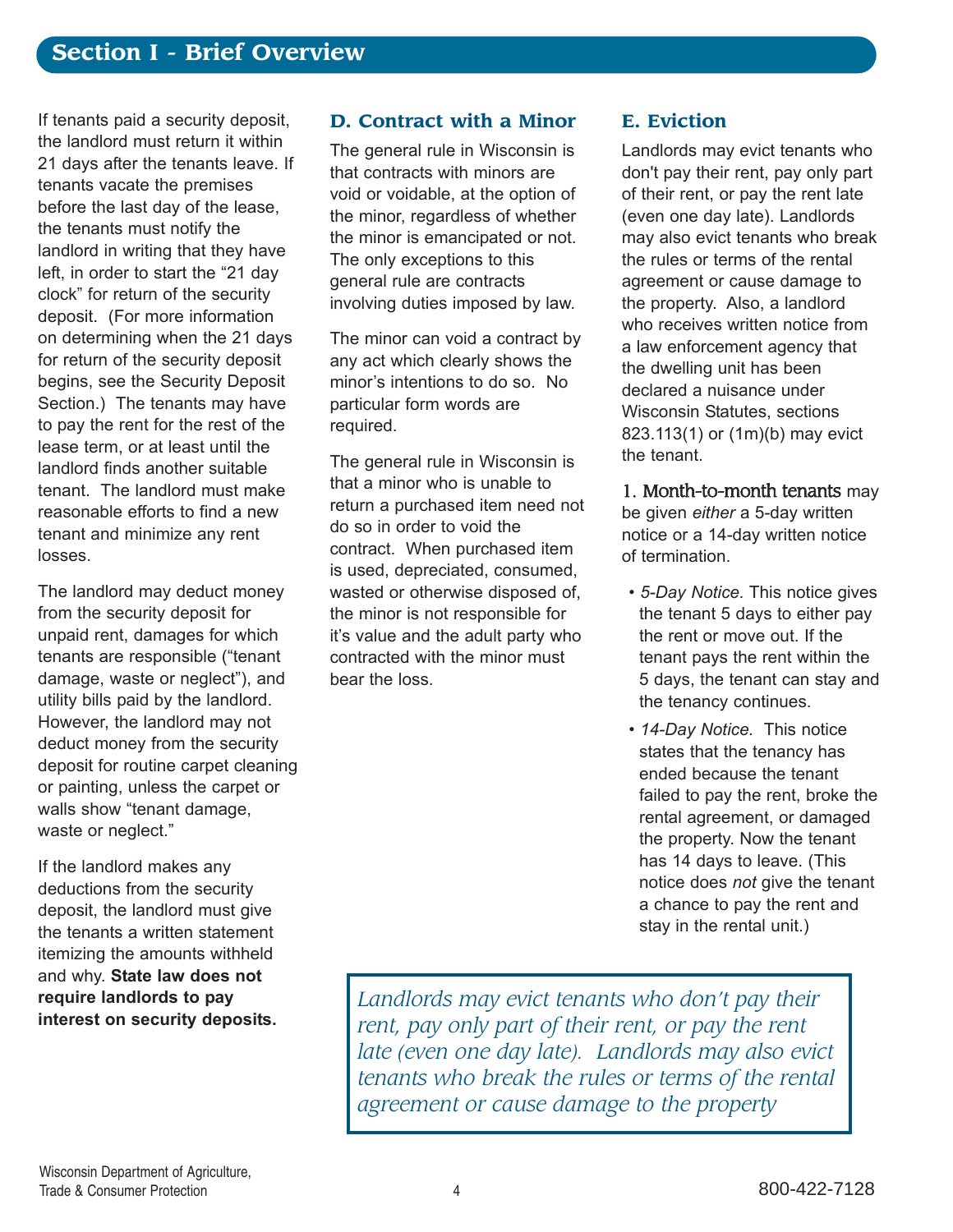## Section I - Brief Overview

If tenants paid a security deposit, the landlord must return it within 21 days after the tenants leave. If tenants vacate the premises before the last day of the lease, the tenants must notify the landlord in writing that they have left, in order to start the "21 day clock" for return of the security deposit. (For more information on determining when the 21 days for return of the security deposit begins, see the Security Deposit Section.) The tenants may have to pay the rent for the rest of the lease term, or at least until the landlord finds another suitable tenant. The landlord must make reasonable efforts to find a new tenant and minimize any rent losses.

The landlord may deduct money from the security deposit for unpaid rent, damages for which tenants are responsible ("tenant damage, waste or neglect"), and utility bills paid by the landlord. However, the landlord may not deduct money from the security deposit for routine carpet cleaning or painting, unless the carpet or walls show "tenant damage, waste or neglect."

If the landlord makes any deductions from the security deposit, the landlord must give the tenants a written statement itemizing the amounts withheld and why. **State law does not require landlords to pay interest on security deposits.**

### D. Contract with a Minor

The general rule in Wisconsin is that contracts with minors are void or voidable, at the option of the minor, regardless of whether the minor is emancipated or not. The only exceptions to this general rule are contracts involving duties imposed by law.

The minor can void a contract by any act which clearly shows the minor's intentions to do so. No particular form words are required.

The general rule in Wisconsin is that a minor who is unable to return a purchased item need not do so in order to void the contract. When purchased item is used, depreciated, consumed, wasted or otherwise disposed of, the minor is not responsible for it's value and the adult party who contracted with the minor must bear the loss.

### E. Eviction

Landlords may evict tenants who don't pay their rent, pay only part of their rent, or pay the rent late (even one day late). Landlords may also evict tenants who break the rules or terms of the rental agreement or cause damage to the property. Also, a landlord who receives written notice from a law enforcement agency that the dwelling unit has been declared a nuisance under Wisconsin Statutes, sections 823.113(1) or (1m)(b) may evict the tenant.

1. Month-to-month tenants may be given *either* a 5-day written notice or a 14-day written notice of termination.

- *5-Day Notice.* This notice gives the tenant 5 days to either pay the rent or move out. If the tenant pays the rent within the 5 days, the tenant can stay and the tenancy continues.
- *14-Day Notice.* This notice states that the tenancy has ended because the tenant failed to pay the rent, broke the rental agreement, or damaged the property. Now the tenant has 14 days to leave. (This notice does *not* give the tenant a chance to pay the rent and stay in the rental unit.)

*Landlords may evict tenants who don't pay their rent, pay only part of their rent, or pay the rent late (even one day late). Landlords may also evict tenants who break the rules or terms of the rental agreement or cause damage to the property*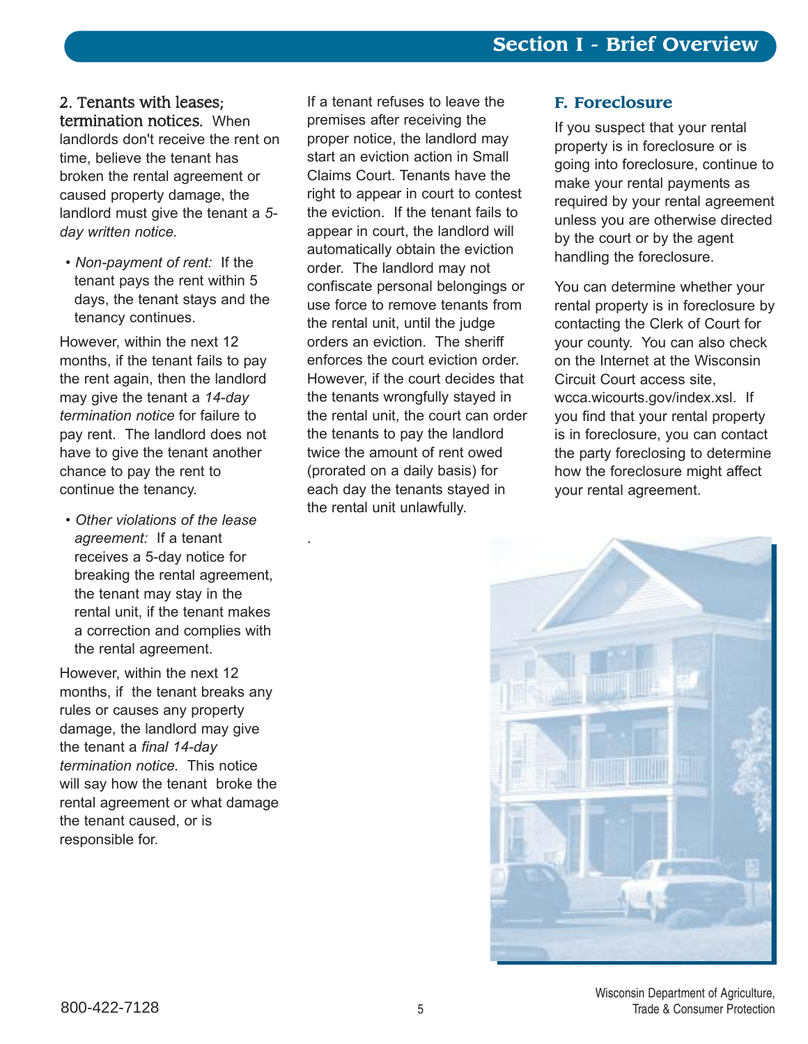**2. Tenants with leases; termination notices.** When landlords don't receive the rent on time, believe the tenant has broken the rental agreement or caused property damage, the landlord must give the tenant a *5-day written notice.*

- *Non-payment of rent:* If the tenant pays the rent within 5 days, the tenant stays and the tenancy continues.

However, within the next 12 months, if the tenant fails to pay the rent again, then the landlord may give the tenant a *14-day termination notice* for failure to pay rent. The landlord does not have to give the tenant another chance to pay the rent to continue the tenancy.

- *Other violations of the lease agreement:* If a tenant receives a 5-day notice for breaking the rental agreement, the tenant may stay in the rental unit, if the tenant makes a correction and complies with the rental agreement.

However, within the next 12 months, if the tenant breaks any rules or causes any property damage, the landlord may give the tenant a *final 14-day termination notice.* This notice will say how the tenant broke the rental agreement or what damage the tenant caused, or is responsible for.

If a tenant refuses to leave the premises after receiving the proper notice, the landlord may start an eviction action in Small Claims Court. Tenants have the right to appear in court to contest the eviction. If the tenant fails to appear in court, the landlord will automatically obtain the eviction order. The landlord may not confiscate personal belongings or use force to remove tenants from the rental unit, until the judge orders an eviction. The sheriff enforces the court eviction order. However, if the court decides that the tenants wrongfully stayed in the rental unit, the court can order the tenants to pay the landlord twice the amount of rent owed (prorated on a daily basis) for each day the tenants stayed in the rental unit unlawfully.

## F. Foreclosure

If you suspect that your rental property is in foreclosure or is going into foreclosure, continue to make your rental payments as required by your rental agreement unless you are otherwise directed by the court or by the agent handling the foreclosure.

You can determine whether your rental property is in foreclosure by contacting the Clerk of Court for your county. You can also check on the Internet at the Wisconsin Circuit Court access site, wcca.wicourts.gov/index.xsl. If you find that your rental property is in foreclosure, you can contact the party foreclosing to determine how the foreclosure might affect your rental agreement.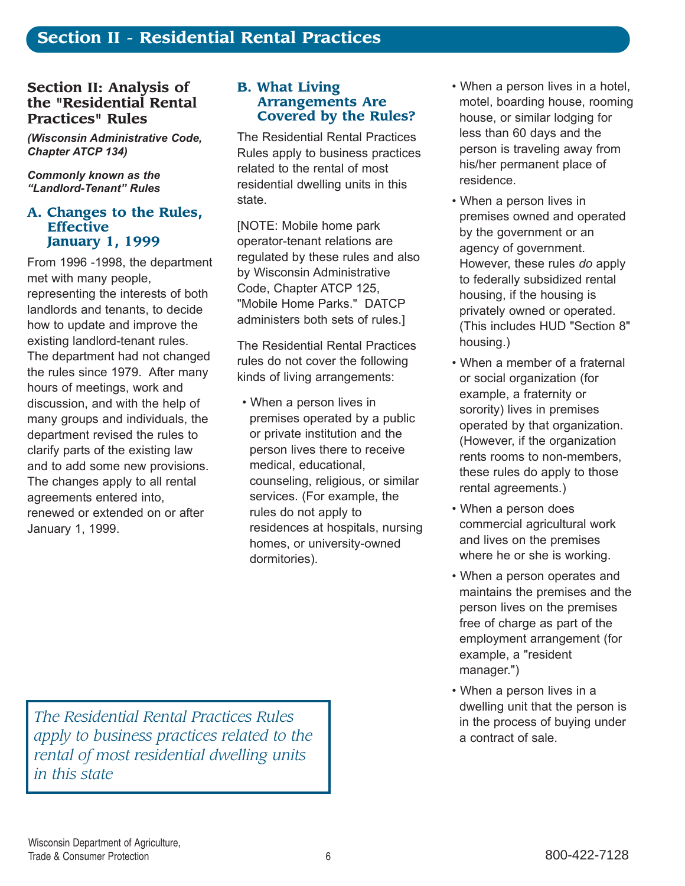# Section II - Residential Rental Practices

## Section II: Analysis of the "Residential Rental Practices" Rules

***(Wisconsin Administrative Code, Chapter ATCP 134)***

***Commonly known as the "Landlord-Tenant" Rules***

### A. Changes to the Rules, Effective January 1, 1999

From 1996 -1998, the department met with many people, representing the interests of both landlords and tenants, to decide how to update and improve the existing landlord-tenant rules. The department had not changed the rules since 1979. After many hours of meetings, work and discussion, and with the help of many groups and individuals, the department revised the rules to clarify parts of the existing law and to add some new provisions. The changes apply to all rental agreements entered into, renewed or extended on or after January 1, 1999.

*The Residential Rental Practices Rules apply to business practices related to the rental of most residential dwelling units in this state*

### B. What Living Arrangements Are Covered by the Rules?

The Residential Rental Practices Rules apply to business practices related to the rental of most residential dwelling units in this state.

[NOTE: Mobile home park operator-tenant relations are regulated by these rules and also by Wisconsin Administrative Code, Chapter ATCP 125, "Mobile Home Parks." DATCP administers both sets of rules.]

The Residential Rental Practices rules do not cover the following kinds of living arrangements:

- When a person lives in premises operated by a public or private institution and the person lives there to receive medical, educational, counseling, religious, or similar services. (For example, the rules do not apply to residences at hospitals, nursing homes, or university-owned dormitories).
- When a person lives in a hotel, motel, boarding house, rooming house, or similar lodging for less than 60 days and the person is traveling away from his/her permanent place of residence.
- When a person lives in premises owned and operated by the government or an agency of government. However, these rules *do* apply to federally subsidized rental housing, if the housing is privately owned or operated. (This includes HUD "Section 8" housing.)
- When a member of a fraternal or social organization (for example, a fraternity or sorority) lives in premises operated by that organization. (However, if the organization rents rooms to non-members, these rules do apply to those rental agreements.)
- When a person does commercial agricultural work and lives on the premises where he or she is working.
- When a person operates and maintains the premises and the person lives on the premises free of charge as part of the employment arrangement (for example, a "resident manager.")
- When a person lives in a dwelling unit that the person is in the process of buying under a contract of sale.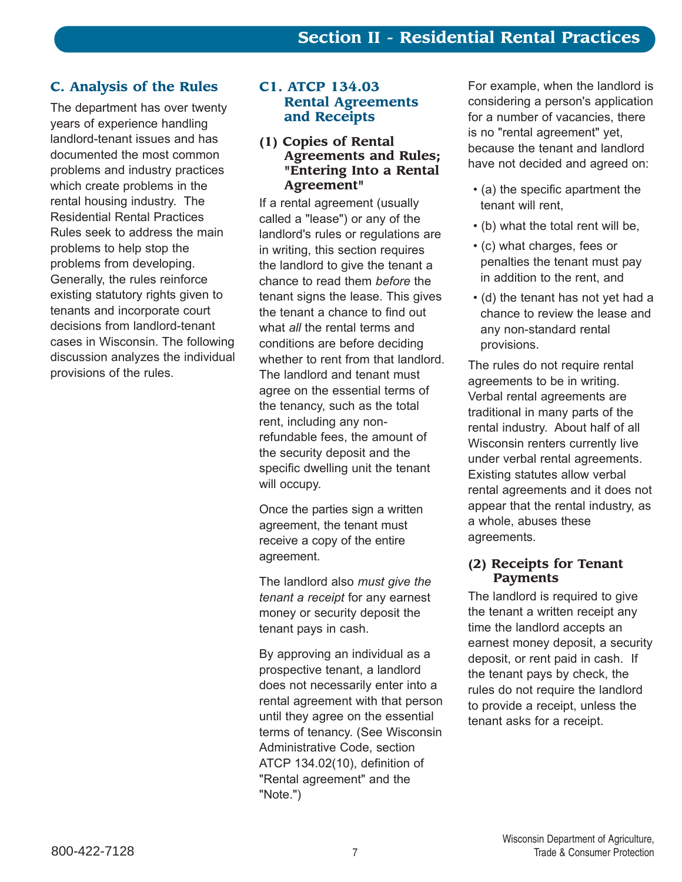## C. Analysis of the Rules

The department has over twenty years of experience handling landlord-tenant issues and has documented the most common problems and industry practices which create problems in the rental housing industry. The Residential Rental Practices Rules seek to address the main problems to help stop the problems from developing. Generally, the rules reinforce existing statutory rights given to tenants and incorporate court decisions from landlord-tenant cases in Wisconsin. The following discussion analyzes the individual provisions of the rules.

## C1. ATCP 134.03 Rental Agreements and Receipts

### (1) Copies of Rental Agreements and Rules; "Entering Into a Rental Agreement"

If a rental agreement (usually called a "lease") or any of the landlord's rules or regulations are in writing, this section requires the landlord to give the tenant a chance to read them *before* the tenant signs the lease. This gives the tenant a chance to find out what *all* the rental terms and conditions are before deciding whether to rent from that landlord. The landlord and tenant must agree on the essential terms of the tenancy, such as the total rent, including any non-refundable fees, the amount of the security deposit and the specific dwelling unit the tenant will occupy.

Once the parties sign a written agreement, the tenant must receive a copy of the entire agreement.

The landlord also *must give the tenant a receipt* for any earnest money or security deposit the tenant pays in cash.

By approving an individual as a prospective tenant, a landlord does not necessarily enter into a rental agreement with that person until they agree on the essential terms of tenancy. (See Wisconsin Administrative Code, section ATCP 134.02(10), definition of "Rental agreement" and the "Note.")

For example, when the landlord is considering a person's application for a number of vacancies, there is no "rental agreement" yet, because the tenant and landlord have not decided and agreed on:

- (a) the specific apartment the tenant will rent,
- (b) what the total rent will be,
- (c) what charges, fees or penalties the tenant must pay in addition to the rent, and
- (d) the tenant has not yet had a chance to review the lease and any non-standard rental provisions.

The rules do not require rental agreements to be in writing. Verbal rental agreements are traditional in many parts of the rental industry. About half of all Wisconsin renters currently live under verbal rental agreements. Existing statutes allow verbal rental agreements and it does not appear that the rental industry, as a whole, abuses these agreements.

### (2) Receipts for Tenant Payments

The landlord is required to give the tenant a written receipt any time the landlord accepts an earnest money deposit, a security deposit, or rent paid in cash. If the tenant pays by check, the rules do not require the landlord to provide a receipt, unless the tenant asks for a receipt.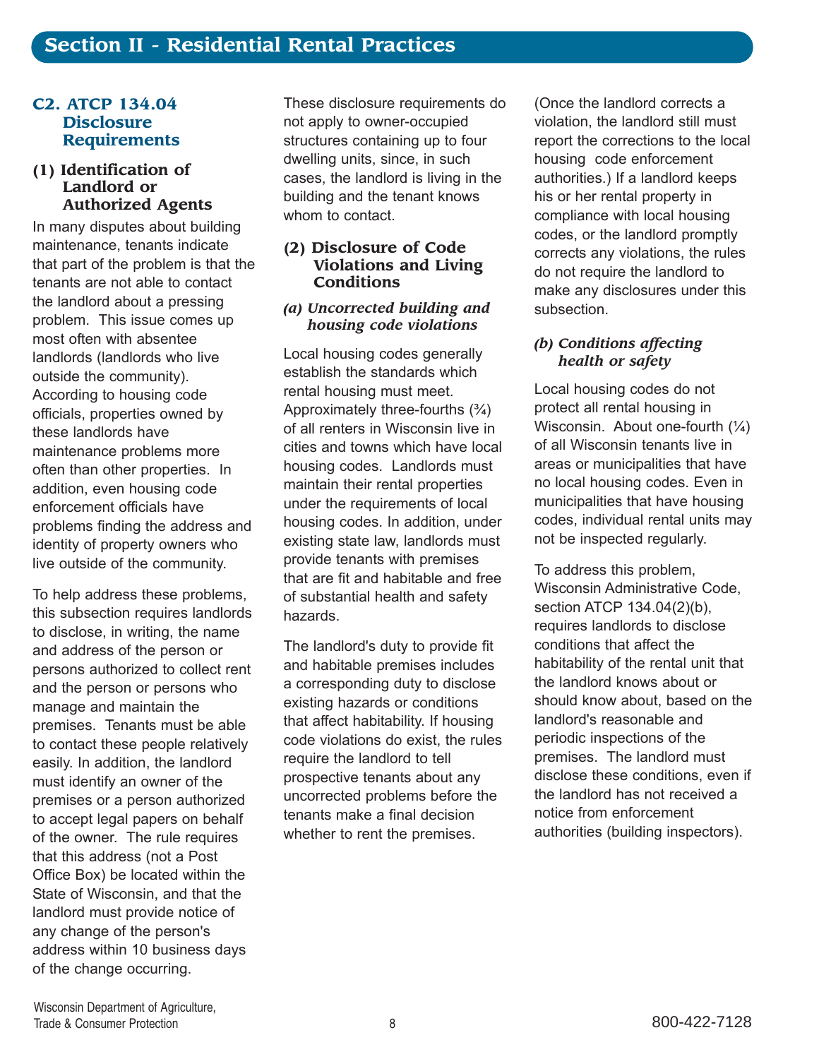## Section II - Residential Rental Practices

### C2. ATCP 134.04 Disclosure Requirements

#### (1) Identification of Landlord or Authorized Agents

In many disputes about building maintenance, tenants indicate that part of the problem is that the tenants are not able to contact the landlord about a pressing problem. This issue comes up most often with absentee landlords (landlords who live outside the community). According to housing code officials, properties owned by these landlords have maintenance problems more often than other properties. In addition, even housing code enforcement officials have problems finding the address and identity of property owners who live outside of the community.

To help address these problems, this subsection requires landlords to disclose, in writing, the name and address of the person or persons authorized to collect rent and the person or persons who manage and maintain the premises. Tenants must be able to contact these people relatively easily. In addition, the landlord must identify an owner of the premises or a person authorized to accept legal papers on behalf of the owner. The rule requires that this address (not a Post Office Box) be located within the State of Wisconsin, and that the landlord must provide notice of any change of the person's address within 10 business days of the change occurring.

These disclosure requirements do not apply to owner-occupied structures containing up to four dwelling units, since, in such cases, the landlord is living in the building and the tenant knows whom to contact.

#### (2) Disclosure of Code Violations and Living Conditions

##### *(a) Uncorrected building and housing code violations*

Local housing codes generally establish the standards which rental housing must meet. Approximately three-fourths (¾) of all renters in Wisconsin live in cities and towns which have local housing codes. Landlords must maintain their rental properties under the requirements of local housing codes. In addition, under existing state law, landlords must provide tenants with premises that are fit and habitable and free of substantial health and safety hazards.

The landlord's duty to provide fit and habitable premises includes a corresponding duty to disclose existing hazards or conditions that affect habitability. If housing code violations do exist, the rules require the landlord to tell prospective tenants about any uncorrected problems before the tenants make a final decision whether to rent the premises.

(Once the landlord corrects a violation, the landlord still must report the corrections to the local housing code enforcement authorities.) If a landlord keeps his or her rental property in compliance with local housing codes, or the landlord promptly corrects any violations, the rules do not require the landlord to make any disclosures under this subsection.

##### *(b) Conditions affecting health or safety*

Local housing codes do not protect all rental housing in Wisconsin. About one-fourth (¼) of all Wisconsin tenants live in areas or municipalities that have no local housing codes. Even in municipalities that have housing codes, individual rental units may not be inspected regularly.

To address this problem, Wisconsin Administrative Code, section ATCP 134.04(2)(b), requires landlords to disclose conditions that affect the habitability of the rental unit that the landlord knows about or should know about, based on the landlord's reasonable and periodic inspections of the premises. The landlord must disclose these conditions, even if the landlord has not received a notice from enforcement authorities (building inspectors).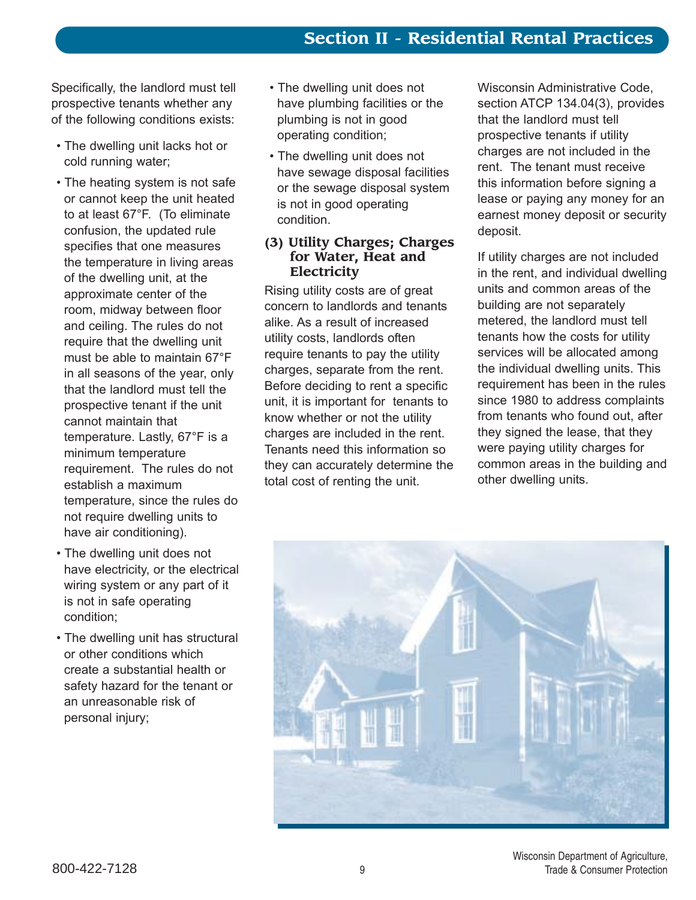Specifically, the landlord must tell prospective tenants whether any of the following conditions exists:

- The dwelling unit lacks hot or cold running water;
- The heating system is not safe or cannot keep the unit heated to at least 67°F. (To eliminate confusion, the updated rule specifies that one measures the temperature in living areas of the dwelling unit, at the approximate center of the room, midway between floor and ceiling. The rules do not require that the dwelling unit must be able to maintain 67°F in all seasons of the year, only that the landlord must tell the prospective tenant if the unit cannot maintain that temperature. Lastly, 67°F is a minimum temperature requirement. The rules do not establish a maximum temperature, since the rules do not require dwelling units to have air conditioning).
- The dwelling unit does not have electricity, or the electrical wiring system or any part of it is not in safe operating condition;
- The dwelling unit has structural or other conditions which create a substantial health or safety hazard for the tenant or an unreasonable risk of personal injury;
- The dwelling unit does not have plumbing facilities or the plumbing is not in good operating condition;
- The dwelling unit does not have sewage disposal facilities or the sewage disposal system is not in good operating condition.

### (3) Utility Charges; Charges for Water, Heat and Electricity

Rising utility costs are of great concern to landlords and tenants alike. As a result of increased utility costs, landlords often require tenants to pay the utility charges, separate from the rent. Before deciding to rent a specific unit, it is important for tenants to know whether or not the utility charges are included in the rent. Tenants need this information so they can accurately determine the total cost of renting the unit.

Wisconsin Administrative Code, section ATCP 134.04(3), provides that the landlord must tell prospective tenants if utility charges are not included in the rent. The tenant must receive this information before signing a lease or paying any money for an earnest money deposit or security deposit.

If utility charges are not included in the rent, and individual dwelling units and common areas of the building are not separately metered, the landlord must tell tenants how the costs for utility services will be allocated among the individual dwelling units. This requirement has been in the rules since 1980 to address complaints from tenants who found out, after they signed the lease, that they were paying utility charges for common areas in the building and other dwelling units.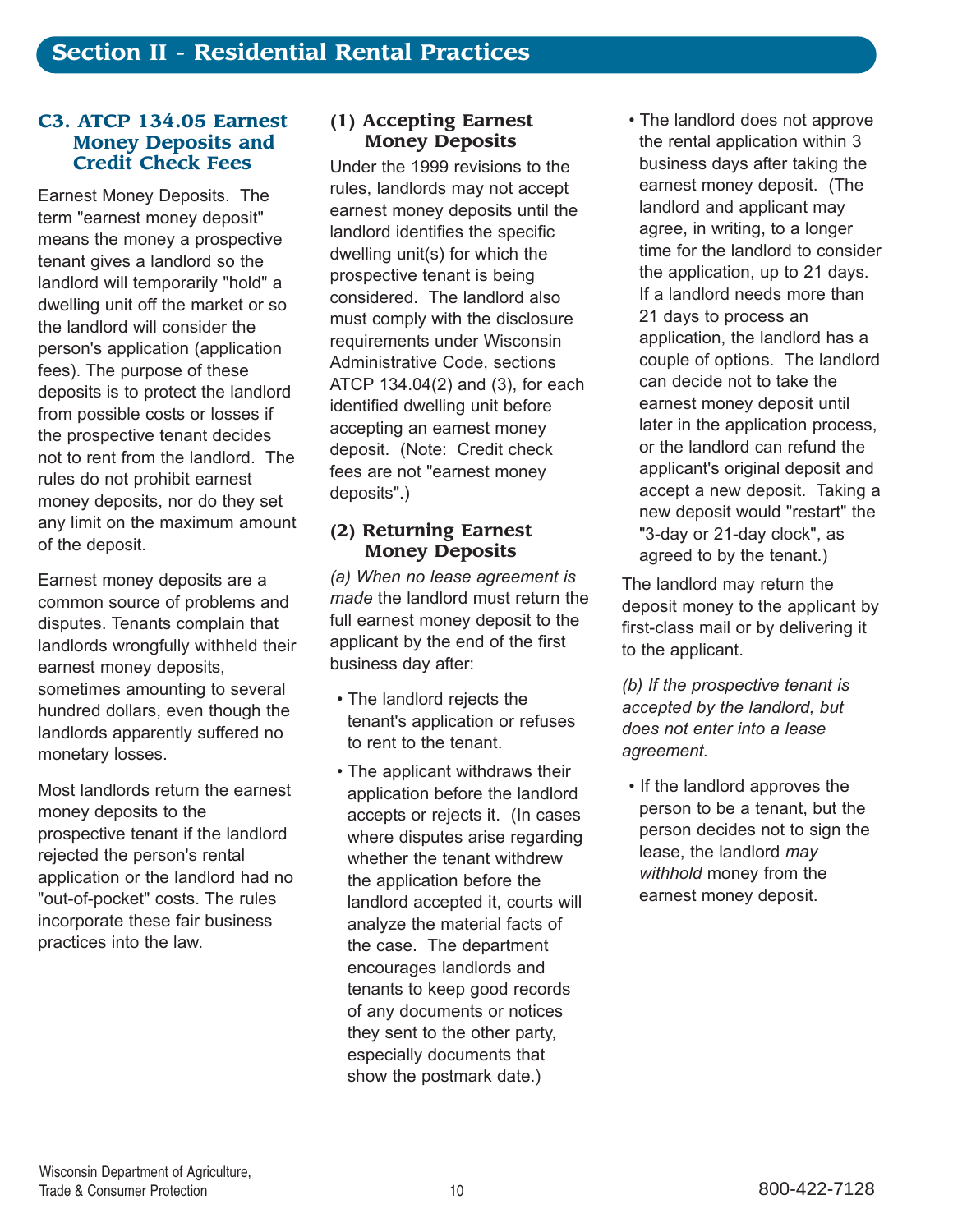## Section II - Residential Rental Practices

### C3. ATCP 134.05 Earnest Money Deposits and Credit Check Fees

Earnest Money Deposits. The term "earnest money deposit" means the money a prospective tenant gives a landlord so the landlord will temporarily "hold" a dwelling unit off the market or so the landlord will consider the person's application (application fees). The purpose of these deposits is to protect the landlord from possible costs or losses if the prospective tenant decides not to rent from the landlord. The rules do not prohibit earnest money deposits, nor do they set any limit on the maximum amount of the deposit.

Earnest money deposits are a common source of problems and disputes. Tenants complain that landlords wrongfully withheld their earnest money deposits, sometimes amounting to several hundred dollars, even though the landlords apparently suffered no monetary losses.

Most landlords return the earnest money deposits to the prospective tenant if the landlord rejected the person's rental application or the landlord had no "out-of-pocket" costs. The rules incorporate these fair business practices into the law.

#### (1) Accepting Earnest Money Deposits

Under the 1999 revisions to the rules, landlords may not accept earnest money deposits until the landlord identifies the specific dwelling unit(s) for which the prospective tenant is being considered. The landlord also must comply with the disclosure requirements under Wisconsin Administrative Code, sections ATCP 134.04(2) and (3), for each identified dwelling unit before accepting an earnest money deposit. (Note: Credit check fees are not "earnest money deposits".)

#### (2) Returning Earnest Money Deposits

*(a) When no lease agreement is made* the landlord must return the full earnest money deposit to the applicant by the end of the first business day after:

- The landlord rejects the tenant's application or refuses to rent to the tenant.
- The applicant withdraws their application before the landlord accepts or rejects it. (In cases where disputes arise regarding whether the tenant withdrew the application before the landlord accepted it, courts will analyze the material facts of the case. The department encourages landlords and tenants to keep good records of any documents or notices they sent to the other party, especially documents that show the postmark date.)
- The landlord does not approve the rental application within 3 business days after taking the earnest money deposit. (The landlord and applicant may agree, in writing, to a longer time for the landlord to consider the application, up to 21 days. If a landlord needs more than 21 days to process an application, the landlord has a couple of options. The landlord can decide not to take the earnest money deposit until later in the application process, or the landlord can refund the applicant's original deposit and accept a new deposit. Taking a new deposit would "restart" the "3-day or 21-day clock", as agreed to by the tenant.)

The landlord may return the deposit money to the applicant by first-class mail or by delivering it to the applicant.

*(b) If the prospective tenant is accepted by the landlord, but does not enter into a lease agreement.*

- If the landlord approves the person to be a tenant, but the person decides not to sign the lease, the landlord *may withhold* money from the earnest money deposit.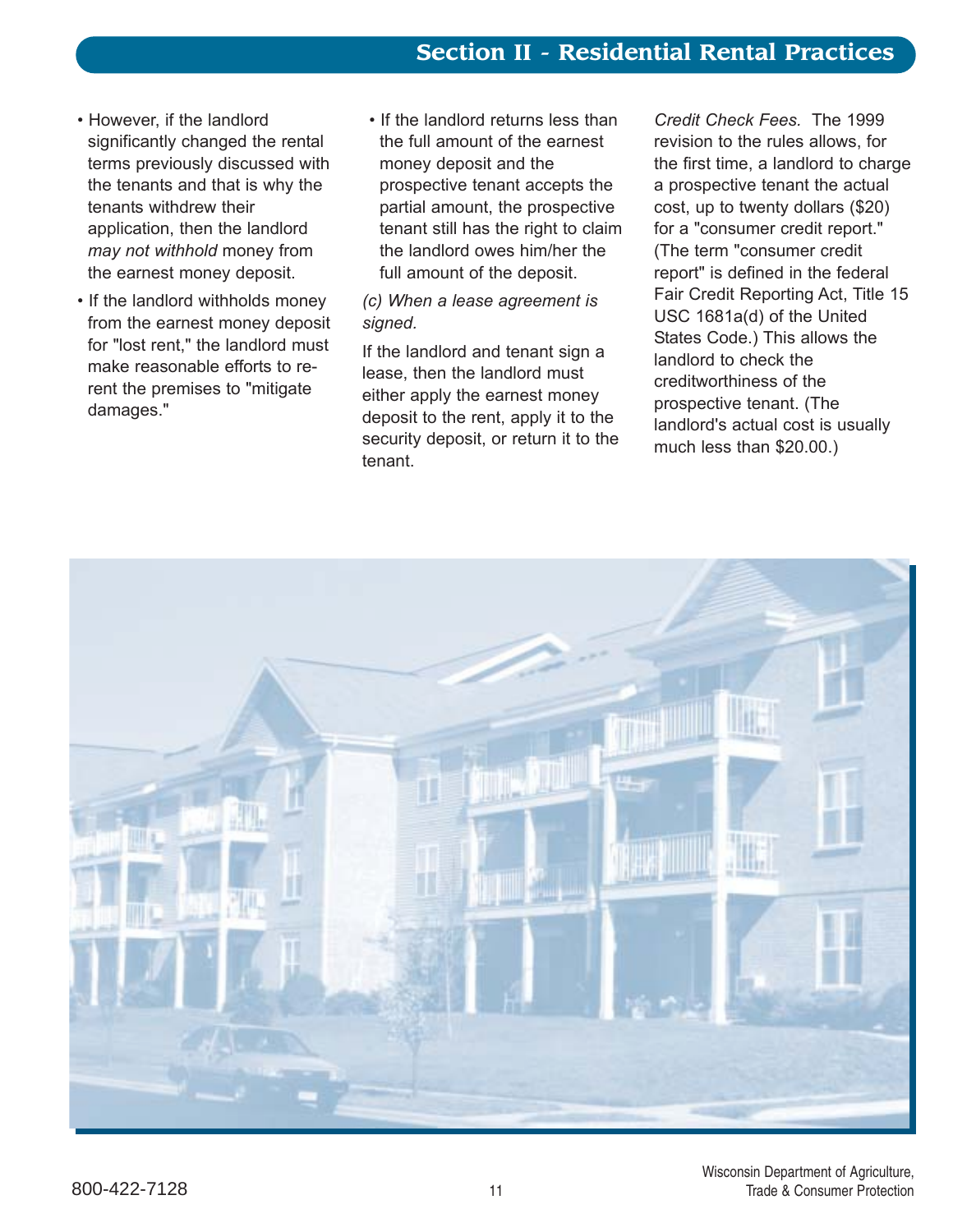- However, if the landlord significantly changed the rental terms previously discussed with the tenants and that is why the tenants withdrew their application, then the landlord *may not withhold* money from the earnest money deposit.
- If the landlord withholds money from the earnest money deposit for "lost rent," the landlord must make reasonable efforts to re-rent the premises to "mitigate damages."
- If the landlord returns less than the full amount of the earnest money deposit and the prospective tenant accepts the partial amount, the prospective tenant still has the right to claim the landlord owes him/her the full amount of the deposit.

*(c) When a lease agreement is signed.*

If the landlord and tenant sign a lease, then the landlord must either apply the earnest money deposit to the rent, apply it to the security deposit, or return it to the tenant.

*Credit Check Fees.* The 1999 revision to the rules allows, for the first time, a landlord to charge a prospective tenant the actual cost, up to twenty dollars ($20) for a "consumer credit report." (The term "consumer credit report" is defined in the federal Fair Credit Reporting Act, Title 15 USC 1681a(d) of the United States Code.) This allows the landlord to check the creditworthiness of the prospective tenant. (The landlord's actual cost is usually much less than $20.00.)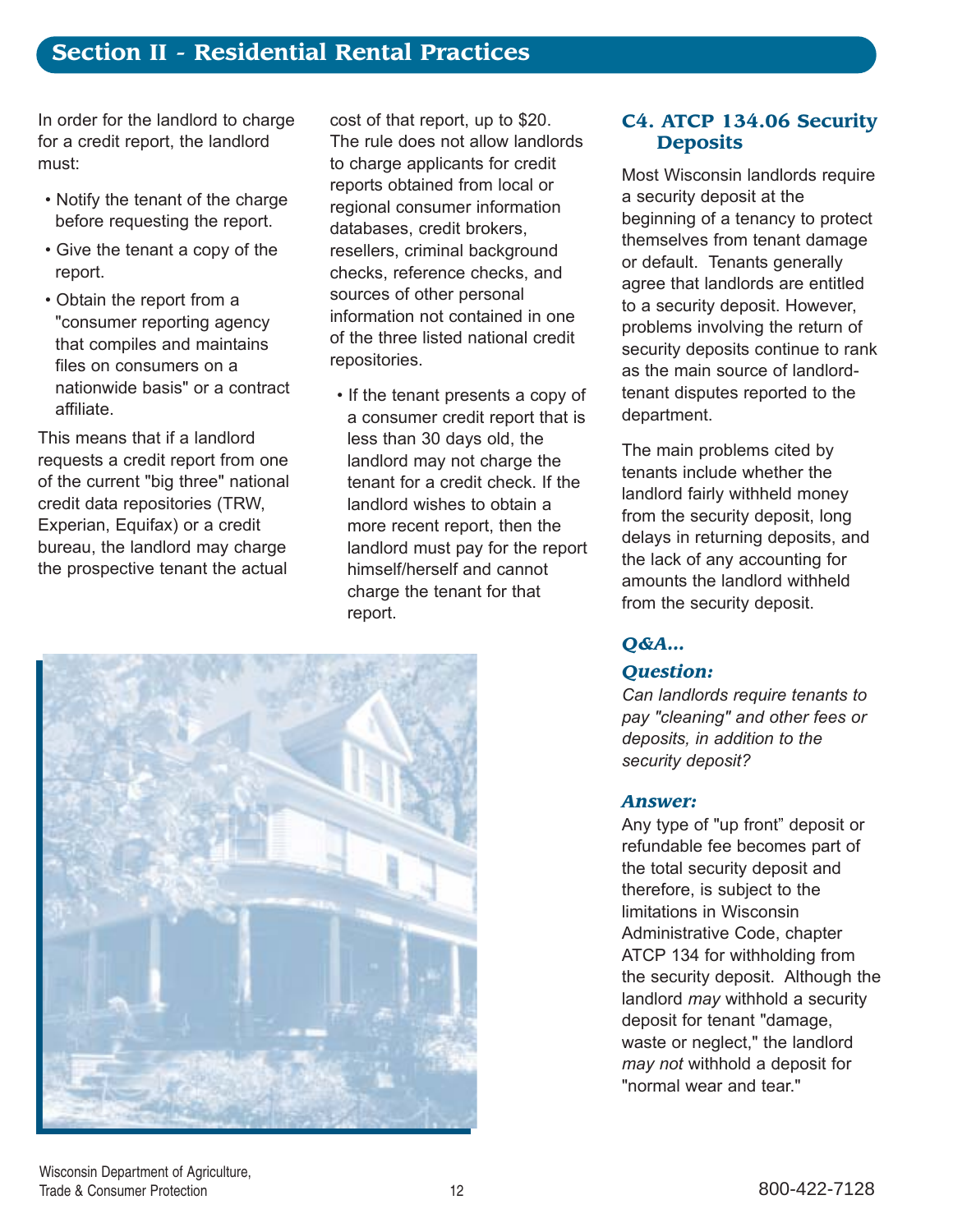## Section II - Residential Rental Practices

In order for the landlord to charge for a credit report, the landlord must:

- Notify the tenant of the charge before requesting the report.
- Give the tenant a copy of the report.
- Obtain the report from a "consumer reporting agency that compiles and maintains files on consumers on a nationwide basis" or a contract affiliate.

This means that if a landlord requests a credit report from one of the current "big three" national credit data repositories (TRW, Experian, Equifax) or a credit bureau, the landlord may charge the prospective tenant the actual cost of that report, up to $20. The rule does not allow landlords to charge applicants for credit reports obtained from local or regional consumer information databases, credit brokers, resellers, criminal background checks, reference checks, and sources of other personal information not contained in one of the three listed national credit repositories.

- If the tenant presents a copy of a consumer credit report that is less than 30 days old, the landlord may not charge the tenant for a credit check. If the landlord wishes to obtain a more recent report, then the landlord must pay for the report himself/herself and cannot charge the tenant for that report.

### C4. ATCP 134.06 Security Deposits

Most Wisconsin landlords require a security deposit at the beginning of a tenancy to protect themselves from tenant damage or default. Tenants generally agree that landlords are entitled to a security deposit. However, problems involving the return of security deposits continue to rank as the main source of landlord-tenant disputes reported to the department.

The main problems cited by tenants include whether the landlord fairly withheld money from the security deposit, long delays in returning deposits, and the lack of any accounting for amounts the landlord withheld from the security deposit.

***Q&A...***

***Question:***

*Can landlords require tenants to pay "cleaning" and other fees or deposits, in addition to the security deposit?*

***Answer:***

Any type of "up front" deposit or refundable fee becomes part of the total security deposit and therefore, is subject to the limitations in Wisconsin Administrative Code, chapter ATCP 134 for withholding from the security deposit. Although the landlord *may* withhold a security deposit for tenant "damage, waste or neglect," the landlord *may not* withhold a deposit for "normal wear and tear."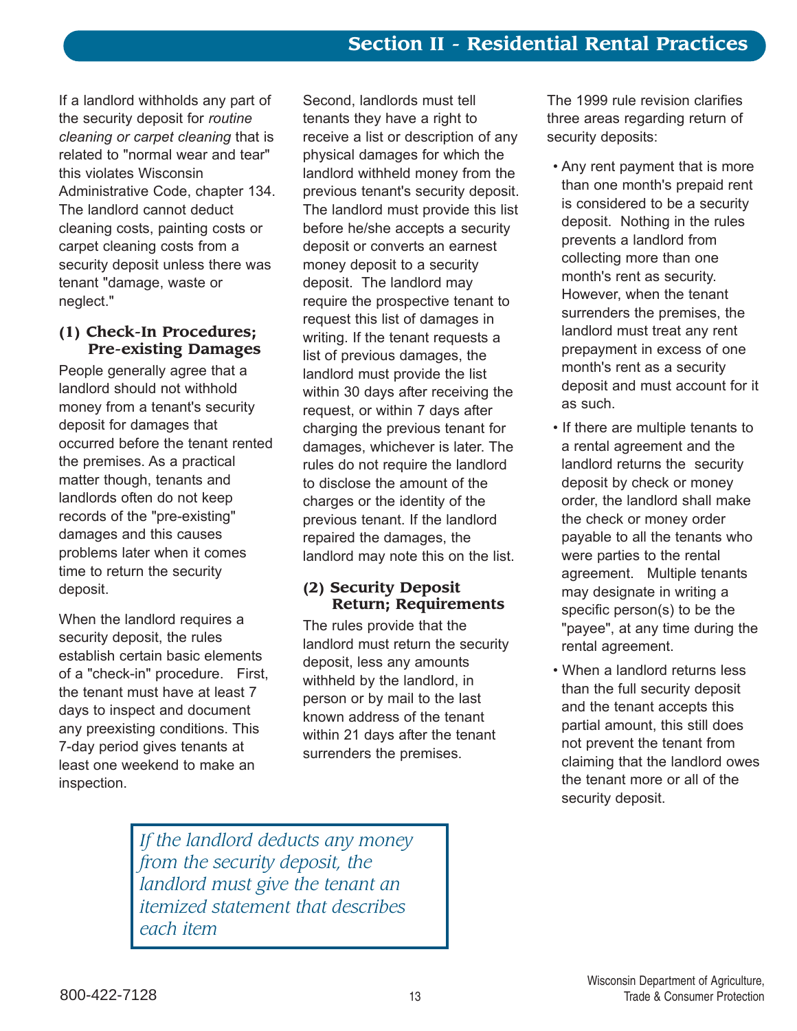## Section II - Residential Rental Practices

If a landlord withholds any part of the security deposit for *routine cleaning or carpet cleaning* that is related to "normal wear and tear" this violates Wisconsin Administrative Code, chapter 134. The landlord cannot deduct cleaning costs, painting costs or carpet cleaning costs from a security deposit unless there was tenant "damage, waste or neglect."

### (1) Check-In Procedures; Pre-existing Damages

People generally agree that a landlord should not withhold money from a tenant's security deposit for damages that occurred before the tenant rented the premises. As a practical matter though, tenants and landlords often do not keep records of the "pre-existing" damages and this causes problems later when it comes time to return the security deposit.

When the landlord requires a security deposit, the rules establish certain basic elements of a "check-in" procedure. First, the tenant must have at least 7 days to inspect and document any preexisting conditions. This 7-day period gives tenants at least one weekend to make an inspection.

Second, landlords must tell tenants they have a right to receive a list or description of any physical damages for which the landlord withheld money from the previous tenant's security deposit. The landlord must provide this list before he/she accepts a security deposit or converts an earnest money deposit to a security deposit. The landlord may require the prospective tenant to request this list of damages in writing. If the tenant requests a list of previous damages, the landlord must provide the list within 30 days after receiving the request, or within 7 days after charging the previous tenant for damages, whichever is later. The rules do not require the landlord to disclose the amount of the charges or the identity of the previous tenant. If the landlord repaired the damages, the landlord may note this on the list.

### (2) Security Deposit Return; Requirements

The rules provide that the landlord must return the security deposit, less any amounts withheld by the landlord, in person or by mail to the last known address of the tenant within 21 days after the tenant surrenders the premises.

The 1999 rule revision clarifies three areas regarding return of security deposits:

- Any rent payment that is more than one month's prepaid rent is considered to be a security deposit. Nothing in the rules prevents a landlord from collecting more than one month's rent as security. However, when the tenant surrenders the premises, the landlord must treat any rent prepayment in excess of one month's rent as a security deposit and must account for it as such.
- If there are multiple tenants to a rental agreement and the landlord returns the security deposit by check or money order, the landlord shall make the check or money order payable to all the tenants who were parties to the rental agreement. Multiple tenants may designate in writing a specific person(s) to be the "payee", at any time during the rental agreement.
- When a landlord returns less than the full security deposit and the tenant accepts this partial amount, this still does not prevent the tenant from claiming that the landlord owes the tenant more or all of the security deposit.

> *If the landlord deducts any money from the security deposit, the landlord must give the tenant an itemized statement that describes each item*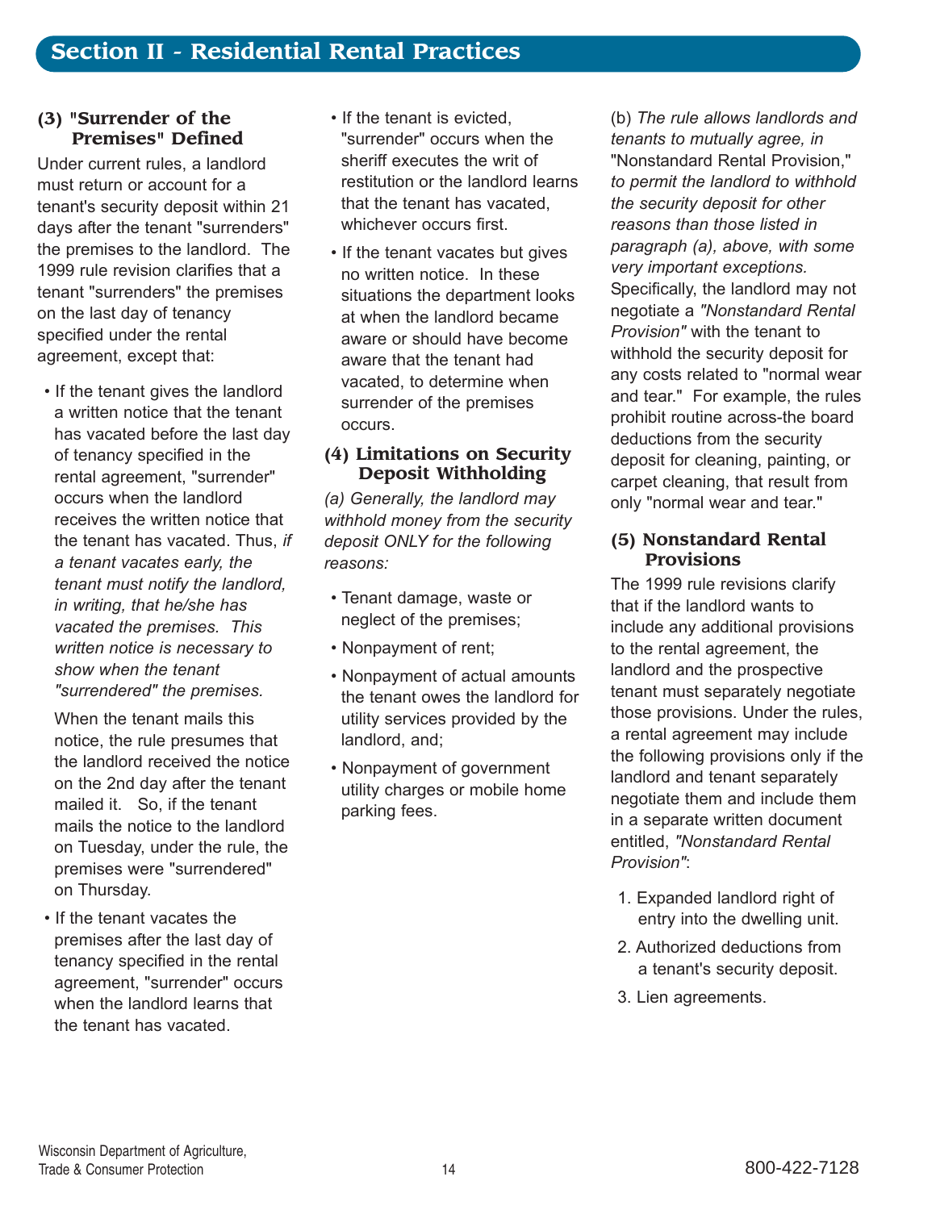## Section II - Residential Rental Practices

### (3) "Surrender of the Premises" Defined

Under current rules, a landlord must return or account for a tenant's security deposit within 21 days after the tenant "surrenders" the premises to the landlord. The 1999 rule revision clarifies that a tenant "surrenders" the premises on the last day of tenancy specified under the rental agreement, except that:

- If the tenant gives the landlord a written notice that the tenant has vacated before the last day of tenancy specified in the rental agreement, "surrender" occurs when the landlord receives the written notice that the tenant has vacated. Thus, *if a tenant vacates early, the tenant must notify the landlord, in writing, that he/she has vacated the premises. This written notice is necessary to show when the tenant "surrendered" the premises.*

  When the tenant mails this notice, the rule presumes that the landlord received the notice on the 2nd day after the tenant mailed it. So, if the tenant mails the notice to the landlord on Tuesday, under the rule, the premises were "surrendered" on Thursday.

- If the tenant vacates the premises after the last day of tenancy specified in the rental agreement, "surrender" occurs when the landlord learns that the tenant has vacated.
- If the tenant is evicted, "surrender" occurs when the sheriff executes the writ of restitution or the landlord learns that the tenant has vacated, whichever occurs first.
- If the tenant vacates but gives no written notice. In these situations the department looks at when the landlord became aware or should have become aware that the tenant had vacated, to determine when surrender of the premises occurs.

### (4) Limitations on Security Deposit Withholding

*(a) Generally, the landlord may withhold money from the security deposit ONLY for the following reasons:*

- Tenant damage, waste or neglect of the premises;
- Nonpayment of rent;
- Nonpayment of actual amounts the tenant owes the landlord for utility services provided by the landlord, and;
- Nonpayment of government utility charges or mobile home parking fees.

(b) *The rule allows landlords and tenants to mutually agree, in* "Nonstandard Rental Provision," *to permit the landlord to withhold the security deposit for other reasons than those listed in paragraph (a), above, with some very important exceptions.* Specifically, the landlord may not negotiate a *"Nonstandard Rental Provision"* with the tenant to withhold the security deposit for any costs related to "normal wear and tear." For example, the rules prohibit routine across-the board deductions from the security deposit for cleaning, painting, or carpet cleaning, that result from only "normal wear and tear."

### (5) Nonstandard Rental Provisions

The 1999 rule revisions clarify that if the landlord wants to include any additional provisions to the rental agreement, the landlord and the prospective tenant must separately negotiate those provisions. Under the rules, a rental agreement may include the following provisions only if the landlord and tenant separately negotiate them and include them in a separate written document entitled, *"Nonstandard Rental Provision"*:

1. Expanded landlord right of entry into the dwelling unit.
2. Authorized deductions from a tenant's security deposit.
3. Lien agreements.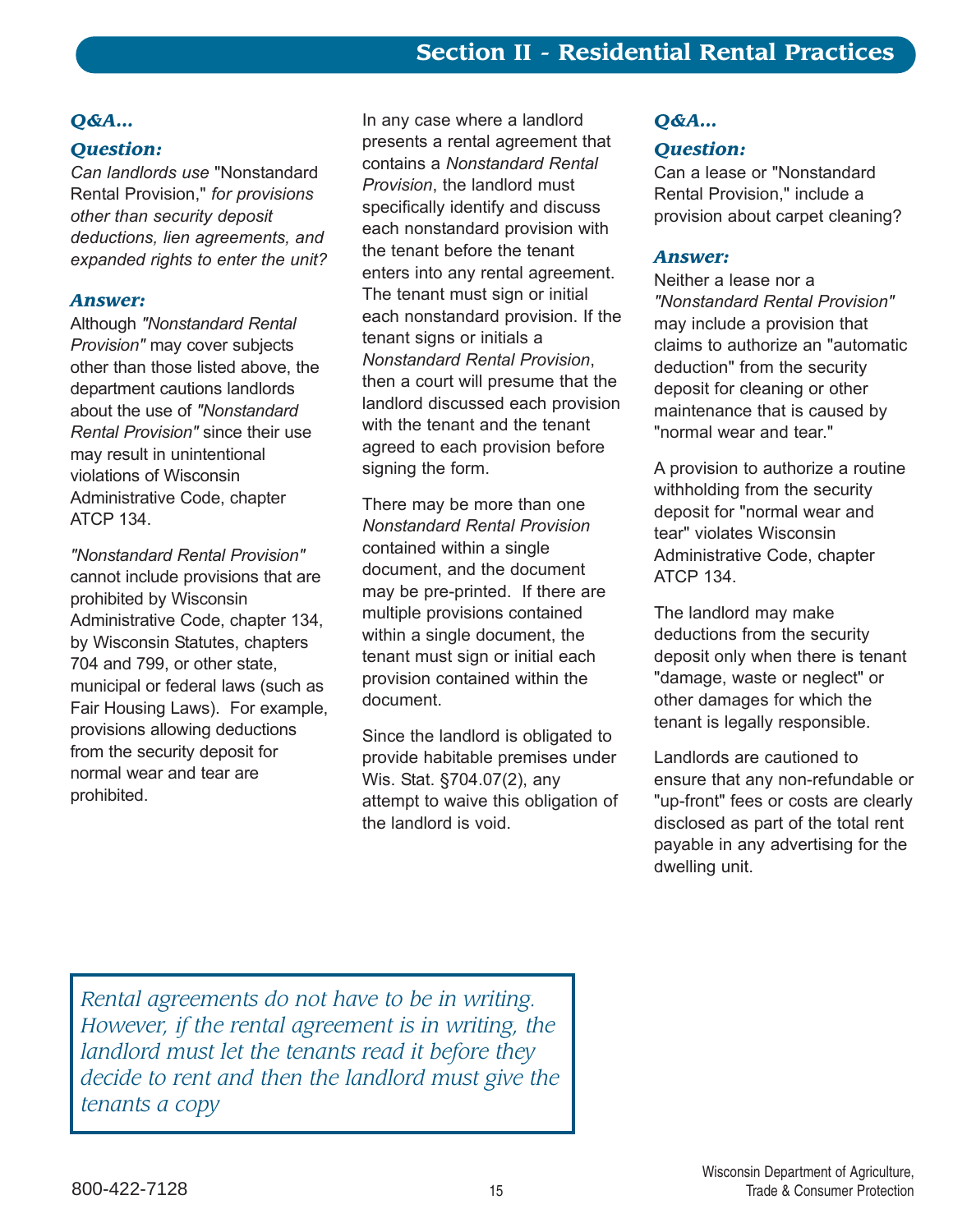## Section II - Residential Rental Practices

### Q&A...

### Question:

*Can landlords use* "Nonstandard Rental Provision," *for provisions other than security deposit deductions, lien agreements, and expanded rights to enter the unit?*

### Answer:

Although *"Nonstandard Rental Provision"* may cover subjects other than those listed above, the department cautions landlords about the use of *"Nonstandard Rental Provision"* since their use may result in unintentional violations of Wisconsin Administrative Code, chapter ATCP 134.

*"Nonstandard Rental Provision"* cannot include provisions that are prohibited by Wisconsin Administrative Code, chapter 134, by Wisconsin Statutes, chapters 704 and 799, or other state, municipal or federal laws (such as Fair Housing Laws). For example, provisions allowing deductions from the security deposit for normal wear and tear are prohibited.

In any case where a landlord presents a rental agreement that contains a *Nonstandard Rental Provision*, the landlord must specifically identify and discuss each nonstandard provision with the tenant before the tenant enters into any rental agreement. The tenant must sign or initial each nonstandard provision. If the tenant signs or initials a *Nonstandard Rental Provision*, then a court will presume that the landlord discussed each provision with the tenant and the tenant agreed to each provision before signing the form.

There may be more than one *Nonstandard Rental Provision* contained within a single document, and the document may be pre-printed. If there are multiple provisions contained within a single document, the tenant must sign or initial each provision contained within the document.

Since the landlord is obligated to provide habitable premises under Wis. Stat. §704.07(2), any attempt to waive this obligation of the landlord is void.

### Q&A...

### Question:

Can a lease or "Nonstandard Rental Provision," include a provision about carpet cleaning?

### Answer:

Neither a lease nor a *"Nonstandard Rental Provision"* may include a provision that claims to authorize an "automatic deduction" from the security deposit for cleaning or other maintenance that is caused by "normal wear and tear."

A provision to authorize a routine withholding from the security deposit for "normal wear and tear" violates Wisconsin Administrative Code, chapter ATCP 134.

The landlord may make deductions from the security deposit only when there is tenant "damage, waste or neglect" or other damages for which the tenant is legally responsible.

Landlords are cautioned to ensure that any non-refundable or "up-front" fees or costs are clearly disclosed as part of the total rent payable in any advertising for the dwelling unit.

> *Rental agreements do not have to be in writing. However, if the rental agreement is in writing, the landlord must let the tenants read it before they decide to rent and then the landlord must give the tenants a copy*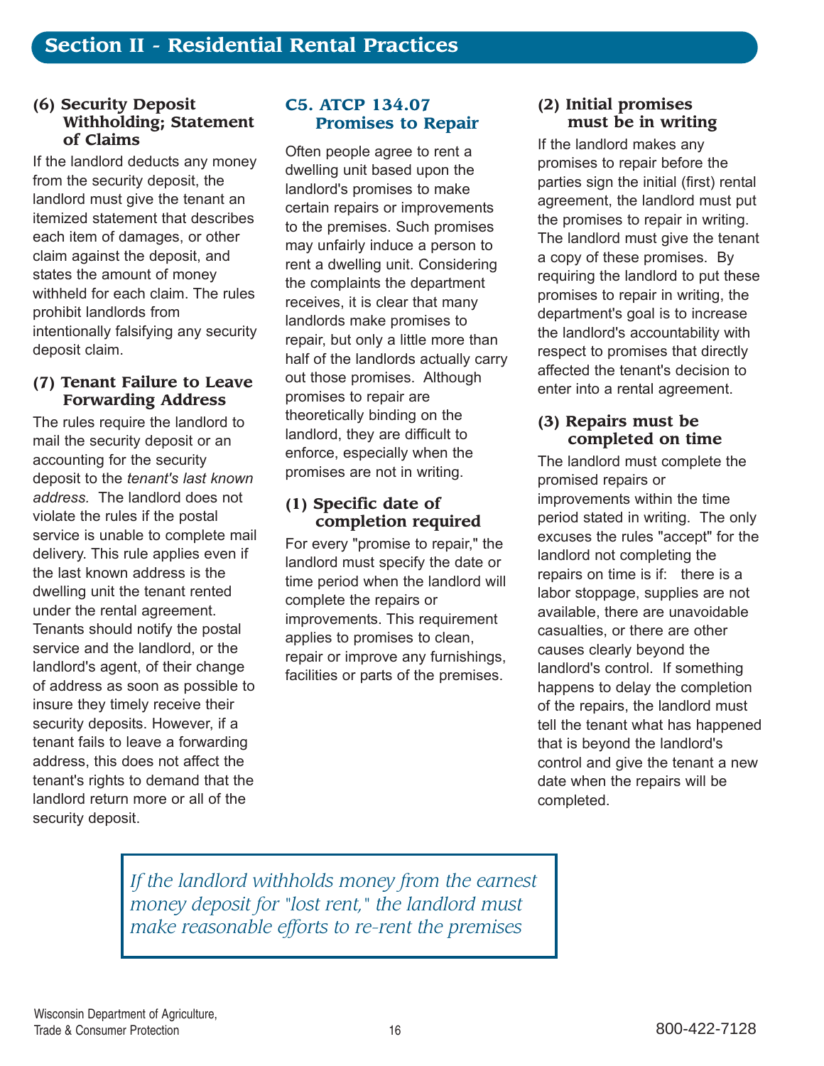## Section II - Residential Rental Practices

### (6) Security Deposit Withholding; Statement of Claims

If the landlord deducts any money from the security deposit, the landlord must give the tenant an itemized statement that describes each item of damages, or other claim against the deposit, and states the amount of money withheld for each claim. The rules prohibit landlords from intentionally falsifying any security deposit claim.

### (7) Tenant Failure to Leave Forwarding Address

The rules require the landlord to mail the security deposit or an accounting for the security deposit to the *tenant's last known address*. The landlord does not violate the rules if the postal service is unable to complete mail delivery. This rule applies even if the last known address is the dwelling unit the tenant rented under the rental agreement. Tenants should notify the postal service and the landlord, or the landlord's agent, of their change of address as soon as possible to insure they timely receive their security deposits. However, if a tenant fails to leave a forwarding address, this does not affect the tenant's rights to demand that the landlord return more or all of the security deposit.

## C5. ATCP 134.07 Promises to Repair

Often people agree to rent a dwelling unit based upon the landlord's promises to make certain repairs or improvements to the premises. Such promises may unfairly induce a person to rent a dwelling unit. Considering the complaints the department receives, it is clear that many landlords make promises to repair, but only a little more than half of the landlords actually carry out those promises. Although promises to repair are theoretically binding on the landlord, they are difficult to enforce, especially when the promises are not in writing.

### (1) Specific date of completion required

For every "promise to repair," the landlord must specify the date or time period when the landlord will complete the repairs or improvements. This requirement applies to promises to clean, repair or improve any furnishings, facilities or parts of the premises.

### (2) Initial promises must be in writing

If the landlord makes any promises to repair before the parties sign the initial (first) rental agreement, the landlord must put the promises to repair in writing. The landlord must give the tenant a copy of these promises. By requiring the landlord to put these promises to repair in writing, the department's goal is to increase the landlord's accountability with respect to promises that directly affected the tenant's decision to enter into a rental agreement.

### (3) Repairs must be completed on time

The landlord must complete the promised repairs or improvements within the time period stated in writing. The only excuses the rules "accept" for the landlord not completing the repairs on time is if: there is a labor stoppage, supplies are not available, there are unavoidable casualties, or there are other causes clearly beyond the landlord's control. If something happens to delay the completion of the repairs, the landlord must tell the tenant what has happened that is beyond the landlord's control and give the tenant a new date when the repairs will be completed.

*If the landlord withholds money from the earnest money deposit for "lost rent," the landlord must make reasonable efforts to re-rent the premises*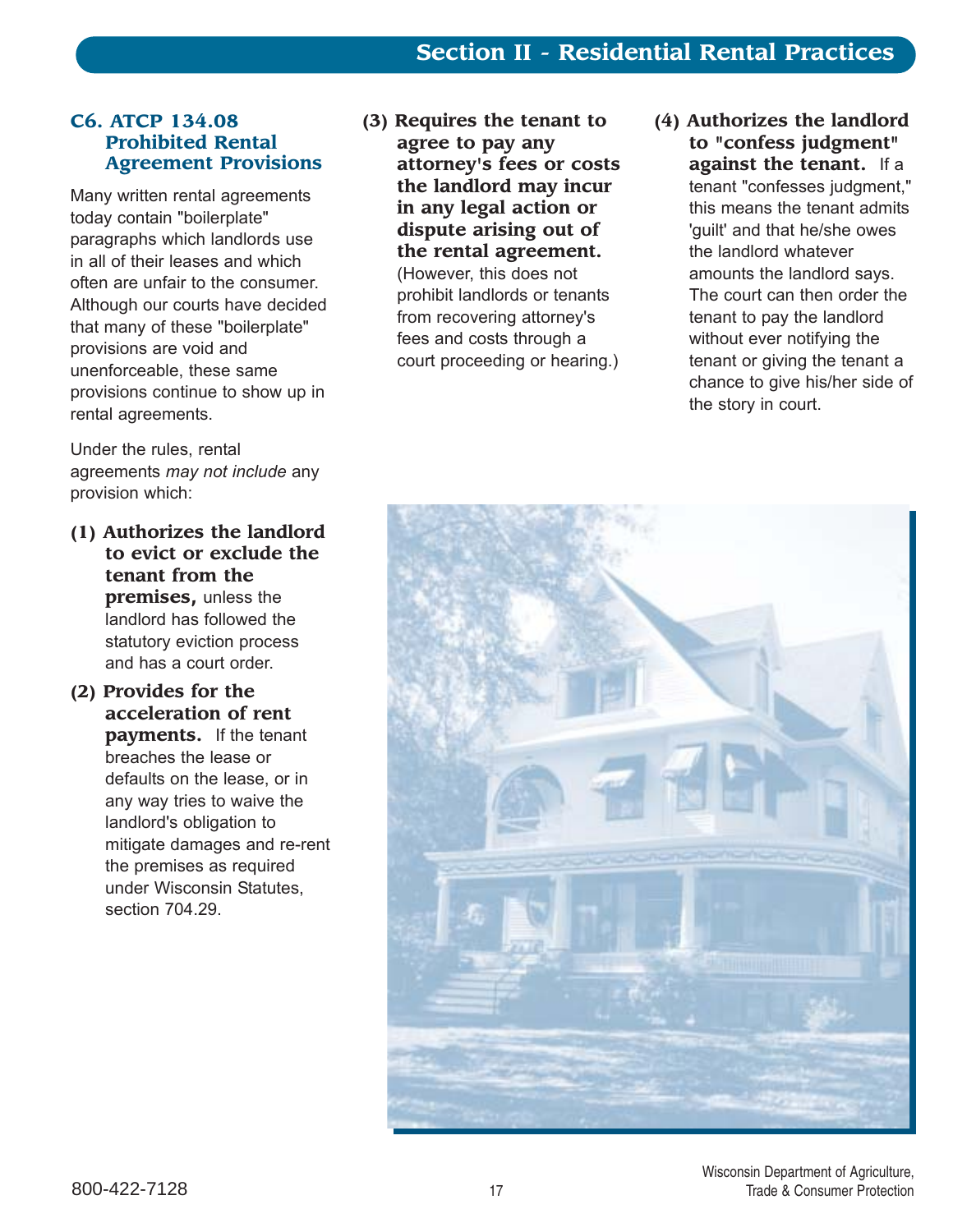### C6. ATCP 134.08 Prohibited Rental Agreement Provisions

Many written rental agreements today contain "boilerplate" paragraphs which landlords use in all of their leases and which often are unfair to the consumer. Although our courts have decided that many of these "boilerplate" provisions are void and unenforceable, these same provisions continue to show up in rental agreements.

Under the rules, rental agreements *may not include* any provision which:

**(1) Authorizes the landlord to evict or exclude the tenant from the premises,** unless the landlord has followed the statutory eviction process and has a court order.

**(2) Provides for the acceleration of rent payments.** If the tenant breaches the lease or defaults on the lease, or in any way tries to waive the landlord's obligation to mitigate damages and re-rent the premises as required under Wisconsin Statutes, section 704.29.

**(3) Requires the tenant to agree to pay any attorney's fees or costs the landlord may incur in any legal action or dispute arising out of the rental agreement.** (However, this does not prohibit landlords or tenants from recovering attorney's fees and costs through a court proceeding or hearing.)

**(4) Authorizes the landlord to "confess judgment" against the tenant.** If a tenant "confesses judgment," this means the tenant admits 'guilt' and that he/she owes the landlord whatever amounts the landlord says. The court can then order the tenant to pay the landlord without ever notifying the tenant or giving the tenant a chance to give his/her side of the story in court.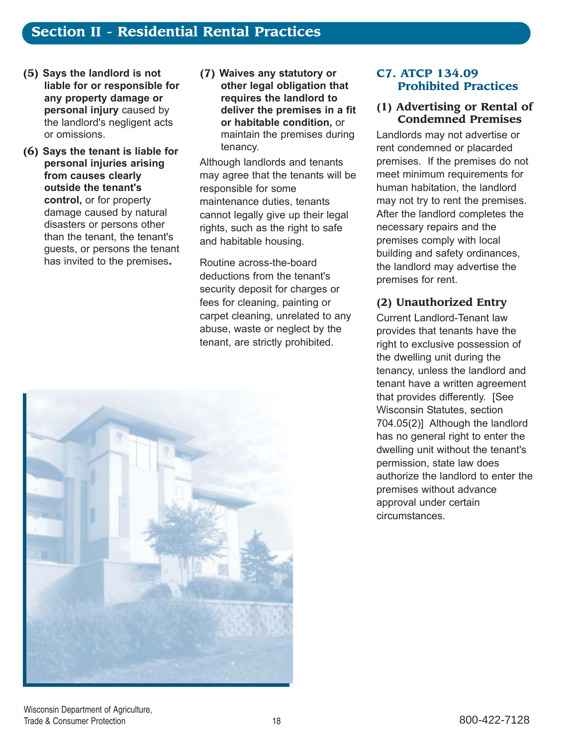**(5) Says the landlord is not liable for or responsible for any property damage or personal injury** caused by the landlord's negligent acts or omissions.

**(6) Says the tenant is liable for personal injuries arising from causes clearly outside the tenant's control,** or for property damage caused by natural disasters or persons other than the tenant, the tenant's guests, or persons the tenant has invited to the premises**.**

**(7) Waives any statutory or other legal obligation that requires the landlord to deliver the premises in a fit or habitable condition,** or maintain the premises during tenancy.

Although landlords and tenants may agree that the tenants will be responsible for some maintenance duties, tenants cannot legally give up their legal rights, such as the right to safe and habitable housing.

Routine across-the-board deductions from the tenant's security deposit for charges or fees for cleaning, painting or carpet cleaning, unrelated to any abuse, waste or neglect by the tenant, are strictly prohibited.

## C7. ATCP 134.09 Prohibited Practices

### (1) Advertising or Rental of Condemned Premises

Landlords may not advertise or rent condemned or placarded premises. If the premises do not meet minimum requirements for human habitation, the landlord may not try to rent the premises. After the landlord completes the necessary repairs and the premises comply with local building and safety ordinances, the landlord may advertise the premises for rent.

### (2) Unauthorized Entry

Current Landlord-Tenant law provides that tenants have the right to exclusive possession of the dwelling unit during the tenancy, unless the landlord and tenant have a written agreement that provides differently. [See Wisconsin Statutes, section 704.05(2)] Although the landlord has no general right to enter the dwelling unit without the tenant's permission, state law does authorize the landlord to enter the premises without advance approval under certain circumstances.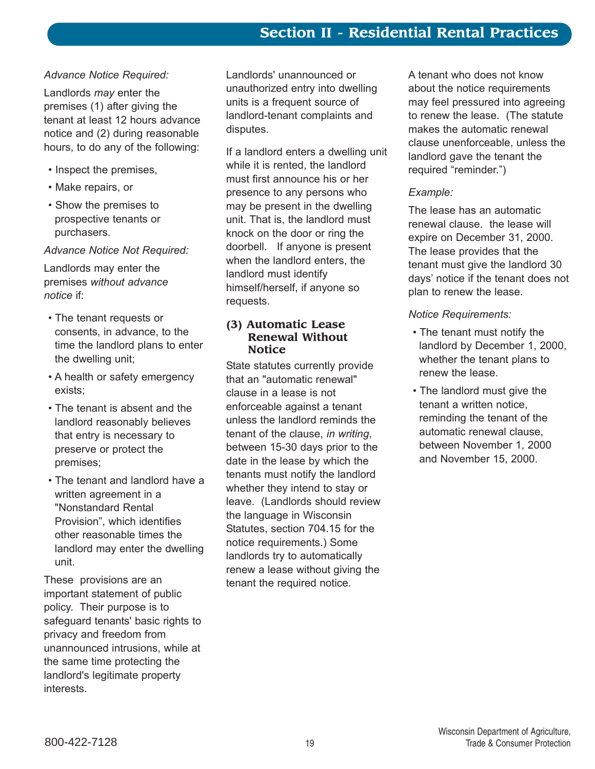*Advance Notice Required:*

Landlords *may* enter the premises (1) after giving the tenant at least 12 hours advance notice and (2) during reasonable hours, to do any of the following:

- Inspect the premises,
- Make repairs, or
- Show the premises to prospective tenants or purchasers.

*Advance Notice Not Required:*

Landlords may enter the premises *without advance notice* if:

- The tenant requests or consents, in advance, to the time the landlord plans to enter the dwelling unit;
- A health or safety emergency exists;
- The tenant is absent and the landlord reasonably believes that entry is necessary to preserve or protect the premises;
- The tenant and landlord have a written agreement in a "Nonstandard Rental Provision", which identifies other reasonable times the landlord may enter the dwelling unit.

These provisions are an important statement of public policy. Their purpose is to safeguard tenants' basic rights to privacy and freedom from unannounced intrusions, while at the same time protecting the landlord's legitimate property interests.

Landlords' unannounced or unauthorized entry into dwelling units is a frequent source of landlord-tenant complaints and disputes.

If a landlord enters a dwelling unit while it is rented, the landlord must first announce his or her presence to any persons who may be present in the dwelling unit. That is, the landlord must knock on the door or ring the doorbell. If anyone is present when the landlord enters, the landlord must identify himself/herself, if anyone so requests.

### (3) Automatic Lease Renewal Without Notice

State statutes currently provide that an "automatic renewal" clause in a lease is not enforceable against a tenant unless the landlord reminds the tenant of the clause, *in writing*, between 15-30 days prior to the date in the lease by which the tenants must notify the landlord whether they intend to stay or leave. (Landlords should review the language in Wisconsin Statutes, section 704.15 for the notice requirements.) Some landlords try to automatically renew a lease without giving the tenant the required notice.

A tenant who does not know about the notice requirements may feel pressured into agreeing to renew the lease. (The statute makes the automatic renewal clause unenforceable, unless the landlord gave the tenant the required "reminder.")

*Example:*

The lease has an automatic renewal clause. the lease will expire on December 31, 2000. The lease provides that the tenant must give the landlord 30 days' notice if the tenant does not plan to renew the lease.

*Notice Requirements:*

- The tenant must notify the landlord by December 1, 2000, whether the tenant plans to renew the lease.
- The landlord must give the tenant a written notice, reminding the tenant of the automatic renewal clause, between November 1, 2000 and November 15, 2000.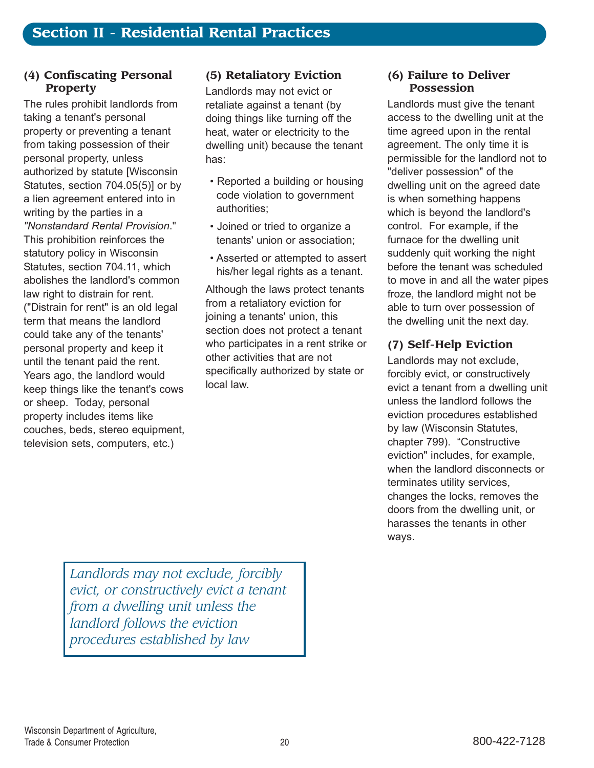## Section II - Residential Rental Practices

### (4) Confiscating Personal Property

The rules prohibit landlords from taking a tenant's personal property or preventing a tenant from taking possession of their personal property, unless authorized by statute [Wisconsin Statutes, section 704.05(5)] or by a lien agreement entered into in writing by the parties in a *"Nonstandard Rental Provision*." This prohibition reinforces the statutory policy in Wisconsin Statutes, section 704.11, which abolishes the landlord's common law right to distrain for rent. ("Distrain for rent" is an old legal term that means the landlord could take any of the tenants' personal property and keep it until the tenant paid the rent. Years ago, the landlord would keep things like the tenant's cows or sheep. Today, personal property includes items like couches, beds, stereo equipment, television sets, computers, etc.)

### (5) Retaliatory Eviction

Landlords may not evict or retaliate against a tenant (by doing things like turning off the heat, water or electricity to the dwelling unit) because the tenant has:

- Reported a building or housing code violation to government authorities;
- Joined or tried to organize a tenants' union or association;
- Asserted or attempted to assert his/her legal rights as a tenant.

Although the laws protect tenants from a retaliatory eviction for joining a tenants' union, this section does not protect a tenant who participates in a rent strike or other activities that are not specifically authorized by state or local law.

### (6) Failure to Deliver Possession

Landlords must give the tenant access to the dwelling unit at the time agreed upon in the rental agreement. The only time it is permissible for the landlord not to "deliver possession" of the dwelling unit on the agreed date is when something happens which is beyond the landlord's control. For example, if the furnace for the dwelling unit suddenly quit working the night before the tenant was scheduled to move in and all the water pipes froze, the landlord might not be able to turn over possession of the dwelling unit the next day.

### (7) Self-Help Eviction

Landlords may not exclude, forcibly evict, or constructively evict a tenant from a dwelling unit unless the landlord follows the eviction procedures established by law (Wisconsin Statutes, chapter 799). "Constructive eviction" includes, for example, when the landlord disconnects or terminates utility services, changes the locks, removes the doors from the dwelling unit, or harasses the tenants in other ways.

*Landlords may not exclude, forcibly evict, or constructively evict a tenant from a dwelling unit unless the landlord follows the eviction procedures established by law*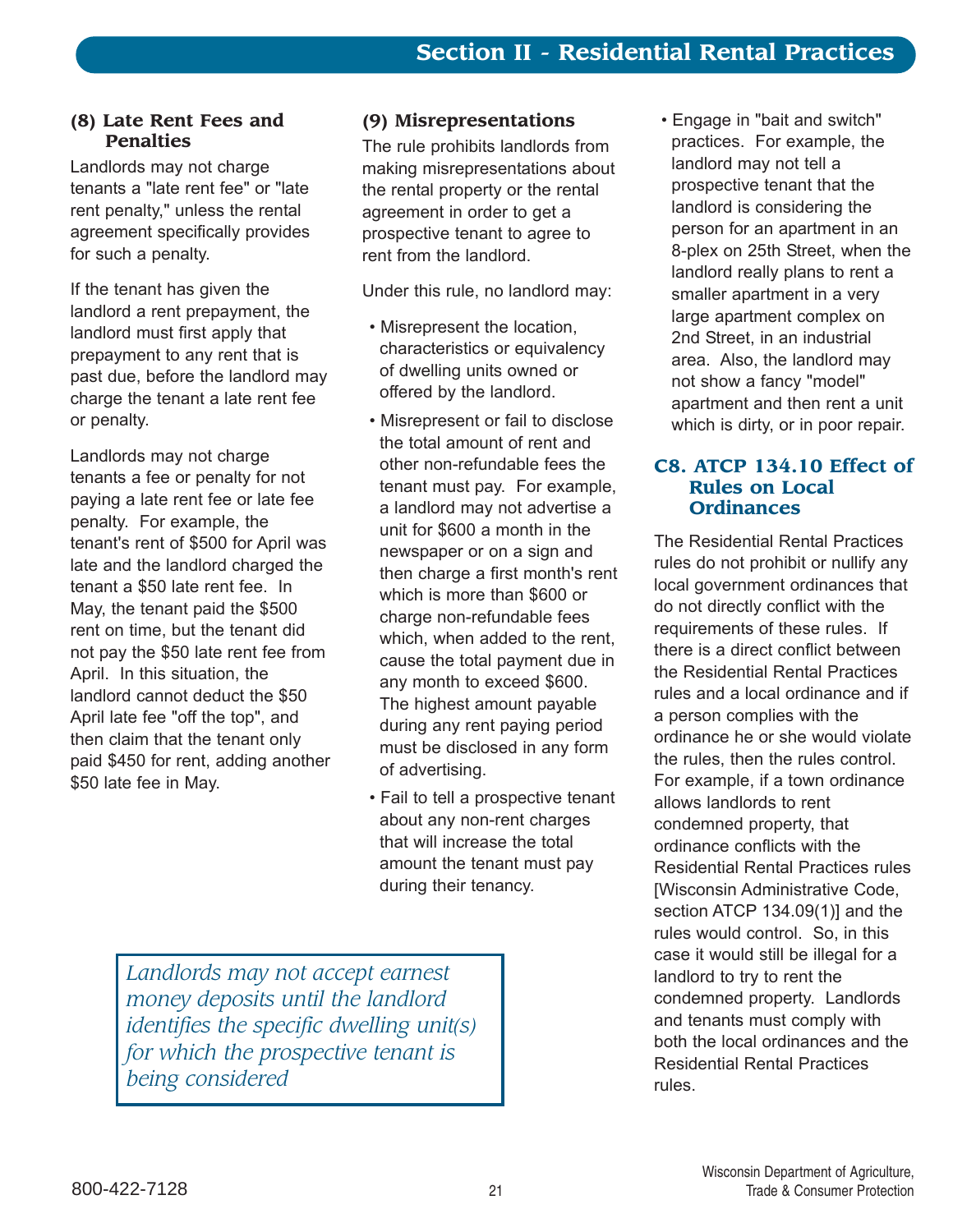### (8) Late Rent Fees and Penalties

Landlords may not charge tenants a "late rent fee" or "late rent penalty," unless the rental agreement specifically provides for such a penalty.

If the tenant has given the landlord a rent prepayment, the landlord must first apply that prepayment to any rent that is past due, before the landlord may charge the tenant a late rent fee or penalty.

Landlords may not charge tenants a fee or penalty for not paying a late rent fee or late fee penalty. For example, the tenant's rent of $500 for April was late and the landlord charged the tenant a $50 late rent fee. In May, the tenant paid the $500 rent on time, but the tenant did not pay the $50 late rent fee from April. In this situation, the landlord cannot deduct the $50 April late fee "off the top", and then claim that the tenant only paid $450 for rent, adding another $50 late fee in May.

### (9) Misrepresentations

The rule prohibits landlords from making misrepresentations about the rental property or the rental agreement in order to get a prospective tenant to agree to rent from the landlord.

Under this rule, no landlord may:

- Misrepresent the location, characteristics or equivalency of dwelling units owned or offered by the landlord.
- Misrepresent or fail to disclose the total amount of rent and other non-refundable fees the tenant must pay. For example, a landlord may not advertise a unit for $600 a month in the newspaper or on a sign and then charge a first month's rent which is more than $600 or charge non-refundable fees which, when added to the rent, cause the total payment due in any month to exceed $600. The highest amount payable during any rent paying period must be disclosed in any form of advertising.
- Fail to tell a prospective tenant about any non-rent charges that will increase the total amount the tenant must pay during their tenancy.
- Engage in "bait and switch" practices. For example, the landlord may not tell a prospective tenant that the landlord is considering the person for an apartment in an 8-plex on 25th Street, when the landlord really plans to rent a smaller apartment in a very large apartment complex on 2nd Street, in an industrial area. Also, the landlord may not show a fancy "model" apartment and then rent a unit which is dirty, or in poor repair.

*Landlords may not accept earnest money deposits until the landlord identifies the specific dwelling unit(s) for which the prospective tenant is being considered*

## C8. ATCP 134.10 Effect of Rules on Local Ordinances

The Residential Rental Practices rules do not prohibit or nullify any local government ordinances that do not directly conflict with the requirements of these rules. If there is a direct conflict between the Residential Rental Practices rules and a local ordinance and if a person complies with the ordinance he or she would violate the rules, then the rules control. For example, if a town ordinance allows landlords to rent condemned property, that ordinance conflicts with the Residential Rental Practices rules [Wisconsin Administrative Code, section ATCP 134.09(1)] and the rules would control. So, in this case it would still be illegal for a landlord to try to rent the condemned property. Landlords and tenants must comply with both the local ordinances and the Residential Rental Practices rules.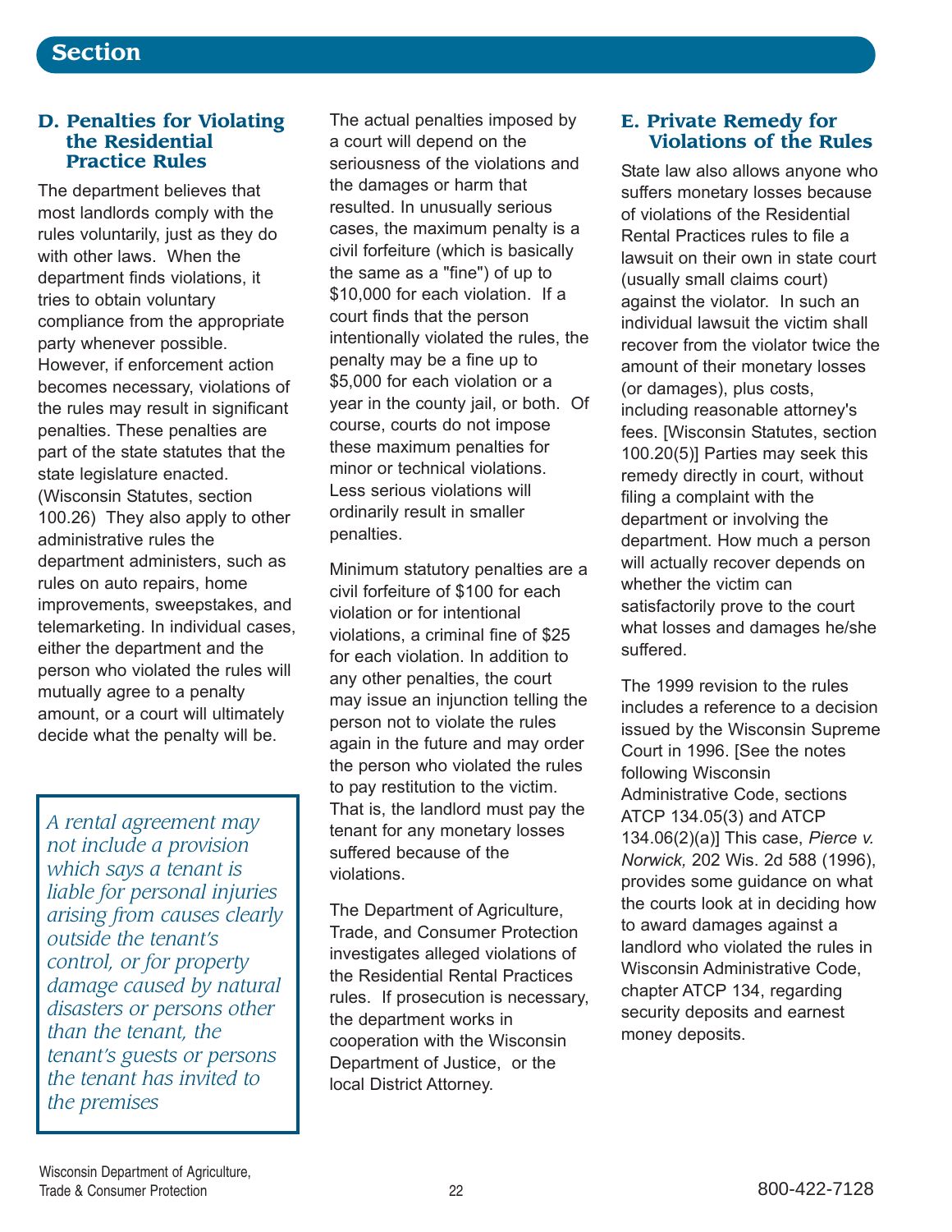## Section

### D. Penalties for Violating the Residential Practice Rules

The department believes that most landlords comply with the rules voluntarily, just as they do with other laws. When the department finds violations, it tries to obtain voluntary compliance from the appropriate party whenever possible. However, if enforcement action becomes necessary, violations of the rules may result in significant penalties. These penalties are part of the state statutes that the state legislature enacted. (Wisconsin Statutes, section 100.26) They also apply to other administrative rules the department administers, such as rules on auto repairs, home improvements, sweepstakes, and telemarketing. In individual cases, either the department and the person who violated the rules will mutually agree to a penalty amount, or a court will ultimately decide what the penalty will be.

> *A rental agreement may not include a provision which says a tenant is liable for personal injuries arising from causes clearly outside the tenant's control, or for property damage caused by natural disasters or persons other than the tenant, the tenant's guests or persons the tenant has invited to the premises*

The actual penalties imposed by a court will depend on the seriousness of the violations and the damages or harm that resulted. In unusually serious cases, the maximum penalty is a civil forfeiture (which is basically the same as a "fine") of up to $10,000 for each violation. If a court finds that the person intentionally violated the rules, the penalty may be a fine up to $5,000 for each violation or a year in the county jail, or both. Of course, courts do not impose these maximum penalties for minor or technical violations. Less serious violations will ordinarily result in smaller penalties.

Minimum statutory penalties are a civil forfeiture of $100 for each violation or for intentional violations, a criminal fine of $25 for each violation. In addition to any other penalties, the court may issue an injunction telling the person not to violate the rules again in the future and may order the person who violated the rules to pay restitution to the victim. That is, the landlord must pay the tenant for any monetary losses suffered because of the violations.

The Department of Agriculture, Trade, and Consumer Protection investigates alleged violations of the Residential Rental Practices rules. If prosecution is necessary, the department works in cooperation with the Wisconsin Department of Justice, or the local District Attorney.

### E. Private Remedy for Violations of the Rules

State law also allows anyone who suffers monetary losses because of violations of the Residential Rental Practices rules to file a lawsuit on their own in state court (usually small claims court) against the violator. In such an individual lawsuit the victim shall recover from the violator twice the amount of their monetary losses (or damages), plus costs, including reasonable attorney's fees. [Wisconsin Statutes, section 100.20(5)] Parties may seek this remedy directly in court, without filing a complaint with the department or involving the department. How much a person will actually recover depends on whether the victim can satisfactorily prove to the court what losses and damages he/she suffered.

The 1999 revision to the rules includes a reference to a decision issued by the Wisconsin Supreme Court in 1996. [See the notes following Wisconsin Administrative Code, sections ATCP 134.05(3) and ATCP 134.06(2)(a)] This case, *Pierce v. Norwick,* 202 Wis. 2d 588 (1996), provides some guidance on what the courts look at in deciding how to award damages against a landlord who violated the rules in Wisconsin Administrative Code, chapter ATCP 134, regarding security deposits and earnest money deposits.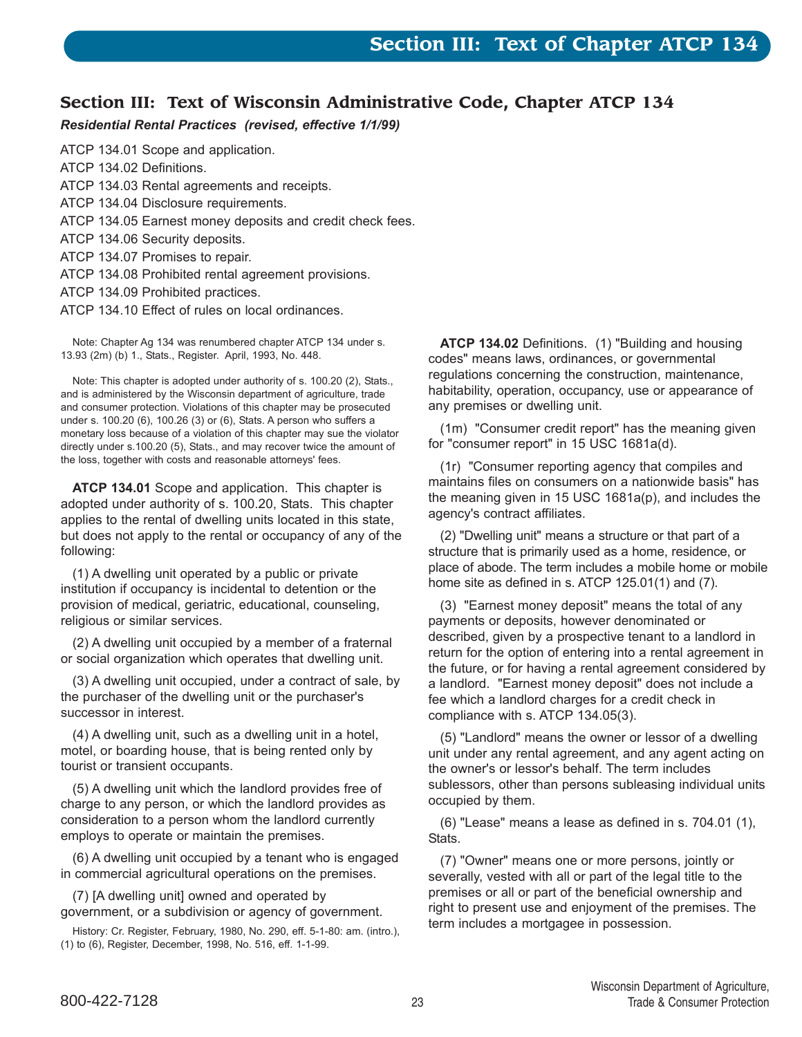# Section III: Text of Chapter ATCP 134

## Section III: Text of Wisconsin Administrative Code, Chapter ATCP 134

***Residential Rental Practices (revised, effective 1/1/99)***

ATCP 134.01 Scope and application.
ATCP 134.02 Definitions.
ATCP 134.03 Rental agreements and receipts.
ATCP 134.04 Disclosure requirements.
ATCP 134.05 Earnest money deposits and credit check fees.
ATCP 134.06 Security deposits.
ATCP 134.07 Promises to repair.
ATCP 134.08 Prohibited rental agreement provisions.
ATCP 134.09 Prohibited practices.
ATCP 134.10 Effect of rules on local ordinances.

Note: Chapter Ag 134 was renumbered chapter ATCP 134 under s. 13.93 (2m) (b) 1., Stats., Register. April, 1993, No. 448.

Note: This chapter is adopted under authority of s. 100.20 (2), Stats., and is administered by the Wisconsin department of agriculture, trade and consumer protection. Violations of this chapter may be prosecuted under s. 100.20 (6), 100.26 (3) or (6), Stats. A person who suffers a monetary loss because of a violation of this chapter may sue the violator directly under s.100.20 (5), Stats., and may recover twice the amount of the loss, together with costs and reasonable attorneys' fees.

**ATCP 134.01** Scope and application. This chapter is adopted under authority of s. 100.20, Stats. This chapter applies to the rental of dwelling units located in this state, but does not apply to the rental or occupancy of any of the following:

(1) A dwelling unit operated by a public or private institution if occupancy is incidental to detention or the provision of medical, geriatric, educational, counseling, religious or similar services.

(2) A dwelling unit occupied by a member of a fraternal or social organization which operates that dwelling unit.

(3) A dwelling unit occupied, under a contract of sale, by the purchaser of the dwelling unit or the purchaser's successor in interest.

(4) A dwelling unit, such as a dwelling unit in a hotel, motel, or boarding house, that is being rented only by tourist or transient occupants.

(5) A dwelling unit which the landlord provides free of charge to any person, or which the landlord provides as consideration to a person whom the landlord currently employs to operate or maintain the premises.

(6) A dwelling unit occupied by a tenant who is engaged in commercial agricultural operations on the premises.

(7) [A dwelling unit] owned and operated by government, or a subdivision or agency of government.

History: Cr. Register, February, 1980, No. 290, eff. 5-1-80: am. (intro.), (1) to (6), Register, December, 1998, No. 516, eff. 1-1-99.

**ATCP 134.02** Definitions. (1) "Building and housing codes" means laws, ordinances, or governmental regulations concerning the construction, maintenance, habitability, operation, occupancy, use or appearance of any premises or dwelling unit.

(1m) "Consumer credit report" has the meaning given for "consumer report" in 15 USC 1681a(d).

(1r) "Consumer reporting agency that compiles and maintains files on consumers on a nationwide basis" has the meaning given in 15 USC 1681a(p), and includes the agency's contract affiliates.

(2) "Dwelling unit" means a structure or that part of a structure that is primarily used as a home, residence, or place of abode. The term includes a mobile home or mobile home site as defined in s. ATCP 125.01(1) and (7).

(3) "Earnest money deposit" means the total of any payments or deposits, however denominated or described, given by a prospective tenant to a landlord in return for the option of entering into a rental agreement in the future, or for having a rental agreement considered by a landlord. "Earnest money deposit" does not include a fee which a landlord charges for a credit check in compliance with s. ATCP 134.05(3).

(5) "Landlord" means the owner or lessor of a dwelling unit under any rental agreement, and any agent acting on the owner's or lessor's behalf. The term includes sublessors, other than persons subleasing individual units occupied by them.

(6) "Lease" means a lease as defined in s. 704.01 (1), Stats.

(7) "Owner" means one or more persons, jointly or severally, vested with all or part of the legal title to the premises or all or part of the beneficial ownership and right to present use and enjoyment of the premises. The term includes a mortgagee in possession.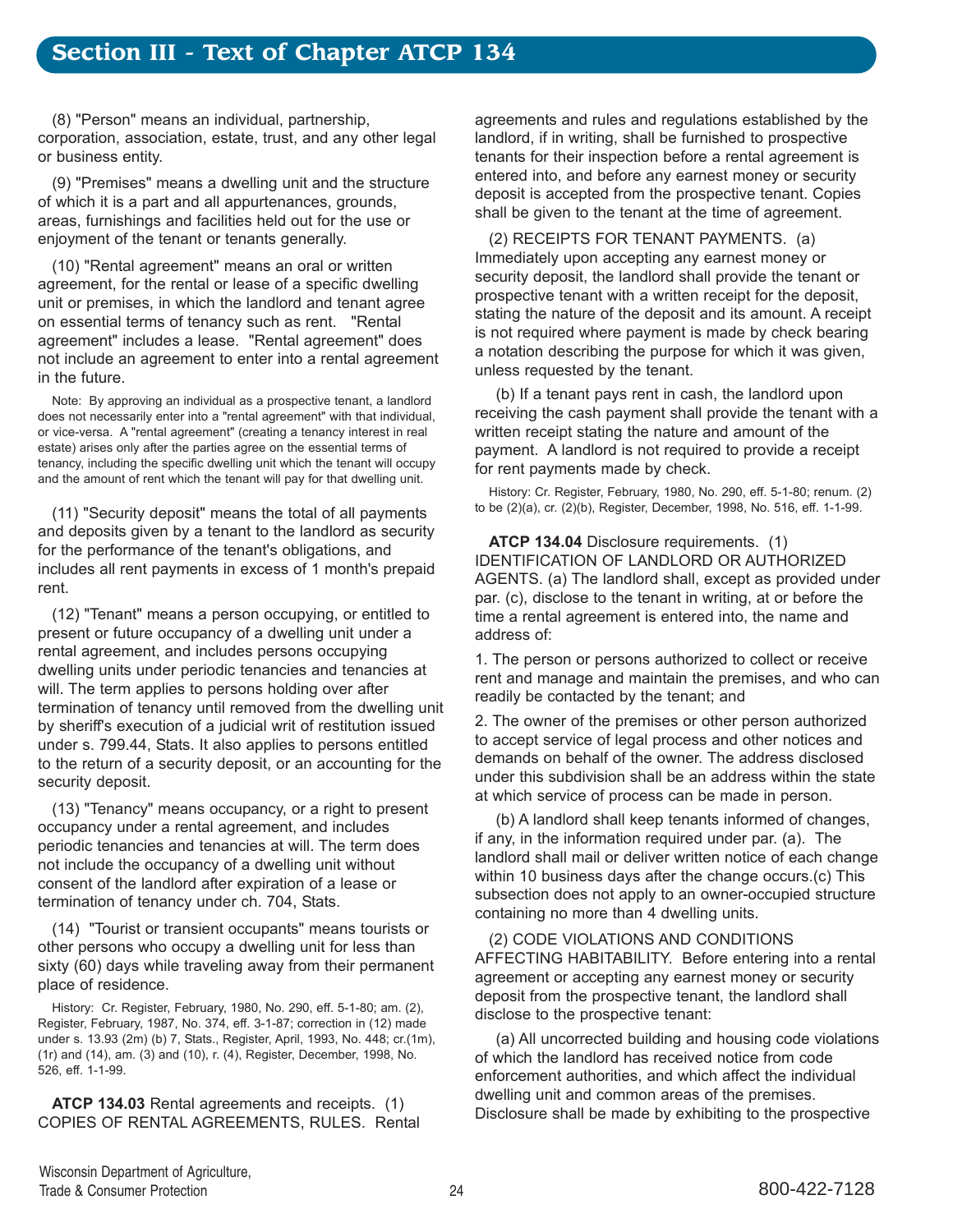## Section III - Text of Chapter ATCP 134

(8) "Person" means an individual, partnership, corporation, association, estate, trust, and any other legal or business entity.

(9) "Premises" means a dwelling unit and the structure of which it is a part and all appurtenances, grounds, areas, furnishings and facilities held out for the use or enjoyment of the tenant or tenants generally.

(10) "Rental agreement" means an oral or written agreement, for the rental or lease of a specific dwelling unit or premises, in which the landlord and tenant agree on essential terms of tenancy such as rent. "Rental agreement" includes a lease. "Rental agreement" does not include an agreement to enter into a rental agreement in the future.

Note: By approving an individual as a prospective tenant, a landlord does not necessarily enter into a "rental agreement" with that individual, or vice-versa. A "rental agreement" (creating a tenancy interest in real estate) arises only after the parties agree on the essential terms of tenancy, including the specific dwelling unit which the tenant will occupy and the amount of rent which the tenant will pay for that dwelling unit.

(11) "Security deposit" means the total of all payments and deposits given by a tenant to the landlord as security for the performance of the tenant's obligations, and includes all rent payments in excess of 1 month's prepaid rent.

(12) "Tenant" means a person occupying, or entitled to present or future occupancy of a dwelling unit under a rental agreement, and includes persons occupying dwelling units under periodic tenancies and tenancies at will. The term applies to persons holding over after termination of tenancy until removed from the dwelling unit by sheriff's execution of a judicial writ of restitution issued under s. 799.44, Stats. It also applies to persons entitled to the return of a security deposit, or an accounting for the security deposit.

(13) "Tenancy" means occupancy, or a right to present occupancy under a rental agreement, and includes periodic tenancies and tenancies at will. The term does not include the occupancy of a dwelling unit without consent of the landlord after expiration of a lease or termination of tenancy under ch. 704, Stats.

(14) "Tourist or transient occupants" means tourists or other persons who occupy a dwelling unit for less than sixty (60) days while traveling away from their permanent place of residence.

History: Cr. Register, February, 1980, No. 290, eff. 5-1-80; am. (2), Register, February, 1987, No. 374, eff. 3-1-87; correction in (12) made under s. 13.93 (2m) (b) 7, Stats., Register, April, 1993, No. 448; cr.(1m), (1r) and (14), am. (3) and (10), r. (4), Register, December, 1998, No. 526, eff. 1-1-99.

**ATCP 134.03** Rental agreements and receipts. (1) COPIES OF RENTAL AGREEMENTS, RULES. Rental agreements and rules and regulations established by the landlord, if in writing, shall be furnished to prospective tenants for their inspection before a rental agreement is entered into, and before any earnest money or security deposit is accepted from the prospective tenant. Copies shall be given to the tenant at the time of agreement.

(2) RECEIPTS FOR TENANT PAYMENTS. (a) Immediately upon accepting any earnest money or security deposit, the landlord shall provide the tenant or prospective tenant with a written receipt for the deposit, stating the nature of the deposit and its amount. A receipt is not required where payment is made by check bearing a notation describing the purpose for which it was given, unless requested by the tenant.

(b) If a tenant pays rent in cash, the landlord upon receiving the cash payment shall provide the tenant with a written receipt stating the nature and amount of the payment. A landlord is not required to provide a receipt for rent payments made by check.

History: Cr. Register, February, 1980, No. 290, eff. 5-1-80; renum. (2) to be (2)(a), cr. (2)(b), Register, December, 1998, No. 516, eff. 1-1-99.

**ATCP 134.04** Disclosure requirements. (1) IDENTIFICATION OF LANDLORD OR AUTHORIZED AGENTS. (a) The landlord shall, except as provided under par. (c), disclose to the tenant in writing, at or before the time a rental agreement is entered into, the name and address of:

1. The person or persons authorized to collect or receive rent and manage and maintain the premises, and who can readily be contacted by the tenant; and

2. The owner of the premises or other person authorized to accept service of legal process and other notices and demands on behalf of the owner. The address disclosed under this subdivision shall be an address within the state at which service of process can be made in person.

(b) A landlord shall keep tenants informed of changes, if any, in the information required under par. (a). The landlord shall mail or deliver written notice of each change within 10 business days after the change occurs.(c) This subsection does not apply to an owner-occupied structure containing no more than 4 dwelling units.

(2) CODE VIOLATIONS AND CONDITIONS AFFECTING HABITABILITY. Before entering into a rental agreement or accepting any earnest money or security deposit from the prospective tenant, the landlord shall disclose to the prospective tenant:

(a) All uncorrected building and housing code violations of which the landlord has received notice from code enforcement authorities, and which affect the individual dwelling unit and common areas of the premises. Disclosure shall be made by exhibiting to the prospective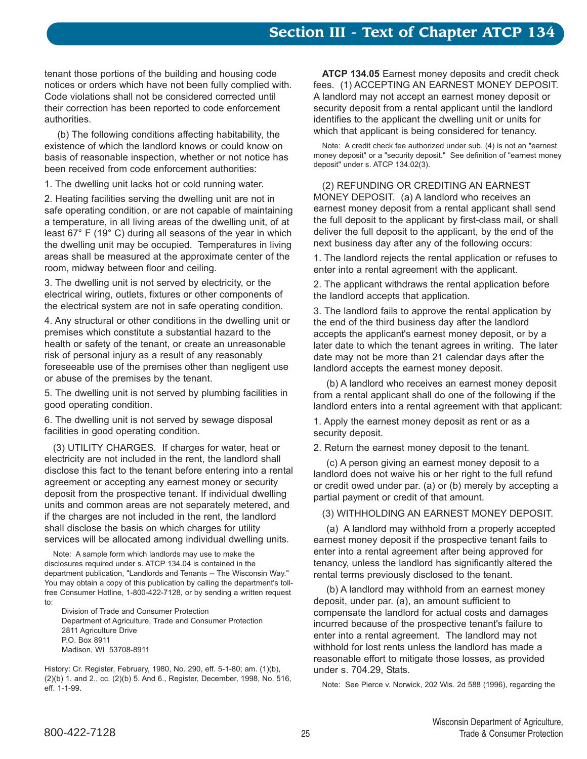tenant those portions of the building and housing code notices or orders which have not been fully complied with. Code violations shall not be considered corrected until their correction has been reported to code enforcement authorities.

(b) The following conditions affecting habitability, the existence of which the landlord knows or could know on basis of reasonable inspection, whether or not notice has been received from code enforcement authorities:

1. The dwelling unit lacks hot or cold running water.

2. Heating facilities serving the dwelling unit are not in safe operating condition, or are not capable of maintaining a temperature, in all living areas of the dwelling unit, of at least 67° F (19° C) during all seasons of the year in which the dwelling unit may be occupied. Temperatures in living areas shall be measured at the approximate center of the room, midway between floor and ceiling.

3. The dwelling unit is not served by electricity, or the electrical wiring, outlets, fixtures or other components of the electrical system are not in safe operating condition.

4. Any structural or other conditions in the dwelling unit or premises which constitute a substantial hazard to the health or safety of the tenant, or create an unreasonable risk of personal injury as a result of any reasonably foreseeable use of the premises other than negligent use or abuse of the premises by the tenant.

5. The dwelling unit is not served by plumbing facilities in good operating condition.

6. The dwelling unit is not served by sewage disposal facilities in good operating condition.

(3) UTILITY CHARGES. If charges for water, heat or electricity are not included in the rent, the landlord shall disclose this fact to the tenant before entering into a rental agreement or accepting any earnest money or security deposit from the prospective tenant. If individual dwelling units and common areas are not separately metered, and if the charges are not included in the rent, the landlord shall disclose the basis on which charges for utility services will be allocated among individual dwelling units.

Note: A sample form which landlords may use to make the disclosures required under s. ATCP 134.04 is contained in the department publication, "Landlords and Tenants -- The Wisconsin Way." You may obtain a copy of this publication by calling the department's toll-free Consumer Hotline, 1-800-422-7128, or by sending a written request to:

Division of Trade and Consumer Protection
Department of Agriculture, Trade and Consumer Protection
2811 Agriculture Drive
P.O. Box 8911
Madison, WI 53708-8911

History: Cr. Register, February, 1980, No. 290, eff. 5-1-80; am. (1)(b), (2)(b) 1. and 2., cc. (2)(b) 5. And 6., Register, December, 1998, No. 516, eff. 1-1-99.

**ATCP 134.05** Earnest money deposits and credit check fees. (1) ACCEPTING AN EARNEST MONEY DEPOSIT. A landlord may not accept an earnest money deposit or security deposit from a rental applicant until the landlord identifies to the applicant the dwelling unit or units for which that applicant is being considered for tenancy.

Note: A credit check fee authorized under sub. (4) is not an "earnest money deposit" or a "security deposit." See definition of "earnest money deposit" under s. ATCP 134.02(3).

(2) REFUNDING OR CREDITING AN EARNEST MONEY DEPOSIT. (a) A landlord who receives an earnest money deposit from a rental applicant shall send the full deposit to the applicant by first-class mail, or shall deliver the full deposit to the applicant, by the end of the next business day after any of the following occurs:

1. The landlord rejects the rental application or refuses to enter into a rental agreement with the applicant.

2. The applicant withdraws the rental application before the landlord accepts that application.

3. The landlord fails to approve the rental application by the end of the third business day after the landlord accepts the applicant's earnest money deposit, or by a later date to which the tenant agrees in writing. The later date may not be more than 21 calendar days after the landlord accepts the earnest money deposit.

(b) A landlord who receives an earnest money deposit from a rental applicant shall do one of the following if the landlord enters into a rental agreement with that applicant:

1. Apply the earnest money deposit as rent or as a security deposit.

2. Return the earnest money deposit to the tenant.

(c) A person giving an earnest money deposit to a landlord does not waive his or her right to the full refund or credit owed under par. (a) or (b) merely by accepting a partial payment or credit of that amount.

(3) WITHHOLDING AN EARNEST MONEY DEPOSIT.

(a) A landlord may withhold from a properly accepted earnest money deposit if the prospective tenant fails to enter into a rental agreement after being approved for tenancy, unless the landlord has significantly altered the rental terms previously disclosed to the tenant.

(b) A landlord may withhold from an earnest money deposit, under par. (a), an amount sufficient to compensate the landlord for actual costs and damages incurred because of the prospective tenant's failure to enter into a rental agreement. The landlord may not withhold for lost rents unless the landlord has made a reasonable effort to mitigate those losses, as provided under s. 704.29, Stats.

Note: See Pierce v. Norwick, 202 Wis. 2d 588 (1996), regarding the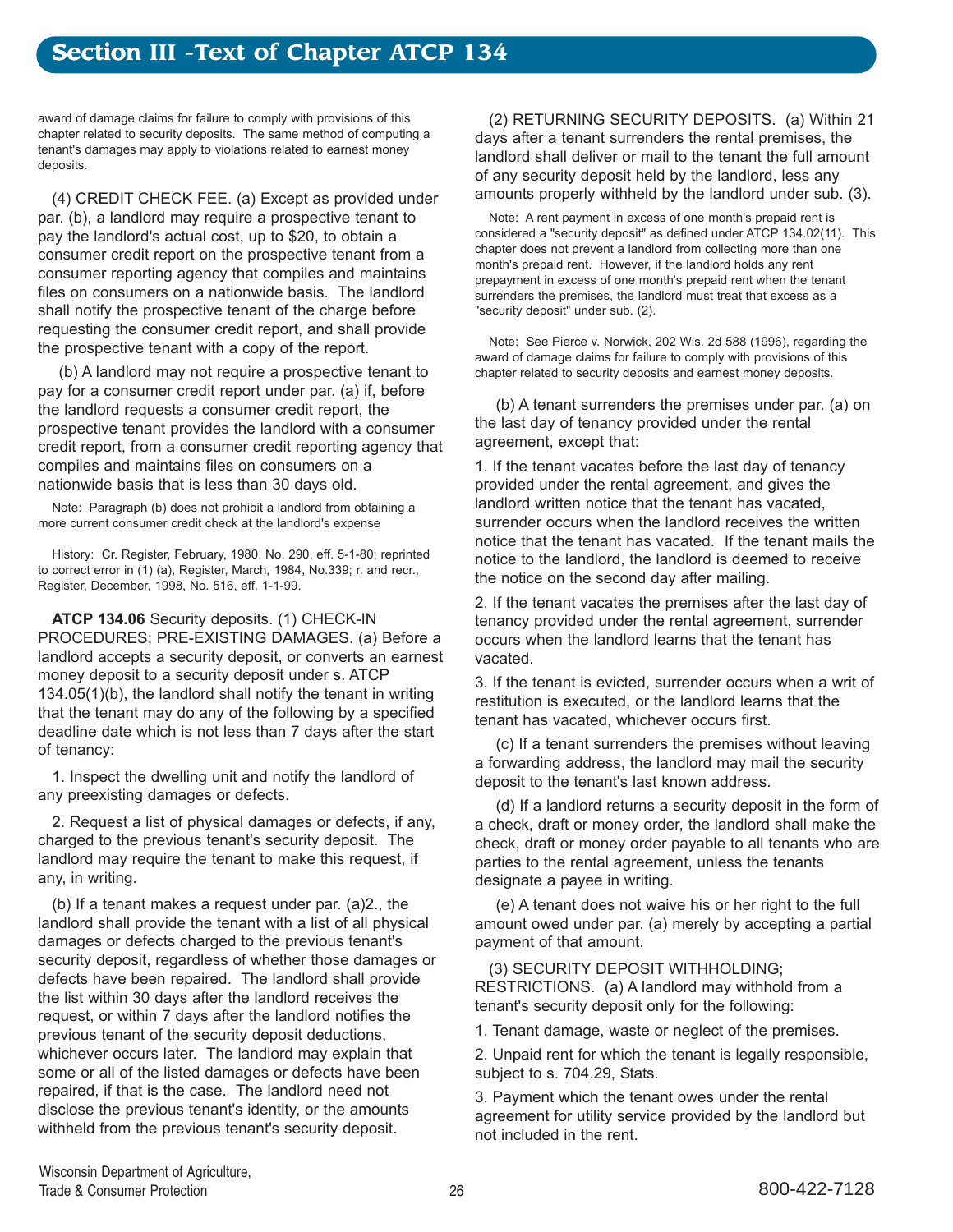award of damage claims for failure to comply with provisions of this chapter related to security deposits. The same method of computing a tenant's damages may apply to violations related to earnest money deposits.

(4) CREDIT CHECK FEE. (a) Except as provided under par. (b), a landlord may require a prospective tenant to pay the landlord's actual cost, up to $20, to obtain a consumer credit report on the prospective tenant from a consumer reporting agency that compiles and maintains files on consumers on a nationwide basis. The landlord shall notify the prospective tenant of the charge before requesting the consumer credit report, and shall provide the prospective tenant with a copy of the report.

(b) A landlord may not require a prospective tenant to pay for a consumer credit report under par. (a) if, before the landlord requests a consumer credit report, the prospective tenant provides the landlord with a consumer credit report, from a consumer credit reporting agency that compiles and maintains files on consumers on a nationwide basis that is less than 30 days old.

Note: Paragraph (b) does not prohibit a landlord from obtaining a more current consumer credit check at the landlord's expense

History: Cr. Register, February, 1980, No. 290, eff. 5-1-80; reprinted to correct error in (1) (a), Register, March, 1984, No.339; r. and recr., Register, December, 1998, No. 516, eff. 1-1-99.

**ATCP 134.06** Security deposits. (1) CHECK-IN PROCEDURES; PRE-EXISTING DAMAGES. (a) Before a landlord accepts a security deposit, or converts an earnest money deposit to a security deposit under s. ATCP 134.05(1)(b), the landlord shall notify the tenant in writing that the tenant may do any of the following by a specified deadline date which is not less than 7 days after the start of tenancy:

1. Inspect the dwelling unit and notify the landlord of any preexisting damages or defects.

2. Request a list of physical damages or defects, if any, charged to the previous tenant's security deposit. The landlord may require the tenant to make this request, if any, in writing.

(b) If a tenant makes a request under par. (a)2., the landlord shall provide the tenant with a list of all physical damages or defects charged to the previous tenant's security deposit, regardless of whether those damages or defects have been repaired. The landlord shall provide the list within 30 days after the landlord receives the request, or within 7 days after the landlord notifies the previous tenant of the security deposit deductions, whichever occurs later. The landlord may explain that some or all of the listed damages or defects have been repaired, if that is the case. The landlord need not disclose the previous tenant's identity, or the amounts withheld from the previous tenant's security deposit.

(2) RETURNING SECURITY DEPOSITS. (a) Within 21 days after a tenant surrenders the rental premises, the landlord shall deliver or mail to the tenant the full amount of any security deposit held by the landlord, less any amounts properly withheld by the landlord under sub. (3).

Note: A rent payment in excess of one month's prepaid rent is considered a "security deposit" as defined under ATCP 134.02(11). This chapter does not prevent a landlord from collecting more than one month's prepaid rent. However, if the landlord holds any rent prepayment in excess of one month's prepaid rent when the tenant surrenders the premises, the landlord must treat that excess as a "security deposit" under sub. (2).

Note: See Pierce v. Norwick, 202 Wis. 2d 588 (1996), regarding the award of damage claims for failure to comply with provisions of this chapter related to security deposits and earnest money deposits.

(b) A tenant surrenders the premises under par. (a) on the last day of tenancy provided under the rental agreement, except that:

1. If the tenant vacates before the last day of tenancy provided under the rental agreement, and gives the landlord written notice that the tenant has vacated, surrender occurs when the landlord receives the written notice that the tenant has vacated. If the tenant mails the notice to the landlord, the landlord is deemed to receive the notice on the second day after mailing.

2. If the tenant vacates the premises after the last day of tenancy provided under the rental agreement, surrender occurs when the landlord learns that the tenant has vacated.

3. If the tenant is evicted, surrender occurs when a writ of restitution is executed, or the landlord learns that the tenant has vacated, whichever occurs first.

(c) If a tenant surrenders the premises without leaving a forwarding address, the landlord may mail the security deposit to the tenant's last known address.

(d) If a landlord returns a security deposit in the form of a check, draft or money order, the landlord shall make the check, draft or money order payable to all tenants who are parties to the rental agreement, unless the tenants designate a payee in writing.

(e) A tenant does not waive his or her right to the full amount owed under par. (a) merely by accepting a partial payment of that amount.

(3) SECURITY DEPOSIT WITHHOLDING; RESTRICTIONS. (a) A landlord may withhold from a tenant's security deposit only for the following:

1. Tenant damage, waste or neglect of the premises.

2. Unpaid rent for which the tenant is legally responsible, subject to s. 704.29, Stats.

3. Payment which the tenant owes under the rental agreement for utility service provided by the landlord but not included in the rent.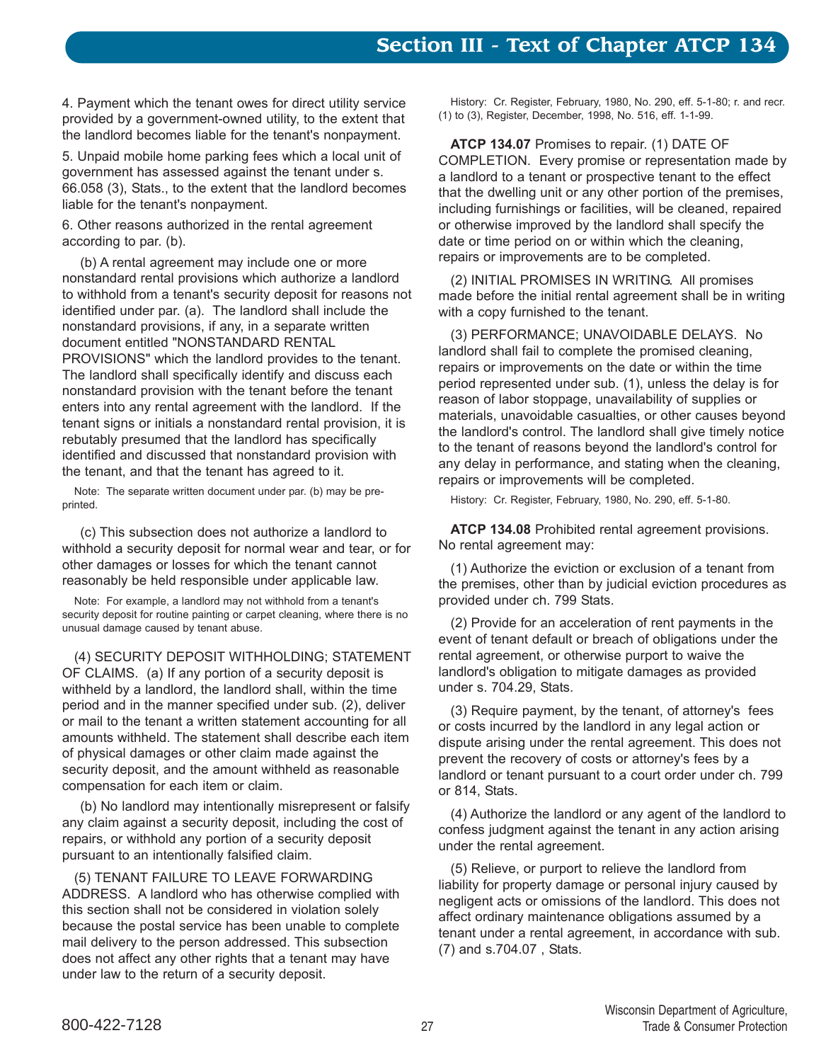4. Payment which the tenant owes for direct utility service provided by a government-owned utility, to the extent that the landlord becomes liable for the tenant's nonpayment.

5. Unpaid mobile home parking fees which a local unit of government has assessed against the tenant under s. 66.058 (3), Stats., to the extent that the landlord becomes liable for the tenant's nonpayment.

6. Other reasons authorized in the rental agreement according to par. (b).

(b) A rental agreement may include one or more nonstandard rental provisions which authorize a landlord to withhold from a tenant's security deposit for reasons not identified under par. (a). The landlord shall include the nonstandard provisions, if any, in a separate written document entitled "NONSTANDARD RENTAL PROVISIONS" which the landlord provides to the tenant. The landlord shall specifically identify and discuss each nonstandard provision with the tenant before the tenant enters into any rental agreement with the landlord. If the tenant signs or initials a nonstandard rental provision, it is rebutably presumed that the landlord has specifically identified and discussed that nonstandard provision with the tenant, and that the tenant has agreed to it.

Note: The separate written document under par. (b) may be pre-printed.

(c) This subsection does not authorize a landlord to withhold a security deposit for normal wear and tear, or for other damages or losses for which the tenant cannot reasonably be held responsible under applicable law.

Note: For example, a landlord may not withhold from a tenant's security deposit for routine painting or carpet cleaning, where there is no unusual damage caused by tenant abuse.

(4) SECURITY DEPOSIT WITHHOLDING; STATEMENT OF CLAIMS. (a) If any portion of a security deposit is withheld by a landlord, the landlord shall, within the time period and in the manner specified under sub. (2), deliver or mail to the tenant a written statement accounting for all amounts withheld. The statement shall describe each item of physical damages or other claim made against the security deposit, and the amount withheld as reasonable compensation for each item or claim.

(b) No landlord may intentionally misrepresent or falsify any claim against a security deposit, including the cost of repairs, or withhold any portion of a security deposit pursuant to an intentionally falsified claim.

(5) TENANT FAILURE TO LEAVE FORWARDING ADDRESS. A landlord who has otherwise complied with this section shall not be considered in violation solely because the postal service has been unable to complete mail delivery to the person addressed. This subsection does not affect any other rights that a tenant may have under law to the return of a security deposit.

History: Cr. Register, February, 1980, No. 290, eff. 5-1-80; r. and recr. (1) to (3), Register, December, 1998, No. 516, eff. 1-1-99.

**ATCP 134.07** Promises to repair. (1) DATE OF COMPLETION. Every promise or representation made by a landlord to a tenant or prospective tenant to the effect that the dwelling unit or any other portion of the premises, including furnishings or facilities, will be cleaned, repaired or otherwise improved by the landlord shall specify the date or time period on or within which the cleaning, repairs or improvements are to be completed.

(2) INITIAL PROMISES IN WRITING. All promises made before the initial rental agreement shall be in writing with a copy furnished to the tenant.

(3) PERFORMANCE; UNAVOIDABLE DELAYS. No landlord shall fail to complete the promised cleaning, repairs or improvements on the date or within the time period represented under sub. (1), unless the delay is for reason of labor stoppage, unavailability of supplies or materials, unavoidable casualties, or other causes beyond the landlord's control. The landlord shall give timely notice to the tenant of reasons beyond the landlord's control for any delay in performance, and stating when the cleaning, repairs or improvements will be completed.

History: Cr. Register, February, 1980, No. 290, eff. 5-1-80.

**ATCP 134.08** Prohibited rental agreement provisions. No rental agreement may:

(1) Authorize the eviction or exclusion of a tenant from the premises, other than by judicial eviction procedures as provided under ch. 799 Stats.

(2) Provide for an acceleration of rent payments in the event of tenant default or breach of obligations under the rental agreement, or otherwise purport to waive the landlord's obligation to mitigate damages as provided under s. 704.29, Stats.

(3) Require payment, by the tenant, of attorney's fees or costs incurred by the landlord in any legal action or dispute arising under the rental agreement. This does not prevent the recovery of costs or attorney's fees by a landlord or tenant pursuant to a court order under ch. 799 or 814, Stats.

(4) Authorize the landlord or any agent of the landlord to confess judgment against the tenant in any action arising under the rental agreement.

(5) Relieve, or purport to relieve the landlord from liability for property damage or personal injury caused by negligent acts or omissions of the landlord. This does not affect ordinary maintenance obligations assumed by a tenant under a rental agreement, in accordance with sub. (7) and s.704.07 , Stats.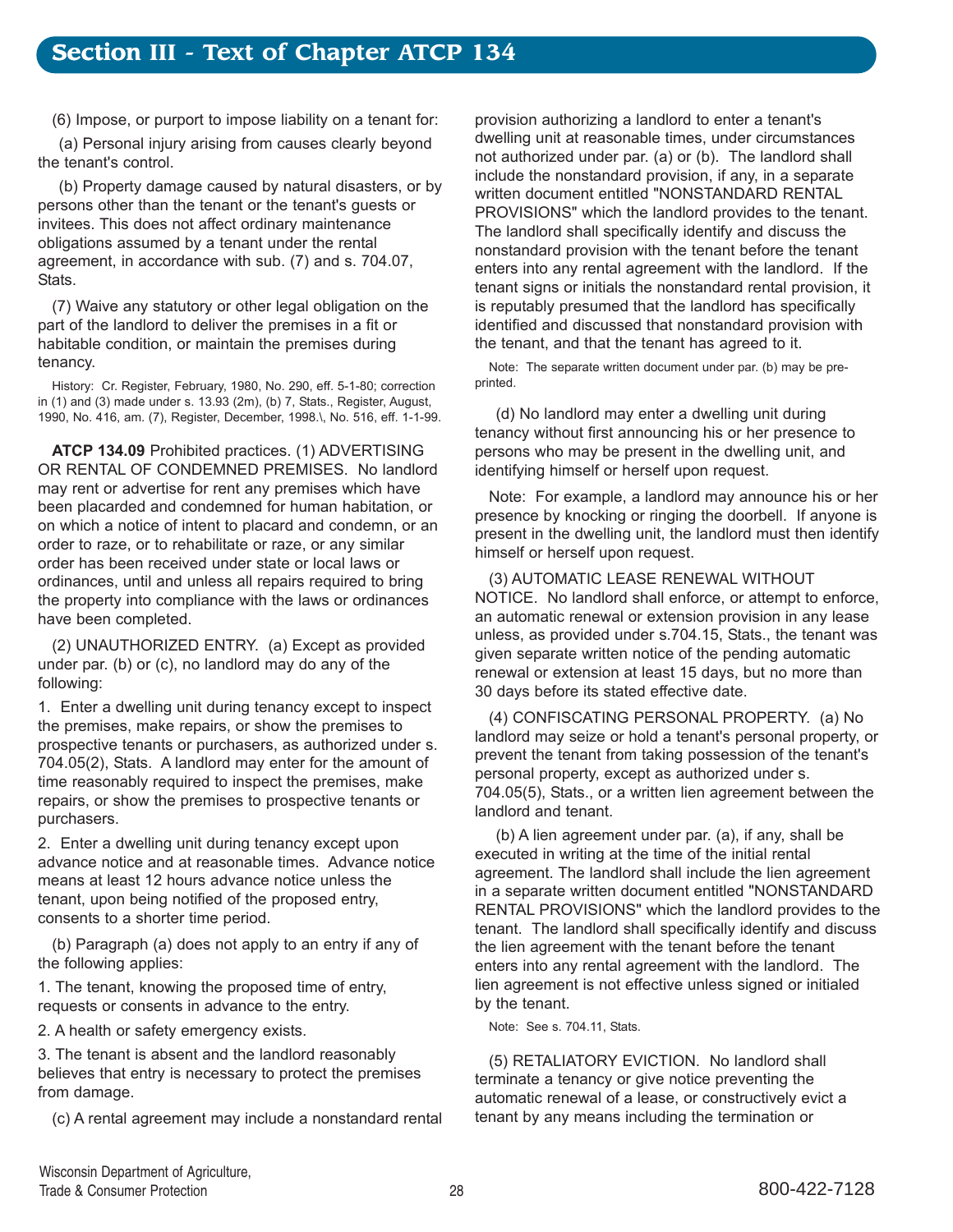## Section III - Text of Chapter ATCP 134

(6) Impose, or purport to impose liability on a tenant for:

(a) Personal injury arising from causes clearly beyond the tenant's control.

(b) Property damage caused by natural disasters, or by persons other than the tenant or the tenant's guests or invitees. This does not affect ordinary maintenance obligations assumed by a tenant under the rental agreement, in accordance with sub. (7) and s. 704.07, Stats.

(7) Waive any statutory or other legal obligation on the part of the landlord to deliver the premises in a fit or habitable condition, or maintain the premises during tenancy.

History: Cr. Register, February, 1980, No. 290, eff. 5-1-80; correction in (1) and (3) made under s. 13.93 (2m), (b) 7, Stats., Register, August, 1990, No. 416, am. (7), Register, December, 1998.\, No. 516, eff. 1-1-99.

**ATCP 134.09** Prohibited practices. (1) ADVERTISING OR RENTAL OF CONDEMNED PREMISES. No landlord may rent or advertise for rent any premises which have been placarded and condemned for human habitation, or on which a notice of intent to placard and condemn, or an order to raze, or to rehabilitate or raze, or any similar order has been received under state or local laws or ordinances, until and unless all repairs required to bring the property into compliance with the laws or ordinances have been completed.

(2) UNAUTHORIZED ENTRY. (a) Except as provided under par. (b) or (c), no landlord may do any of the following:

1. Enter a dwelling unit during tenancy except to inspect the premises, make repairs, or show the premises to prospective tenants or purchasers, as authorized under s. 704.05(2), Stats. A landlord may enter for the amount of time reasonably required to inspect the premises, make repairs, or show the premises to prospective tenants or purchasers.

2. Enter a dwelling unit during tenancy except upon advance notice and at reasonable times. Advance notice means at least 12 hours advance notice unless the tenant, upon being notified of the proposed entry, consents to a shorter time period.

(b) Paragraph (a) does not apply to an entry if any of the following applies:

1. The tenant, knowing the proposed time of entry, requests or consents in advance to the entry.

2. A health or safety emergency exists.

3. The tenant is absent and the landlord reasonably believes that entry is necessary to protect the premises from damage.

(c) A rental agreement may include a nonstandard rental provision authorizing a landlord to enter a tenant's dwelling unit at reasonable times, under circumstances not authorized under par. (a) or (b). The landlord shall include the nonstandard provision, if any, in a separate written document entitled "NONSTANDARD RENTAL PROVISIONS" which the landlord provides to the tenant. The landlord shall specifically identify and discuss the nonstandard provision with the tenant before the tenant enters into any rental agreement with the landlord. If the tenant signs or initials the nonstandard rental provision, it is reputably presumed that the landlord has specifically identified and discussed that nonstandard provision with the tenant, and that the tenant has agreed to it.

Note: The separate written document under par. (b) may be pre-printed.

(d) No landlord may enter a dwelling unit during tenancy without first announcing his or her presence to persons who may be present in the dwelling unit, and identifying himself or herself upon request.

Note: For example, a landlord may announce his or her presence by knocking or ringing the doorbell. If anyone is present in the dwelling unit, the landlord must then identify himself or herself upon request.

(3) AUTOMATIC LEASE RENEWAL WITHOUT NOTICE. No landlord shall enforce, or attempt to enforce, an automatic renewal or extension provision in any lease unless, as provided under s.704.15, Stats., the tenant was given separate written notice of the pending automatic renewal or extension at least 15 days, but no more than 30 days before its stated effective date.

(4) CONFISCATING PERSONAL PROPERTY. (a) No landlord may seize or hold a tenant's personal property, or prevent the tenant from taking possession of the tenant's personal property, except as authorized under s. 704.05(5), Stats., or a written lien agreement between the landlord and tenant.

(b) A lien agreement under par. (a), if any, shall be executed in writing at the time of the initial rental agreement. The landlord shall include the lien agreement in a separate written document entitled "NONSTANDARD RENTAL PROVISIONS" which the landlord provides to the tenant. The landlord shall specifically identify and discuss the lien agreement with the tenant before the tenant enters into any rental agreement with the landlord. The lien agreement is not effective unless signed or initialed by the tenant.

Note: See s. 704.11, Stats.

(5) RETALIATORY EVICTION. No landlord shall terminate a tenancy or give notice preventing the automatic renewal of a lease, or constructively evict a tenant by any means including the termination or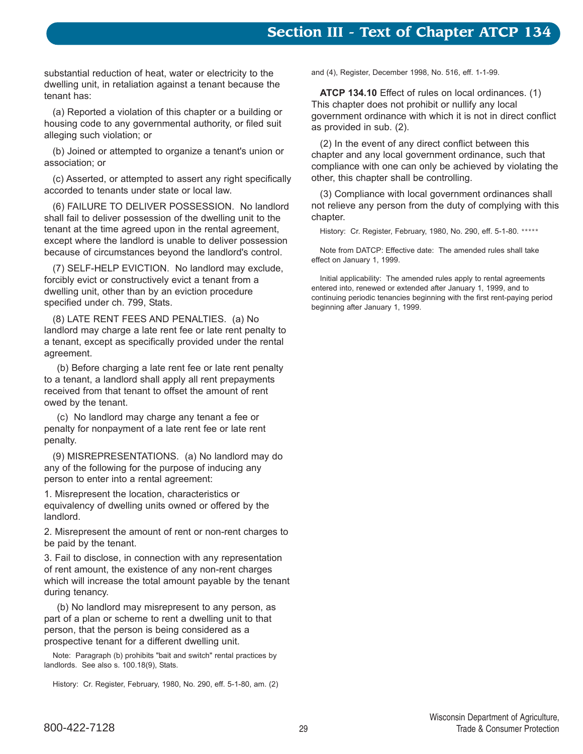substantial reduction of heat, water or electricity to the dwelling unit, in retaliation against a tenant because the tenant has:

(a) Reported a violation of this chapter or a building or housing code to any governmental authority, or filed suit alleging such violation; or

(b) Joined or attempted to organize a tenant's union or association; or

(c) Asserted, or attempted to assert any right specifically accorded to tenants under state or local law.

(6) FAILURE TO DELIVER POSSESSION. No landlord shall fail to deliver possession of the dwelling unit to the tenant at the time agreed upon in the rental agreement, except where the landlord is unable to deliver possession because of circumstances beyond the landlord's control.

(7) SELF-HELP EVICTION. No landlord may exclude, forcibly evict or constructively evict a tenant from a dwelling unit, other than by an eviction procedure specified under ch. 799, Stats.

(8) LATE RENT FEES AND PENALTIES. (a) No landlord may charge a late rent fee or late rent penalty to a tenant, except as specifically provided under the rental agreement.

(b) Before charging a late rent fee or late rent penalty to a tenant, a landlord shall apply all rent prepayments received from that tenant to offset the amount of rent owed by the tenant.

(c) No landlord may charge any tenant a fee or penalty for nonpayment of a late rent fee or late rent penalty.

(9) MISREPRESENTATIONS. (a) No landlord may do any of the following for the purpose of inducing any person to enter into a rental agreement:

1. Misrepresent the location, characteristics or equivalency of dwelling units owned or offered by the landlord.

2. Misrepresent the amount of rent or non-rent charges to be paid by the tenant.

3. Fail to disclose, in connection with any representation of rent amount, the existence of any non-rent charges which will increase the total amount payable by the tenant during tenancy.

(b) No landlord may misrepresent to any person, as part of a plan or scheme to rent a dwelling unit to that person, that the person is being considered as a prospective tenant for a different dwelling unit.

Note: Paragraph (b) prohibits "bait and switch" rental practices by landlords. See also s. 100.18(9), Stats.

History: Cr. Register, February, 1980, No. 290, eff. 5-1-80, am. (2) and (4), Register, December 1998, No. 516, eff. 1-1-99.

**ATCP 134.10** Effect of rules on local ordinances. (1) This chapter does not prohibit or nullify any local government ordinance with which it is not in direct conflict as provided in sub. (2).

(2) In the event of any direct conflict between this chapter and any local government ordinance, such that compliance with one can only be achieved by violating the other, this chapter shall be controlling.

(3) Compliance with local government ordinances shall not relieve any person from the duty of complying with this chapter.

History: Cr. Register, February, 1980, No. 290, eff. 5-1-80. *****

Note from DATCP: Effective date: The amended rules shall take effect on January 1, 1999.

Initial applicability: The amended rules apply to rental agreements entered into, renewed or extended after January 1, 1999, and to continuing periodic tenancies beginning with the first rent-paying period beginning after January 1, 1999.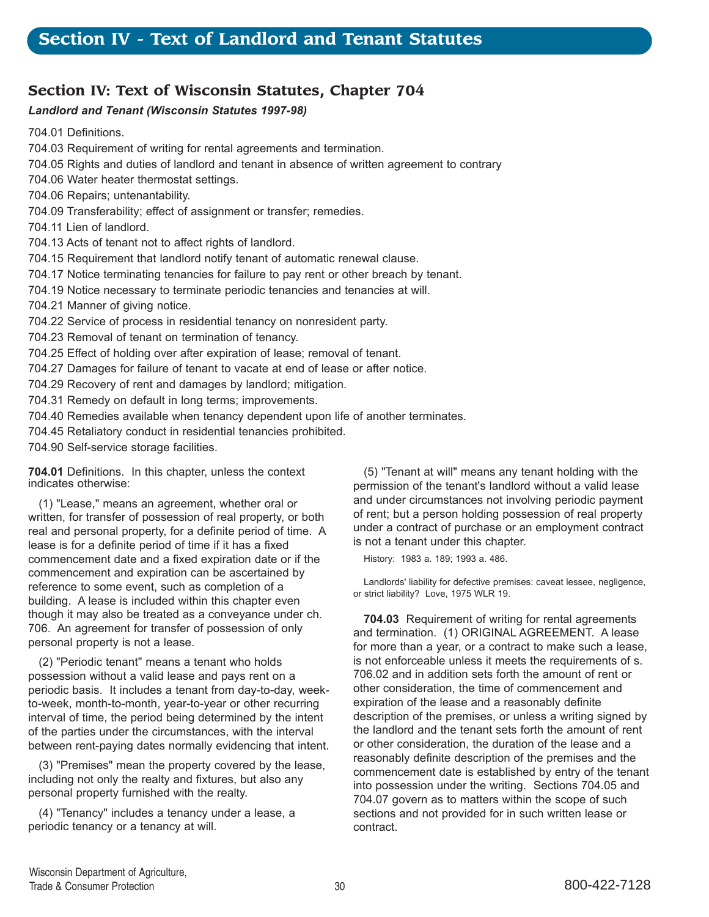# Section IV - Text of Landlord and Tenant Statutes

## Section IV: Text of Wisconsin Statutes, Chapter 704

***Landlord and Tenant (Wisconsin Statutes 1997-98)***

704.01 Definitions.
704.03 Requirement of writing for rental agreements and termination.
704.05 Rights and duties of landlord and tenant in absence of written agreement to contrary
704.06 Water heater thermostat settings.
704.06 Repairs; untenantability.
704.09 Transferability; effect of assignment or transfer; remedies.
704.11 Lien of landlord.
704.13 Acts of tenant not to affect rights of landlord.
704.15 Requirement that landlord notify tenant of automatic renewal clause.
704.17 Notice terminating tenancies for failure to pay rent or other breach by tenant.
704.19 Notice necessary to terminate periodic tenancies and tenancies at will.
704.21 Manner of giving notice.
704.22 Service of process in residential tenancy on nonresident party.
704.23 Removal of tenant on termination of tenancy.
704.25 Effect of holding over after expiration of lease; removal of tenant.
704.27 Damages for failure of tenant to vacate at end of lease or after notice.
704.29 Recovery of rent and damages by landlord; mitigation.
704.31 Remedy on default in long terms; improvements.
704.40 Remedies available when tenancy dependent upon life of another terminates.
704.45 Retaliatory conduct in residential tenancies prohibited.
704.90 Self-service storage facilities.

**704.01** Definitions. In this chapter, unless the context indicates otherwise:

(1) "Lease," means an agreement, whether oral or written, for transfer of possession of real property, or both real and personal property, for a definite period of time. A lease is for a definite period of time if it has a fixed commencement date and a fixed expiration date or if the commencement and expiration can be ascertained by reference to some event, such as completion of a building. A lease is included within this chapter even though it may also be treated as a conveyance under ch. 706. An agreement for transfer of possession of only personal property is not a lease.

(2) "Periodic tenant" means a tenant who holds possession without a valid lease and pays rent on a periodic basis. It includes a tenant from day-to-day, week-to-week, month-to-month, year-to-year or other recurring interval of time, the period being determined by the intent of the parties under the circumstances, with the interval between rent-paying dates normally evidencing that intent.

(3) "Premises" mean the property covered by the lease, including not only the realty and fixtures, but also any personal property furnished with the realty.

(4) "Tenancy" includes a tenancy under a lease, a periodic tenancy or a tenancy at will.

(5) "Tenant at will" means any tenant holding with the permission of the tenant's landlord without a valid lease and under circumstances not involving periodic payment of rent; but a person holding possession of real property under a contract of purchase or an employment contract is not a tenant under this chapter.

History: 1983 a. 189; 1993 a. 486.

Landlords' liability for defective premises: caveat lessee, negligence, or strict liability? Love, 1975 WLR 19.

**704.03** Requirement of writing for rental agreements and termination. (1) ORIGINAL AGREEMENT. A lease for more than a year, or a contract to make such a lease, is not enforceable unless it meets the requirements of s. 706.02 and in addition sets forth the amount of rent or other consideration, the time of commencement and expiration of the lease and a reasonably definite description of the premises, or unless a writing signed by the landlord and the tenant sets forth the amount of rent or other consideration, the duration of the lease and a reasonably definite description of the premises and the commencement date is established by entry of the tenant into possession under the writing. Sections 704.05 and 704.07 govern as to matters within the scope of such sections and not provided for in such written lease or contract.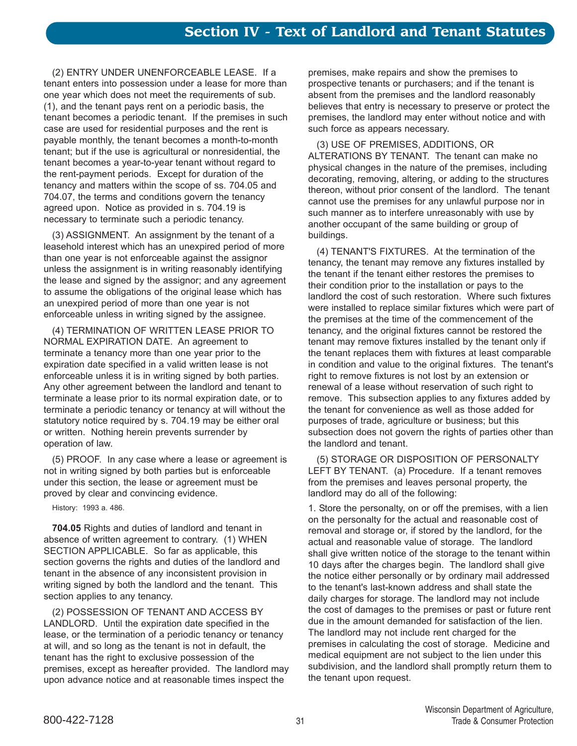(2) ENTRY UNDER UNENFORCEABLE LEASE. If a tenant enters into possession under a lease for more than one year which does not meet the requirements of sub. (1), and the tenant pays rent on a periodic basis, the tenant becomes a periodic tenant. If the premises in such case are used for residential purposes and the rent is payable monthly, the tenant becomes a month-to-month tenant; but if the use is agricultural or nonresidential, the tenant becomes a year-to-year tenant without regard to the rent-payment periods. Except for duration of the tenancy and matters within the scope of ss. 704.05 and 704.07, the terms and conditions govern the tenancy agreed upon. Notice as provided in s. 704.19 is necessary to terminate such a periodic tenancy.

(3) ASSIGNMENT. An assignment by the tenant of a leasehold interest which has an unexpired period of more than one year is not enforceable against the assignor unless the assignment is in writing reasonably identifying the lease and signed by the assignor; and any agreement to assume the obligations of the original lease which has an unexpired period of more than one year is not enforceable unless in writing signed by the assignee.

(4) TERMINATION OF WRITTEN LEASE PRIOR TO NORMAL EXPIRATION DATE. An agreement to terminate a tenancy more than one year prior to the expiration date specified in a valid written lease is not enforceable unless it is in writing signed by both parties. Any other agreement between the landlord and tenant to terminate a lease prior to its normal expiration date, or to terminate a periodic tenancy or tenancy at will without the statutory notice required by s. 704.19 may be either oral or written. Nothing herein prevents surrender by operation of law.

(5) PROOF. In any case where a lease or agreement is not in writing signed by both parties but is enforceable under this section, the lease or agreement must be proved by clear and convincing evidence.

History: 1993 a. 486.

**704.05** Rights and duties of landlord and tenant in absence of written agreement to contrary. (1) WHEN SECTION APPLICABLE. So far as applicable, this section governs the rights and duties of the landlord and tenant in the absence of any inconsistent provision in writing signed by both the landlord and the tenant. This section applies to any tenancy.

(2) POSSESSION OF TENANT AND ACCESS BY LANDLORD. Until the expiration date specified in the lease, or the termination of a periodic tenancy or tenancy at will, and so long as the tenant is not in default, the tenant has the right to exclusive possession of the premises, except as hereafter provided. The landlord may upon advance notice and at reasonable times inspect the premises, make repairs and show the premises to prospective tenants or purchasers; and if the tenant is absent from the premises and the landlord reasonably believes that entry is necessary to preserve or protect the premises, the landlord may enter without notice and with such force as appears necessary.

(3) USE OF PREMISES, ADDITIONS, OR ALTERATIONS BY TENANT. The tenant can make no physical changes in the nature of the premises, including decorating, removing, altering, or adding to the structures thereon, without prior consent of the landlord. The tenant cannot use the premises for any unlawful purpose nor in such manner as to interfere unreasonably with use by another occupant of the same building or group of buildings.

(4) TENANT'S FIXTURES. At the termination of the tenancy, the tenant may remove any fixtures installed by the tenant if the tenant either restores the premises to their condition prior to the installation or pays to the landlord the cost of such restoration. Where such fixtures were installed to replace similar fixtures which were part of the premises at the time of the commencement of the tenancy, and the original fixtures cannot be restored the tenant may remove fixtures installed by the tenant only if the tenant replaces them with fixtures at least comparable in condition and value to the original fixtures. The tenant's right to remove fixtures is not lost by an extension or renewal of a lease without reservation of such right to remove. This subsection applies to any fixtures added by the tenant for convenience as well as those added for purposes of trade, agriculture or business; but this subsection does not govern the rights of parties other than the landlord and tenant.

(5) STORAGE OR DISPOSITION OF PERSONALTY LEFT BY TENANT. (a) Procedure. If a tenant removes from the premises and leaves personal property, the landlord may do all of the following:

1. Store the personalty, on or off the premises, with a lien on the personalty for the actual and reasonable cost of removal and storage or, if stored by the landlord, for the actual and reasonable value of storage. The landlord shall give written notice of the storage to the tenant within 10 days after the charges begin. The landlord shall give the notice either personally or by ordinary mail addressed to the tenant's last-known address and shall state the daily charges for storage. The landlord may not include the cost of damages to the premises or past or future rent due in the amount demanded for satisfaction of the lien. The landlord may not include rent charged for the premises in calculating the cost of storage. Medicine and medical equipment are not subject to the lien under this subdivision, and the landlord shall promptly return them to the tenant upon request.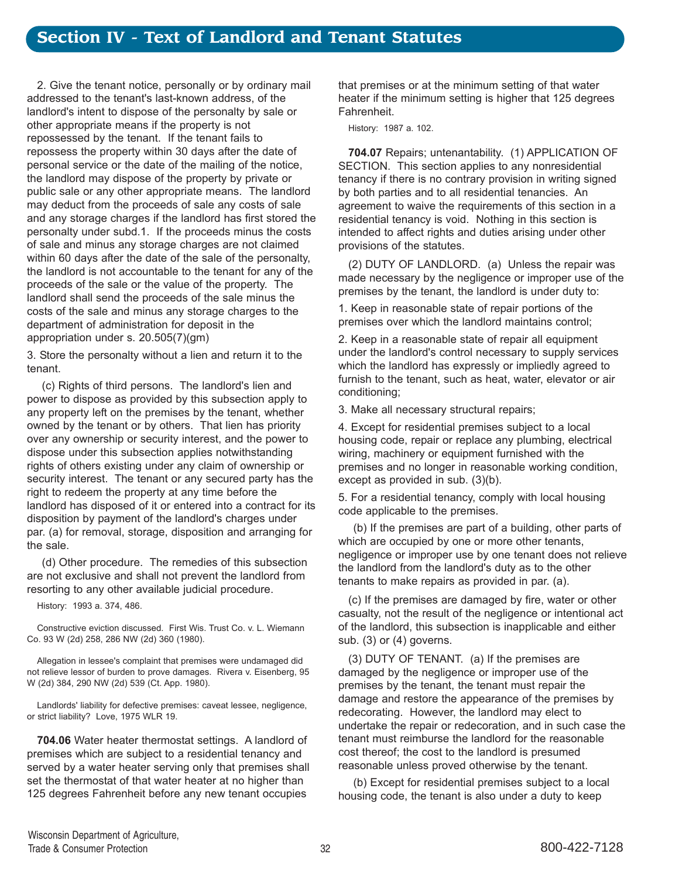2. Give the tenant notice, personally or by ordinary mail addressed to the tenant's last-known address, of the landlord's intent to dispose of the personalty by sale or other appropriate means if the property is not repossessed by the tenant. If the tenant fails to repossess the property within 30 days after the date of personal service or the date of the mailing of the notice, the landlord may dispose of the property by private or public sale or any other appropriate means. The landlord may deduct from the proceeds of sale any costs of sale and any storage charges if the landlord has first stored the personalty under subd.1. If the proceeds minus the costs of sale and minus any storage charges are not claimed within 60 days after the date of the sale of the personalty, the landlord is not accountable to the tenant for any of the proceeds of the sale or the value of the property. The landlord shall send the proceeds of the sale minus the costs of the sale and minus any storage charges to the department of administration for deposit in the appropriation under s. 20.505(7)(gm)

3. Store the personalty without a lien and return it to the tenant.

(c) Rights of third persons. The landlord's lien and power to dispose as provided by this subsection apply to any property left on the premises by the tenant, whether owned by the tenant or by others. That lien has priority over any ownership or security interest, and the power to dispose under this subsection applies notwithstanding rights of others existing under any claim of ownership or security interest. The tenant or any secured party has the right to redeem the property at any time before the landlord has disposed of it or entered into a contract for its disposition by payment of the landlord's charges under par. (a) for removal, storage, disposition and arranging for the sale.

(d) Other procedure. The remedies of this subsection are not exclusive and shall not prevent the landlord from resorting to any other available judicial procedure.

History: 1993 a. 374, 486.

Constructive eviction discussed. First Wis. Trust Co. v. L. Wiemann Co. 93 W (2d) 258, 286 NW (2d) 360 (1980).

Allegation in lessee's complaint that premises were undamaged did not relieve lessor of burden to prove damages. Rivera v. Eisenberg, 95 W (2d) 384, 290 NW (2d) 539 (Ct. App. 1980).

Landlords' liability for defective premises: caveat lessee, negligence, or strict liability? Love, 1975 WLR 19.

**704.06** Water heater thermostat settings. A landlord of premises which are subject to a residential tenancy and served by a water heater serving only that premises shall set the thermostat of that water heater at no higher than 125 degrees Fahrenheit before any new tenant occupies that premises or at the minimum setting of that water heater if the minimum setting is higher that 125 degrees Fahrenheit.

History: 1987 a. 102.

**704.07** Repairs; untenantability. (1) APPLICATION OF SECTION. This section applies to any nonresidential tenancy if there is no contrary provision in writing signed by both parties and to all residential tenancies. An agreement to waive the requirements of this section in a residential tenancy is void. Nothing in this section is intended to affect rights and duties arising under other provisions of the statutes.

(2) DUTY OF LANDLORD. (a) Unless the repair was made necessary by the negligence or improper use of the premises by the tenant, the landlord is under duty to:

1. Keep in reasonable state of repair portions of the premises over which the landlord maintains control;

2. Keep in a reasonable state of repair all equipment under the landlord's control necessary to supply services which the landlord has expressly or impliedly agreed to furnish to the tenant, such as heat, water, elevator or air conditioning;

3. Make all necessary structural repairs;

4. Except for residential premises subject to a local housing code, repair or replace any plumbing, electrical wiring, machinery or equipment furnished with the premises and no longer in reasonable working condition, except as provided in sub. (3)(b).

5. For a residential tenancy, comply with local housing code applicable to the premises.

(b) If the premises are part of a building, other parts of which are occupied by one or more other tenants, negligence or improper use by one tenant does not relieve the landlord from the landlord's duty as to the other tenants to make repairs as provided in par. (a).

(c) If the premises are damaged by fire, water or other casualty, not the result of the negligence or intentional act of the landlord, this subsection is inapplicable and either sub. (3) or (4) governs.

(3) DUTY OF TENANT. (a) If the premises are damaged by the negligence or improper use of the premises by the tenant, the tenant must repair the damage and restore the appearance of the premises by redecorating. However, the landlord may elect to undertake the repair or redecoration, and in such case the tenant must reimburse the landlord for the reasonable cost thereof; the cost to the landlord is presumed reasonable unless proved otherwise by the tenant.

(b) Except for residential premises subject to a local housing code, the tenant is also under a duty to keep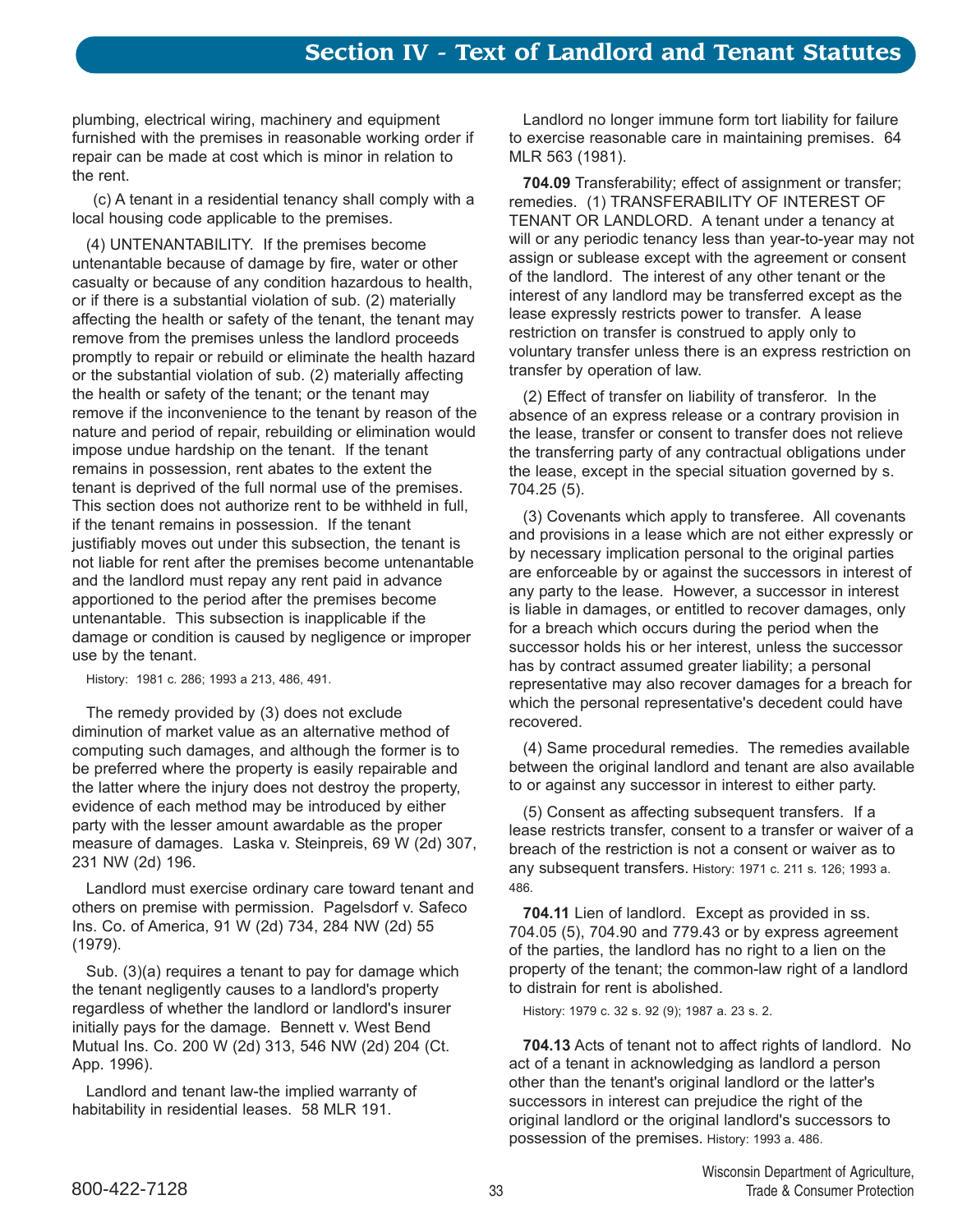plumbing, electrical wiring, machinery and equipment furnished with the premises in reasonable working order if repair can be made at cost which is minor in relation to the rent.

(c) A tenant in a residential tenancy shall comply with a local housing code applicable to the premises.

(4) UNTENANTABILITY. If the premises become untenantable because of damage by fire, water or other casualty or because of any condition hazardous to health, or if there is a substantial violation of sub. (2) materially affecting the health or safety of the tenant, the tenant may remove from the premises unless the landlord proceeds promptly to repair or rebuild or eliminate the health hazard or the substantial violation of sub. (2) materially affecting the health or safety of the tenant; or the tenant may remove if the inconvenience to the tenant by reason of the nature and period of repair, rebuilding or elimination would impose undue hardship on the tenant. If the tenant remains in possession, rent abates to the extent the tenant is deprived of the full normal use of the premises. This section does not authorize rent to be withheld in full, if the tenant remains in possession. If the tenant justifiably moves out under this subsection, the tenant is not liable for rent after the premises become untenantable and the landlord must repay any rent paid in advance apportioned to the period after the premises become untenantable. This subsection is inapplicable if the damage or condition is caused by negligence or improper use by the tenant.

History: 1981 c. 286; 1993 a 213, 486, 491.

The remedy provided by (3) does not exclude diminution of market value as an alternative method of computing such damages, and although the former is to be preferred where the property is easily repairable and the latter where the injury does not destroy the property, evidence of each method may be introduced by either party with the lesser amount awardable as the proper measure of damages. Laska v. Steinpreis, 69 W (2d) 307, 231 NW (2d) 196.

Landlord must exercise ordinary care toward tenant and others on premise with permission. Pagelsdorf v. Safeco Ins. Co. of America, 91 W (2d) 734, 284 NW (2d) 55 (1979).

Sub. (3)(a) requires a tenant to pay for damage which the tenant negligently causes to a landlord's property regardless of whether the landlord or landlord's insurer initially pays for the damage. Bennett v. West Bend Mutual Ins. Co. 200 W (2d) 313, 546 NW (2d) 204 (Ct. App. 1996).

Landlord and tenant law-the implied warranty of habitability in residential leases. 58 MLR 191.

Landlord no longer immune form tort liability for failure to exercise reasonable care in maintaining premises. 64 MLR 563 (1981).

**704.09** Transferability; effect of assignment or transfer; remedies. (1) TRANSFERABILITY OF INTEREST OF TENANT OR LANDLORD. A tenant under a tenancy at will or any periodic tenancy less than year-to-year may not assign or sublease except with the agreement or consent of the landlord. The interest of any other tenant or the interest of any landlord may be transferred except as the lease expressly restricts power to transfer. A lease restriction on transfer is construed to apply only to voluntary transfer unless there is an express restriction on transfer by operation of law.

(2) Effect of transfer on liability of transferor. In the absence of an express release or a contrary provision in the lease, transfer or consent to transfer does not relieve the transferring party of any contractual obligations under the lease, except in the special situation governed by s. 704.25 (5).

(3) Covenants which apply to transferee. All covenants and provisions in a lease which are not either expressly or by necessary implication personal to the original parties are enforceable by or against the successors in interest of any party to the lease. However, a successor in interest is liable in damages, or entitled to recover damages, only for a breach which occurs during the period when the successor holds his or her interest, unless the successor has by contract assumed greater liability; a personal representative may also recover damages for a breach for which the personal representative's decedent could have recovered.

(4) Same procedural remedies. The remedies available between the original landlord and tenant are also available to or against any successor in interest to either party.

(5) Consent as affecting subsequent transfers. If a lease restricts transfer, consent to a transfer or waiver of a breach of the restriction is not a consent or waiver as to any subsequent transfers. History: 1971 c. 211 s. 126; 1993 a. 486.

**704.11** Lien of landlord. Except as provided in ss. 704.05 (5), 704.90 and 779.43 or by express agreement of the parties, the landlord has no right to a lien on the property of the tenant; the common-law right of a landlord to distrain for rent is abolished.

History: 1979 c. 32 s. 92 (9); 1987 a. 23 s. 2.

**704.13** Acts of tenant not to affect rights of landlord. No act of a tenant in acknowledging as landlord a person other than the tenant's original landlord or the latter's successors in interest can prejudice the right of the original landlord or the original landlord's successors to possession of the premises. History: 1993 a. 486.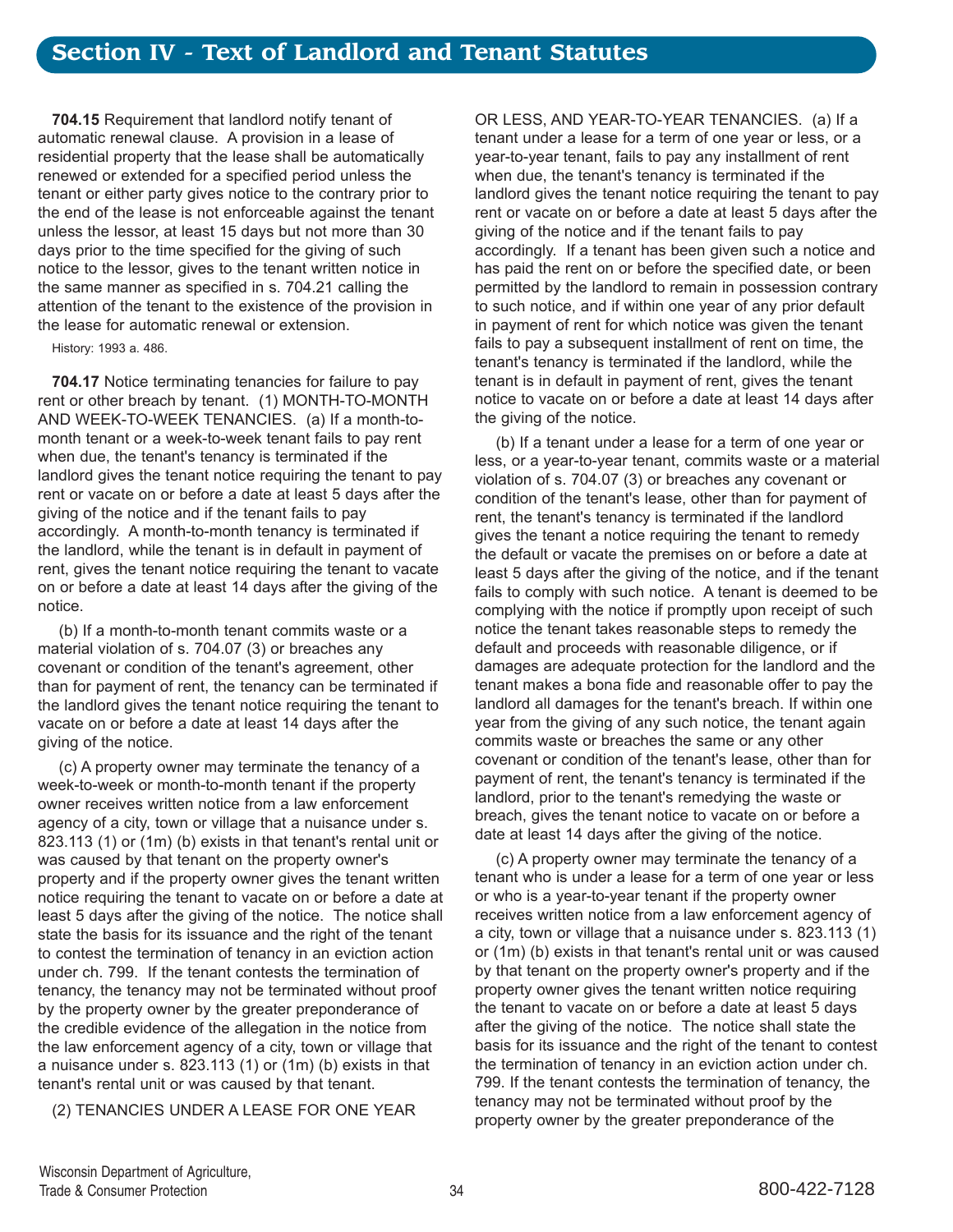## Section IV - Text of Landlord and Tenant Statutes

**704.15** Requirement that landlord notify tenant of automatic renewal clause. A provision in a lease of residential property that the lease shall be automatically renewed or extended for a specified period unless the tenant or either party gives notice to the contrary prior to the end of the lease is not enforceable against the tenant unless the lessor, at least 15 days but not more than 30 days prior to the time specified for the giving of such notice to the lessor, gives to the tenant written notice in the same manner as specified in s. 704.21 calling the attention of the tenant to the existence of the provision in the lease for automatic renewal or extension.

History: 1993 a. 486.

**704.17** Notice terminating tenancies for failure to pay rent or other breach by tenant. (1) MONTH-TO-MONTH AND WEEK-TO-WEEK TENANCIES. (a) If a month-to-month tenant or a week-to-week tenant fails to pay rent when due, the tenant's tenancy is terminated if the landlord gives the tenant notice requiring the tenant to pay rent or vacate on or before a date at least 5 days after the giving of the notice and if the tenant fails to pay accordingly. A month-to-month tenancy is terminated if the landlord, while the tenant is in default in payment of rent, gives the tenant notice requiring the tenant to vacate on or before a date at least 14 days after the giving of the notice.

(b) If a month-to-month tenant commits waste or a material violation of s. 704.07 (3) or breaches any covenant or condition of the tenant's agreement, other than for payment of rent, the tenancy can be terminated if the landlord gives the tenant notice requiring the tenant to vacate on or before a date at least 14 days after the giving of the notice.

(c) A property owner may terminate the tenancy of a week-to-week or month-to-month tenant if the property owner receives written notice from a law enforcement agency of a city, town or village that a nuisance under s. 823.113 (1) or (1m) (b) exists in that tenant's rental unit or was caused by that tenant on the property owner's property and if the property owner gives the tenant written notice requiring the tenant to vacate on or before a date at least 5 days after the giving of the notice. The notice shall state the basis for its issuance and the right of the tenant to contest the termination of tenancy in an eviction action under ch. 799. If the tenant contests the termination of tenancy, the tenancy may not be terminated without proof by the property owner by the greater preponderance of the credible evidence of the allegation in the notice from the law enforcement agency of a city, town or village that a nuisance under s. 823.113 (1) or (1m) (b) exists in that tenant's rental unit or was caused by that tenant.

(2) TENANCIES UNDER A LEASE FOR ONE YEAR OR LESS, AND YEAR-TO-YEAR TENANCIES. (a) If a tenant under a lease for a term of one year or less, or a year-to-year tenant, fails to pay any installment of rent when due, the tenant's tenancy is terminated if the landlord gives the tenant notice requiring the tenant to pay rent or vacate on or before a date at least 5 days after the giving of the notice and if the tenant fails to pay accordingly. If a tenant has been given such a notice and has paid the rent on or before the specified date, or been permitted by the landlord to remain in possession contrary to such notice, and if within one year of any prior default in payment of rent for which notice was given the tenant fails to pay a subsequent installment of rent on time, the tenant's tenancy is terminated if the landlord, while the tenant is in default in payment of rent, gives the tenant notice to vacate on or before a date at least 14 days after the giving of the notice.

(b) If a tenant under a lease for a term of one year or less, or a year-to-year tenant, commits waste or a material violation of s. 704.07 (3) or breaches any covenant or condition of the tenant's lease, other than for payment of rent, the tenant's tenancy is terminated if the landlord gives the tenant a notice requiring the tenant to remedy the default or vacate the premises on or before a date at least 5 days after the giving of the notice, and if the tenant fails to comply with such notice. A tenant is deemed to be complying with the notice if promptly upon receipt of such notice the tenant takes reasonable steps to remedy the default and proceeds with reasonable diligence, or if damages are adequate protection for the landlord and the tenant makes a bona fide and reasonable offer to pay the landlord all damages for the tenant's breach. If within one year from the giving of any such notice, the tenant again commits waste or breaches the same or any other covenant or condition of the tenant's lease, other than for payment of rent, the tenant's tenancy is terminated if the landlord, prior to the tenant's remedying the waste or breach, gives the tenant notice to vacate on or before a date at least 14 days after the giving of the notice.

(c) A property owner may terminate the tenancy of a tenant who is under a lease for a term of one year or less or who is a year-to-year tenant if the property owner receives written notice from a law enforcement agency of a city, town or village that a nuisance under s. 823.113 (1) or (1m) (b) exists in that tenant's rental unit or was caused by that tenant on the property owner's property and if the property owner gives the tenant written notice requiring the tenant to vacate on or before a date at least 5 days after the giving of the notice. The notice shall state the basis for its issuance and the right of the tenant to contest the termination of tenancy in an eviction action under ch. 799. If the tenant contests the termination of tenancy, the tenancy may not be terminated without proof by the property owner by the greater preponderance of the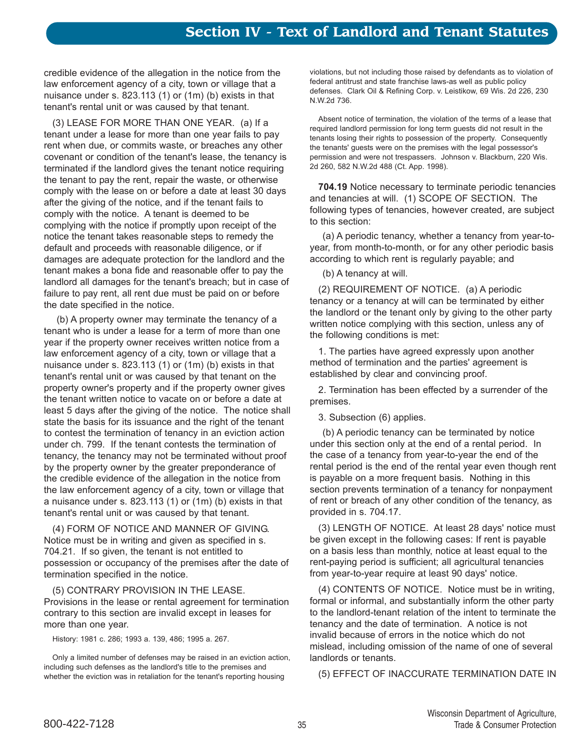credible evidence of the allegation in the notice from the law enforcement agency of a city, town or village that a nuisance under s. 823.113 (1) or (1m) (b) exists in that tenant's rental unit or was caused by that tenant.

(3) LEASE FOR MORE THAN ONE YEAR. (a) If a tenant under a lease for more than one year fails to pay rent when due, or commits waste, or breaches any other covenant or condition of the tenant's lease, the tenancy is terminated if the landlord gives the tenant notice requiring the tenant to pay the rent, repair the waste, or otherwise comply with the lease on or before a date at least 30 days after the giving of the notice, and if the tenant fails to comply with the notice. A tenant is deemed to be complying with the notice if promptly upon receipt of the notice the tenant takes reasonable steps to remedy the default and proceeds with reasonable diligence, or if damages are adequate protection for the landlord and the tenant makes a bona fide and reasonable offer to pay the landlord all damages for the tenant's breach; but in case of failure to pay rent, all rent due must be paid on or before the date specified in the notice.

(b) A property owner may terminate the tenancy of a tenant who is under a lease for a term of more than one year if the property owner receives written notice from a law enforcement agency of a city, town or village that a nuisance under s. 823.113 (1) or (1m) (b) exists in that tenant's rental unit or was caused by that tenant on the property owner's property and if the property owner gives the tenant written notice to vacate on or before a date at least 5 days after the giving of the notice. The notice shall state the basis for its issuance and the right of the tenant to contest the termination of tenancy in an eviction action under ch. 799. If the tenant contests the termination of tenancy, the tenancy may not be terminated without proof by the property owner by the greater preponderance of the credible evidence of the allegation in the notice from the law enforcement agency of a city, town or village that a nuisance under s. 823.113 (1) or (1m) (b) exists in that tenant's rental unit or was caused by that tenant.

(4) FORM OF NOTICE AND MANNER OF GIVING. Notice must be in writing and given as specified in s. 704.21. If so given, the tenant is not entitled to possession or occupancy of the premises after the date of termination specified in the notice.

(5) CONTRARY PROVISION IN THE LEASE. Provisions in the lease or rental agreement for termination contrary to this section are invalid except in leases for more than one year.

History: 1981 c. 286; 1993 a. 139, 486; 1995 a. 267.

Only a limited number of defenses may be raised in an eviction action, including such defenses as the landlord's title to the premises and whether the eviction was in retaliation for the tenant's reporting housing violations, but not including those raised by defendants as to violation of federal antitrust and state franchise laws-as well as public policy defenses. Clark Oil & Refining Corp. v. Leistikow, 69 Wis. 2d 226, 230 N.W.2d 736.

Absent notice of termination, the violation of the terms of a lease that required landlord permission for long term guests did not result in the tenants losing their rights to possession of the property. Consequently the tenants' guests were on the premises with the legal possessor's permission and were not trespassers. Johnson v. Blackburn, 220 Wis. 2d 260, 582 N.W.2d 488 (Ct. App. 1998).

**704.19** Notice necessary to terminate periodic tenancies and tenancies at will. (1) SCOPE OF SECTION. The following types of tenancies, however created, are subject to this section:

(a) A periodic tenancy, whether a tenancy from year-to-year, from month-to-month, or for any other periodic basis according to which rent is regularly payable; and

(b) A tenancy at will.

(2) REQUIREMENT OF NOTICE. (a) A periodic tenancy or a tenancy at will can be terminated by either the landlord or the tenant only by giving to the other party written notice complying with this section, unless any of the following conditions is met:

1. The parties have agreed expressly upon another method of termination and the parties' agreement is established by clear and convincing proof.

2. Termination has been effected by a surrender of the premises.

3. Subsection (6) applies.

(b) A periodic tenancy can be terminated by notice under this section only at the end of a rental period. In the case of a tenancy from year-to-year the end of the rental period is the end of the rental year even though rent is payable on a more frequent basis. Nothing in this section prevents termination of a tenancy for nonpayment of rent or breach of any other condition of the tenancy, as provided in s. 704.17.

(3) LENGTH OF NOTICE. At least 28 days' notice must be given except in the following cases: If rent is payable on a basis less than monthly, notice at least equal to the rent-paying period is sufficient; all agricultural tenancies from year-to-year require at least 90 days' notice.

(4) CONTENTS OF NOTICE. Notice must be in writing, formal or informal, and substantially inform the other party to the landlord-tenant relation of the intent to terminate the tenancy and the date of termination. A notice is not invalid because of errors in the notice which do not mislead, including omission of the name of one of several landlords or tenants.

(5) EFFECT OF INACCURATE TERMINATION DATE IN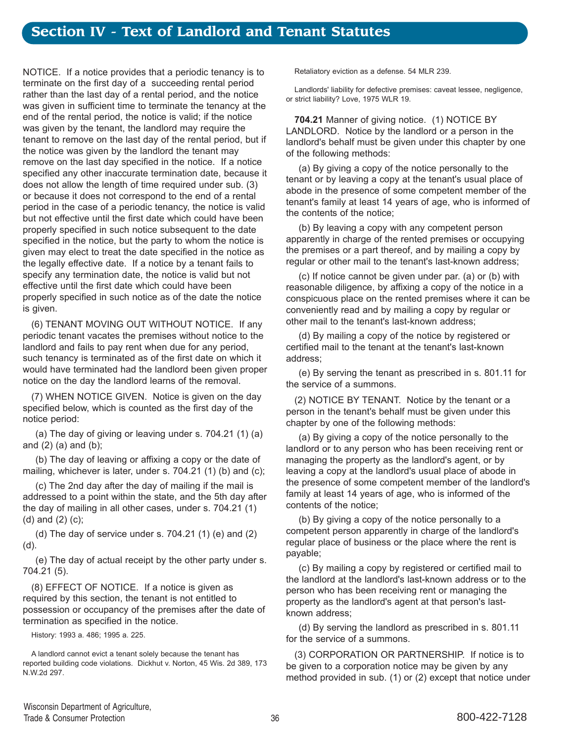## Section IV - Text of Landlord and Tenant Statutes

NOTICE. If a notice provides that a periodic tenancy is to terminate on the first day of a succeeding rental period rather than the last day of a rental period, and the notice was given in sufficient time to terminate the tenancy at the end of the rental period, the notice is valid; if the notice was given by the tenant, the landlord may require the tenant to remove on the last day of the rental period, but if the notice was given by the landlord the tenant may remove on the last day specified in the notice. If a notice specified any other inaccurate termination date, because it does not allow the length of time required under sub. (3) or because it does not correspond to the end of a rental period in the case of a periodic tenancy, the notice is valid but not effective until the first date which could have been properly specified in such notice subsequent to the date specified in the notice, but the party to whom the notice is given may elect to treat the date specified in the notice as the legally effective date. If a notice by a tenant fails to specify any termination date, the notice is valid but not effective until the first date which could have been properly specified in such notice as of the date the notice is given.

(6) TENANT MOVING OUT WITHOUT NOTICE. If any periodic tenant vacates the premises without notice to the landlord and fails to pay rent when due for any period, such tenancy is terminated as of the first date on which it would have terminated had the landlord been given proper notice on the day the landlord learns of the removal.

(7) WHEN NOTICE GIVEN. Notice is given on the day specified below, which is counted as the first day of the notice period:

(a) The day of giving or leaving under s. 704.21 (1) (a) and (2) (a) and (b);

(b) The day of leaving or affixing a copy or the date of mailing, whichever is later, under s. 704.21 (1) (b) and (c);

(c) The 2nd day after the day of mailing if the mail is addressed to a point within the state, and the 5th day after the day of mailing in all other cases, under s. 704.21 (1) (d) and (2) (c);

(d) The day of service under s. 704.21 (1) (e) and (2) (d).

(e) The day of actual receipt by the other party under s. 704.21 (5).

(8) EFFECT OF NOTICE. If a notice is given as required by this section, the tenant is not entitled to possession or occupancy of the premises after the date of termination as specified in the notice.

History: 1993 a. 486; 1995 a. 225.

A landlord cannot evict a tenant solely because the tenant has reported building code violations. Dickhut v. Norton, 45 Wis. 2d 389, 173 N.W.2d 297.

Retaliatory eviction as a defense. 54 MLR 239.

Landlords' liability for defective premises: caveat lessee, negligence, or strict liability? Love, 1975 WLR 19.

**704.21** Manner of giving notice. (1) NOTICE BY LANDLORD. Notice by the landlord or a person in the landlord's behalf must be given under this chapter by one of the following methods:

(a) By giving a copy of the notice personally to the tenant or by leaving a copy at the tenant's usual place of abode in the presence of some competent member of the tenant's family at least 14 years of age, who is informed of the contents of the notice;

(b) By leaving a copy with any competent person apparently in charge of the rented premises or occupying the premises or a part thereof, and by mailing a copy by regular or other mail to the tenant's last-known address;

(c) If notice cannot be given under par. (a) or (b) with reasonable diligence, by affixing a copy of the notice in a conspicuous place on the rented premises where it can be conveniently read and by mailing a copy by regular or other mail to the tenant's last-known address;

(d) By mailing a copy of the notice by registered or certified mail to the tenant at the tenant's last-known address;

(e) By serving the tenant as prescribed in s. 801.11 for the service of a summons.

(2) NOTICE BY TENANT. Notice by the tenant or a person in the tenant's behalf must be given under this chapter by one of the following methods:

(a) By giving a copy of the notice personally to the landlord or to any person who has been receiving rent or managing the property as the landlord's agent, or by leaving a copy at the landlord's usual place of abode in the presence of some competent member of the landlord's family at least 14 years of age, who is informed of the contents of the notice;

(b) By giving a copy of the notice personally to a competent person apparently in charge of the landlord's regular place of business or the place where the rent is payable;

(c) By mailing a copy by registered or certified mail to the landlord at the landlord's last-known address or to the person who has been receiving rent or managing the property as the landlord's agent at that person's last-known address;

(d) By serving the landlord as prescribed in s. 801.11 for the service of a summons.

(3) CORPORATION OR PARTNERSHIP. If notice is to be given to a corporation notice may be given by any method provided in sub. (1) or (2) except that notice under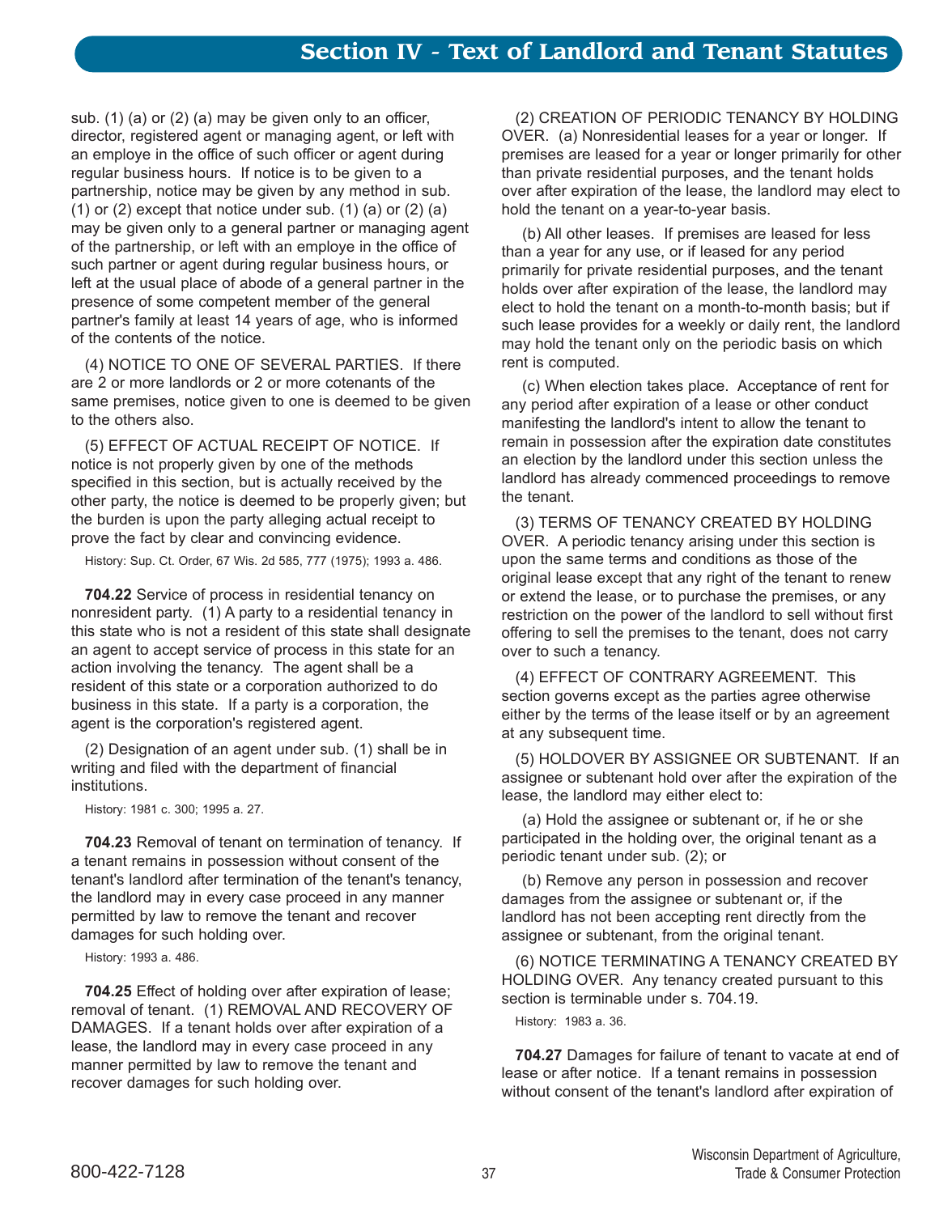sub. (1) (a) or (2) (a) may be given only to an officer, director, registered agent or managing agent, or left with an employe in the office of such officer or agent during regular business hours. If notice is to be given to a partnership, notice may be given by any method in sub. (1) or (2) except that notice under sub. (1) (a) or (2) (a) may be given only to a general partner or managing agent of the partnership, or left with an employe in the office of such partner or agent during regular business hours, or left at the usual place of abode of a general partner in the presence of some competent member of the general partner's family at least 14 years of age, who is informed of the contents of the notice.

(4) NOTICE TO ONE OF SEVERAL PARTIES. If there are 2 or more landlords or 2 or more cotenants of the same premises, notice given to one is deemed to be given to the others also.

(5) EFFECT OF ACTUAL RECEIPT OF NOTICE. If notice is not properly given by one of the methods specified in this section, but is actually received by the other party, the notice is deemed to be properly given; but the burden is upon the party alleging actual receipt to prove the fact by clear and convincing evidence.

History: Sup. Ct. Order, 67 Wis. 2d 585, 777 (1975); 1993 a. 486.

**704.22** Service of process in residential tenancy on nonresident party. (1) A party to a residential tenancy in this state who is not a resident of this state shall designate an agent to accept service of process in this state for an action involving the tenancy. The agent shall be a resident of this state or a corporation authorized to do business in this state. If a party is a corporation, the agent is the corporation's registered agent.

(2) Designation of an agent under sub. (1) shall be in writing and filed with the department of financial institutions.

History: 1981 c. 300; 1995 a. 27.

**704.23** Removal of tenant on termination of tenancy. If a tenant remains in possession without consent of the tenant's landlord after termination of the tenant's tenancy, the landlord may in every case proceed in any manner permitted by law to remove the tenant and recover damages for such holding over.

History: 1993 a. 486.

**704.25** Effect of holding over after expiration of lease; removal of tenant. (1) REMOVAL AND RECOVERY OF DAMAGES. If a tenant holds over after expiration of a lease, the landlord may in every case proceed in any manner permitted by law to remove the tenant and recover damages for such holding over.

(2) CREATION OF PERIODIC TENANCY BY HOLDING OVER. (a) Nonresidential leases for a year or longer. If premises are leased for a year or longer primarily for other than private residential purposes, and the tenant holds over after expiration of the lease, the landlord may elect to hold the tenant on a year-to-year basis.

(b) All other leases. If premises are leased for less than a year for any use, or if leased for any period primarily for private residential purposes, and the tenant holds over after expiration of the lease, the landlord may elect to hold the tenant on a month-to-month basis; but if such lease provides for a weekly or daily rent, the landlord may hold the tenant only on the periodic basis on which rent is computed.

(c) When election takes place. Acceptance of rent for any period after expiration of a lease or other conduct manifesting the landlord's intent to allow the tenant to remain in possession after the expiration date constitutes an election by the landlord under this section unless the landlord has already commenced proceedings to remove the tenant.

(3) TERMS OF TENANCY CREATED BY HOLDING OVER. A periodic tenancy arising under this section is upon the same terms and conditions as those of the original lease except that any right of the tenant to renew or extend the lease, or to purchase the premises, or any restriction on the power of the landlord to sell without first offering to sell the premises to the tenant, does not carry over to such a tenancy.

(4) EFFECT OF CONTRARY AGREEMENT. This section governs except as the parties agree otherwise either by the terms of the lease itself or by an agreement at any subsequent time.

(5) HOLDOVER BY ASSIGNEE OR SUBTENANT. If an assignee or subtenant hold over after the expiration of the lease, the landlord may either elect to:

(a) Hold the assignee or subtenant or, if he or she participated in the holding over, the original tenant as a periodic tenant under sub. (2); or

(b) Remove any person in possession and recover damages from the assignee or subtenant or, if the landlord has not been accepting rent directly from the assignee or subtenant, from the original tenant.

(6) NOTICE TERMINATING A TENANCY CREATED BY HOLDING OVER. Any tenancy created pursuant to this section is terminable under s. 704.19.

History: 1983 a. 36.

**704.27** Damages for failure of tenant to vacate at end of lease or after notice. If a tenant remains in possession without consent of the tenant's landlord after expiration of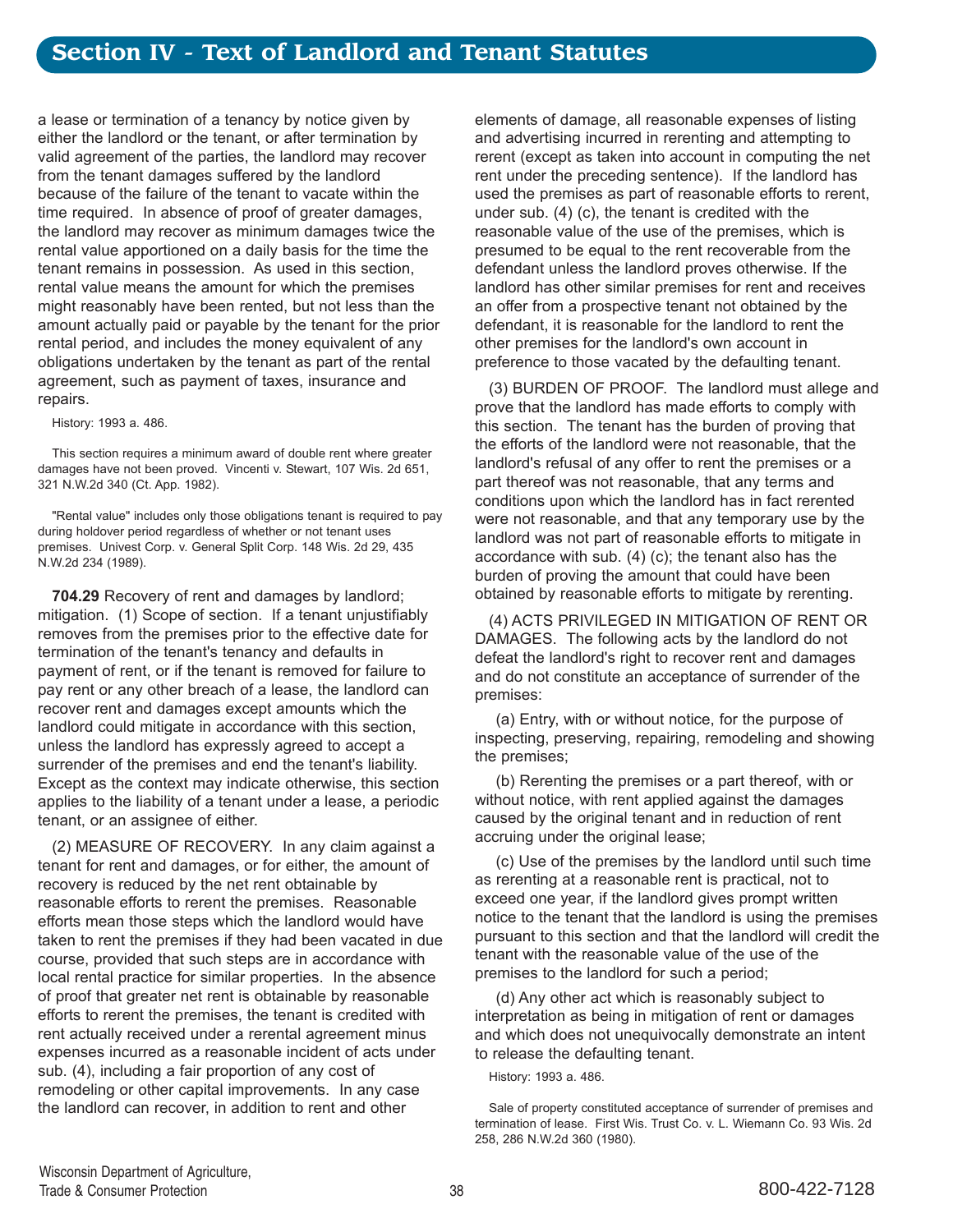a lease or termination of a tenancy by notice given by either the landlord or the tenant, or after termination by valid agreement of the parties, the landlord may recover from the tenant damages suffered by the landlord because of the failure of the tenant to vacate within the time required. In absence of proof of greater damages, the landlord may recover as minimum damages twice the rental value apportioned on a daily basis for the time the tenant remains in possession. As used in this section, rental value means the amount for which the premises might reasonably have been rented, but not less than the amount actually paid or payable by the tenant for the prior rental period, and includes the money equivalent of any obligations undertaken by the tenant as part of the rental agreement, such as payment of taxes, insurance and repairs.

History: 1993 a. 486.

This section requires a minimum award of double rent where greater damages have not been proved. Vincenti v. Stewart, 107 Wis. 2d 651, 321 N.W.2d 340 (Ct. App. 1982).

"Rental value" includes only those obligations tenant is required to pay during holdover period regardless of whether or not tenant uses premises. Univest Corp. v. General Split Corp. 148 Wis. 2d 29, 435 N.W.2d 234 (1989).

**704.29** Recovery of rent and damages by landlord; mitigation. (1) Scope of section. If a tenant unjustifiably removes from the premises prior to the effective date for termination of the tenant's tenancy and defaults in payment of rent, or if the tenant is removed for failure to pay rent or any other breach of a lease, the landlord can recover rent and damages except amounts which the landlord could mitigate in accordance with this section, unless the landlord has expressly agreed to accept a surrender of the premises and end the tenant's liability. Except as the context may indicate otherwise, this section applies to the liability of a tenant under a lease, a periodic tenant, or an assignee of either.

(2) MEASURE OF RECOVERY. In any claim against a tenant for rent and damages, or for either, the amount of recovery is reduced by the net rent obtainable by reasonable efforts to rerent the premises. Reasonable efforts mean those steps which the landlord would have taken to rent the premises if they had been vacated in due course, provided that such steps are in accordance with local rental practice for similar properties. In the absence of proof that greater net rent is obtainable by reasonable efforts to rerent the premises, the tenant is credited with rent actually received under a rerental agreement minus expenses incurred as a reasonable incident of acts under sub. (4), including a fair proportion of any cost of remodeling or other capital improvements. In any case the landlord can recover, in addition to rent and other elements of damage, all reasonable expenses of listing and advertising incurred in rerenting and attempting to rerent (except as taken into account in computing the net rent under the preceding sentence). If the landlord has used the premises as part of reasonable efforts to rerent, under sub. (4) (c), the tenant is credited with the reasonable value of the use of the premises, which is presumed to be equal to the rent recoverable from the defendant unless the landlord proves otherwise. If the landlord has other similar premises for rent and receives an offer from a prospective tenant not obtained by the defendant, it is reasonable for the landlord to rent the other premises for the landlord's own account in preference to those vacated by the defaulting tenant.

(3) BURDEN OF PROOF. The landlord must allege and prove that the landlord has made efforts to comply with this section. The tenant has the burden of proving that the efforts of the landlord were not reasonable, that the landlord's refusal of any offer to rent the premises or a part thereof was not reasonable, that any terms and conditions upon which the landlord has in fact rerented were not reasonable, and that any temporary use by the landlord was not part of reasonable efforts to mitigate in accordance with sub. (4) (c); the tenant also has the burden of proving the amount that could have been obtained by reasonable efforts to mitigate by rerenting.

(4) ACTS PRIVILEGED IN MITIGATION OF RENT OR DAMAGES. The following acts by the landlord do not defeat the landlord's right to recover rent and damages and do not constitute an acceptance of surrender of the premises:

(a) Entry, with or without notice, for the purpose of inspecting, preserving, repairing, remodeling and showing the premises;

(b) Rerenting the premises or a part thereof, with or without notice, with rent applied against the damages caused by the original tenant and in reduction of rent accruing under the original lease;

(c) Use of the premises by the landlord until such time as rerenting at a reasonable rent is practical, not to exceed one year, if the landlord gives prompt written notice to the tenant that the landlord is using the premises pursuant to this section and that the landlord will credit the tenant with the reasonable value of the use of the premises to the landlord for such a period;

(d) Any other act which is reasonably subject to interpretation as being in mitigation of rent or damages and which does not unequivocally demonstrate an intent to release the defaulting tenant.

History: 1993 a. 486.

Sale of property constituted acceptance of surrender of premises and termination of lease. First Wis. Trust Co. v. L. Wiemann Co. 93 Wis. 2d 258, 286 N.W.2d 360 (1980).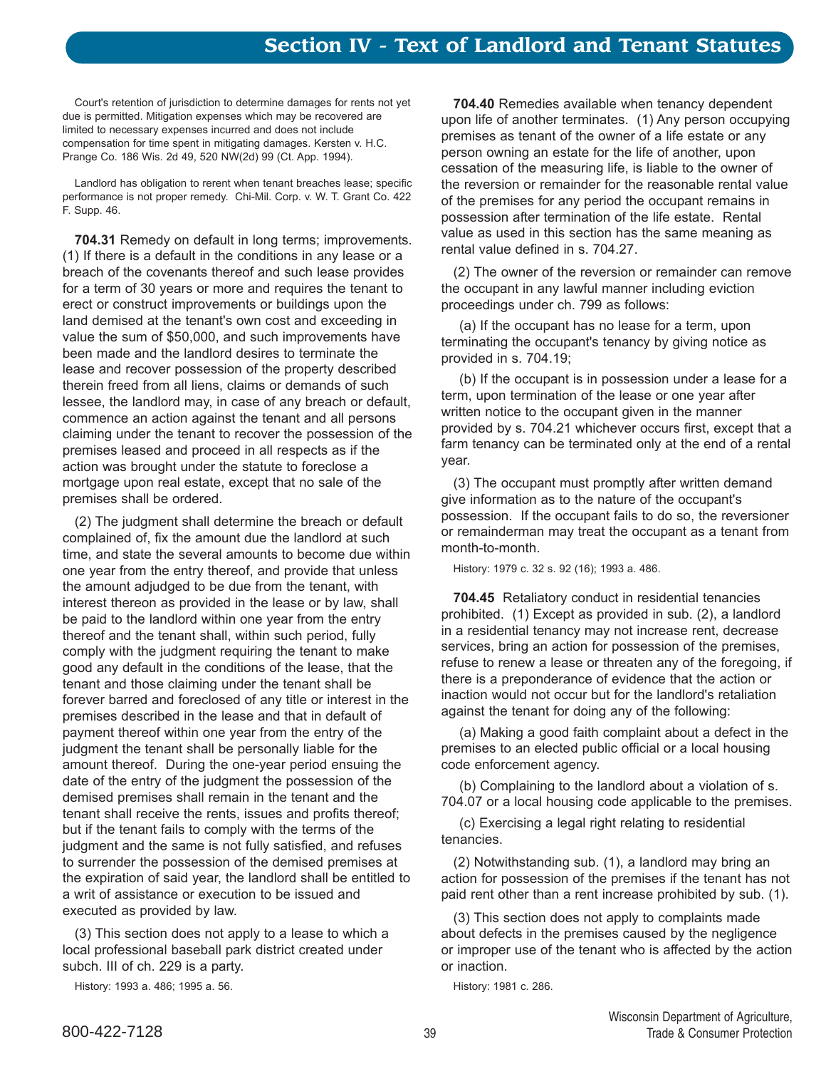Court's retention of jurisdiction to determine damages for rents not yet due is permitted. Mitigation expenses which may be recovered are limited to necessary expenses incurred and does not include compensation for time spent in mitigating damages. Kersten v. H.C. Prange Co. 186 Wis. 2d 49, 520 NW(2d) 99 (Ct. App. 1994).

Landlord has obligation to rerent when tenant breaches lease; specific performance is not proper remedy. Chi-Mil. Corp. v. W. T. Grant Co. 422 F. Supp. 46.

**704.31** Remedy on default in long terms; improvements. (1) If there is a default in the conditions in any lease or a breach of the covenants thereof and such lease provides for a term of 30 years or more and requires the tenant to erect or construct improvements or buildings upon the land demised at the tenant's own cost and exceeding in value the sum of $50,000, and such improvements have been made and the landlord desires to terminate the lease and recover possession of the property described therein freed from all liens, claims or demands of such lessee, the landlord may, in case of any breach or default, commence an action against the tenant and all persons claiming under the tenant to recover the possession of the premises leased and proceed in all respects as if the action was brought under the statute to foreclose a mortgage upon real estate, except that no sale of the premises shall be ordered.

(2) The judgment shall determine the breach or default complained of, fix the amount due the landlord at such time, and state the several amounts to become due within one year from the entry thereof, and provide that unless the amount adjudged to be due from the tenant, with interest thereon as provided in the lease or by law, shall be paid to the landlord within one year from the entry thereof and the tenant shall, within such period, fully comply with the judgment requiring the tenant to make good any default in the conditions of the lease, that the tenant and those claiming under the tenant shall be forever barred and foreclosed of any title or interest in the premises described in the lease and that in default of payment thereof within one year from the entry of the judgment the tenant shall be personally liable for the amount thereof. During the one-year period ensuing the date of the entry of the judgment the possession of the demised premises shall remain in the tenant and the tenant shall receive the rents, issues and profits thereof; but if the tenant fails to comply with the terms of the judgment and the same is not fully satisfied, and refuses to surrender the possession of the demised premises at the expiration of said year, the landlord shall be entitled to a writ of assistance or execution to be issued and executed as provided by law.

(3) This section does not apply to a lease to which a local professional baseball park district created under subch. III of ch. 229 is a party.

History: 1993 a. 486; 1995 a. 56.

**704.40** Remedies available when tenancy dependent upon life of another terminates. (1) Any person occupying premises as tenant of the owner of a life estate or any person owning an estate for the life of another, upon cessation of the measuring life, is liable to the owner of the reversion or remainder for the reasonable rental value of the premises for any period the occupant remains in possession after termination of the life estate. Rental value as used in this section has the same meaning as rental value defined in s. 704.27.

(2) The owner of the reversion or remainder can remove the occupant in any lawful manner including eviction proceedings under ch. 799 as follows:

(a) If the occupant has no lease for a term, upon terminating the occupant's tenancy by giving notice as provided in s. 704.19;

(b) If the occupant is in possession under a lease for a term, upon termination of the lease or one year after written notice to the occupant given in the manner provided by s. 704.21 whichever occurs first, except that a farm tenancy can be terminated only at the end of a rental year.

(3) The occupant must promptly after written demand give information as to the nature of the occupant's possession. If the occupant fails to do so, the reversioner or remainderman may treat the occupant as a tenant from month-to-month.

History: 1979 c. 32 s. 92 (16); 1993 a. 486.

**704.45** Retaliatory conduct in residential tenancies prohibited. (1) Except as provided in sub. (2), a landlord in a residential tenancy may not increase rent, decrease services, bring an action for possession of the premises, refuse to renew a lease or threaten any of the foregoing, if there is a preponderance of evidence that the action or inaction would not occur but for the landlord's retaliation against the tenant for doing any of the following:

(a) Making a good faith complaint about a defect in the premises to an elected public official or a local housing code enforcement agency.

(b) Complaining to the landlord about a violation of s. 704.07 or a local housing code applicable to the premises.

(c) Exercising a legal right relating to residential tenancies.

(2) Notwithstanding sub. (1), a landlord may bring an action for possession of the premises if the tenant has not paid rent other than a rent increase prohibited by sub. (1).

(3) This section does not apply to complaints made about defects in the premises caused by the negligence or improper use of the tenant who is affected by the action or inaction.

History: 1981 c. 286.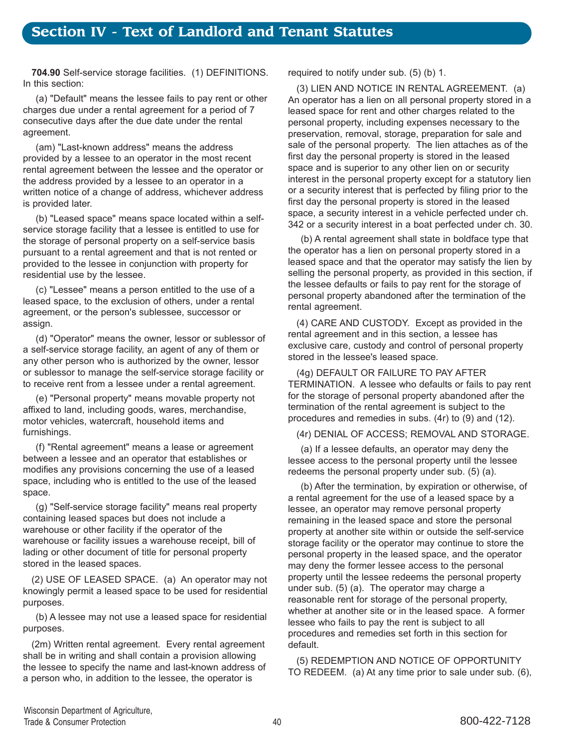## Section IV - Text of Landlord and Tenant Statutes

**704.90** Self-service storage facilities. (1) DEFINITIONS. In this section:

(a) "Default" means the lessee fails to pay rent or other charges due under a rental agreement for a period of 7 consecutive days after the due date under the rental agreement.

(am) "Last-known address" means the address provided by a lessee to an operator in the most recent rental agreement between the lessee and the operator or the address provided by a lessee to an operator in a written notice of a change of address, whichever address is provided later.

(b) "Leased space" means space located within a self-service storage facility that a lessee is entitled to use for the storage of personal property on a self-service basis pursuant to a rental agreement and that is not rented or provided to the lessee in conjunction with property for residential use by the lessee.

(c) "Lessee" means a person entitled to the use of a leased space, to the exclusion of others, under a rental agreement, or the person's sublessee, successor or assign.

(d) "Operator" means the owner, lessor or sublessor of a self-service storage facility, an agent of any of them or any other person who is authorized by the owner, lessor or sublessor to manage the self-service storage facility or to receive rent from a lessee under a rental agreement.

(e) "Personal property" means movable property not affixed to land, including goods, wares, merchandise, motor vehicles, watercraft, household items and furnishings.

(f) "Rental agreement" means a lease or agreement between a lessee and an operator that establishes or modifies any provisions concerning the use of a leased space, including who is entitled to the use of the leased space.

(g) "Self-service storage facility" means real property containing leased spaces but does not include a warehouse or other facility if the operator of the warehouse or facility issues a warehouse receipt, bill of lading or other document of title for personal property stored in the leased spaces.

(2) USE OF LEASED SPACE. (a) An operator may not knowingly permit a leased space to be used for residential purposes.

(b) A lessee may not use a leased space for residential purposes.

(2m) Written rental agreement. Every rental agreement shall be in writing and shall contain a provision allowing the lessee to specify the name and last-known address of a person who, in addition to the lessee, the operator is required to notify under sub. (5) (b) 1.

(3) LIEN AND NOTICE IN RENTAL AGREEMENT. (a) An operator has a lien on all personal property stored in a leased space for rent and other charges related to the personal property, including expenses necessary to the preservation, removal, storage, preparation for sale and sale of the personal property. The lien attaches as of the first day the personal property is stored in the leased space and is superior to any other lien on or security interest in the personal property except for a statutory lien or a security interest that is perfected by filing prior to the first day the personal property is stored in the leased space, a security interest in a vehicle perfected under ch. 342 or a security interest in a boat perfected under ch. 30.

(b) A rental agreement shall state in boldface type that the operator has a lien on personal property stored in a leased space and that the operator may satisfy the lien by selling the personal property, as provided in this section, if the lessee defaults or fails to pay rent for the storage of personal property abandoned after the termination of the rental agreement.

(4) CARE AND CUSTODY. Except as provided in the rental agreement and in this section, a lessee has exclusive care, custody and control of personal property stored in the lessee's leased space.

(4g) DEFAULT OR FAILURE TO PAY AFTER TERMINATION. A lessee who defaults or fails to pay rent for the storage of personal property abandoned after the termination of the rental agreement is subject to the procedures and remedies in subs. (4r) to (9) and (12).

(4r) DENIAL OF ACCESS; REMOVAL AND STORAGE.

(a) If a lessee defaults, an operator may deny the lessee access to the personal property until the lessee redeems the personal property under sub. (5) (a).

(b) After the termination, by expiration or otherwise, of a rental agreement for the use of a leased space by a lessee, an operator may remove personal property remaining in the leased space and store the personal property at another site within or outside the self-service storage facility or the operator may continue to store the personal property in the leased space, and the operator may deny the former lessee access to the personal property until the lessee redeems the personal property under sub. (5) (a). The operator may charge a reasonable rent for storage of the personal property, whether at another site or in the leased space. A former lessee who fails to pay the rent is subject to all procedures and remedies set forth in this section for default.

(5) REDEMPTION AND NOTICE OF OPPORTUNITY TO REDEEM. (a) At any time prior to sale under sub. (6),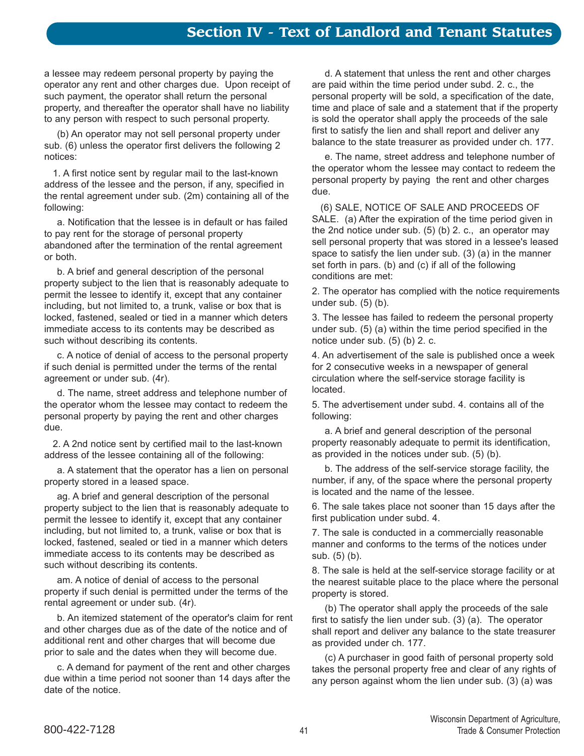a lessee may redeem personal property by paying the operator any rent and other charges due. Upon receipt of such payment, the operator shall return the personal property, and thereafter the operator shall have no liability to any person with respect to such personal property.

(b) An operator may not sell personal property under sub. (6) unless the operator first delivers the following 2 notices:

1. A first notice sent by regular mail to the last-known address of the lessee and the person, if any, specified in the rental agreement under sub. (2m) containing all of the following:

a. Notification that the lessee is in default or has failed to pay rent for the storage of personal property abandoned after the termination of the rental agreement or both.

b. A brief and general description of the personal property subject to the lien that is reasonably adequate to permit the lessee to identify it, except that any container including, but not limited to, a trunk, valise or box that is locked, fastened, sealed or tied in a manner which deters immediate access to its contents may be described as such without describing its contents.

c. A notice of denial of access to the personal property if such denial is permitted under the terms of the rental agreement or under sub. (4r).

d. The name, street address and telephone number of the operator whom the lessee may contact to redeem the personal property by paying the rent and other charges due.

2. A 2nd notice sent by certified mail to the last-known address of the lessee containing all of the following:

a. A statement that the operator has a lien on personal property stored in a leased space.

ag. A brief and general description of the personal property subject to the lien that is reasonably adequate to permit the lessee to identify it, except that any container including, but not limited to, a trunk, valise or box that is locked, fastened, sealed or tied in a manner which deters immediate access to its contents may be described as such without describing its contents.

am. A notice of denial of access to the personal property if such denial is permitted under the terms of the rental agreement or under sub. (4r).

b. An itemized statement of the operator's claim for rent and other charges due as of the date of the notice and of additional rent and other charges that will become due prior to sale and the dates when they will become due.

c. A demand for payment of the rent and other charges due within a time period not sooner than 14 days after the date of the notice.

d. A statement that unless the rent and other charges are paid within the time period under subd. 2. c., the personal property will be sold, a specification of the date, time and place of sale and a statement that if the property is sold the operator shall apply the proceeds of the sale first to satisfy the lien and shall report and deliver any balance to the state treasurer as provided under ch. 177.

e. The name, street address and telephone number of the operator whom the lessee may contact to redeem the personal property by paying the rent and other charges due.

(6) SALE, NOTICE OF SALE AND PROCEEDS OF SALE. (a) After the expiration of the time period given in the 2nd notice under sub. (5) (b) 2. c., an operator may sell personal property that was stored in a lessee's leased space to satisfy the lien under sub. (3) (a) in the manner set forth in pars. (b) and (c) if all of the following conditions are met:

2. The operator has complied with the notice requirements under sub. (5) (b).

3. The lessee has failed to redeem the personal property under sub. (5) (a) within the time period specified in the notice under sub. (5) (b) 2. c.

4. An advertisement of the sale is published once a week for 2 consecutive weeks in a newspaper of general circulation where the self-service storage facility is located.

5. The advertisement under subd. 4. contains all of the following:

a. A brief and general description of the personal property reasonably adequate to permit its identification, as provided in the notices under sub. (5) (b).

b. The address of the self-service storage facility, the number, if any, of the space where the personal property is located and the name of the lessee.

6. The sale takes place not sooner than 15 days after the first publication under subd. 4.

7. The sale is conducted in a commercially reasonable manner and conforms to the terms of the notices under sub. (5) (b).

8. The sale is held at the self-service storage facility or at the nearest suitable place to the place where the personal property is stored.

(b) The operator shall apply the proceeds of the sale first to satisfy the lien under sub. (3) (a). The operator shall report and deliver any balance to the state treasurer as provided under ch. 177.

(c) A purchaser in good faith of personal property sold takes the personal property free and clear of any rights of any person against whom the lien under sub. (3) (a) was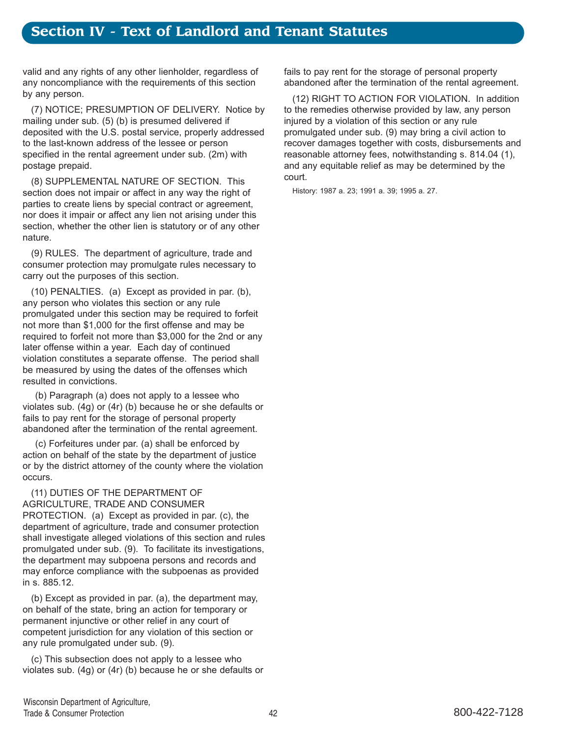valid and any rights of any other lienholder, regardless of any noncompliance with the requirements of this section by any person.

(7) NOTICE; PRESUMPTION OF DELIVERY. Notice by mailing under sub. (5) (b) is presumed delivered if deposited with the U.S. postal service, properly addressed to the last-known address of the lessee or person specified in the rental agreement under sub. (2m) with postage prepaid.

(8) SUPPLEMENTAL NATURE OF SECTION. This section does not impair or affect in any way the right of parties to create liens by special contract or agreement, nor does it impair or affect any lien not arising under this section, whether the other lien is statutory or of any other nature.

(9) RULES. The department of agriculture, trade and consumer protection may promulgate rules necessary to carry out the purposes of this section.

(10) PENALTIES. (a) Except as provided in par. (b), any person who violates this section or any rule promulgated under this section may be required to forfeit not more than $1,000 for the first offense and may be required to forfeit not more than $3,000 for the 2nd or any later offense within a year. Each day of continued violation constitutes a separate offense. The period shall be measured by using the dates of the offenses which resulted in convictions.

(b) Paragraph (a) does not apply to a lessee who violates sub. (4g) or (4r) (b) because he or she defaults or fails to pay rent for the storage of personal property abandoned after the termination of the rental agreement.

(c) Forfeitures under par. (a) shall be enforced by action on behalf of the state by the department of justice or by the district attorney of the county where the violation occurs.

(11) DUTIES OF THE DEPARTMENT OF AGRICULTURE, TRADE AND CONSUMER PROTECTION. (a) Except as provided in par. (c), the department of agriculture, trade and consumer protection shall investigate alleged violations of this section and rules promulgated under sub. (9). To facilitate its investigations, the department may subpoena persons and records and may enforce compliance with the subpoenas as provided in s. 885.12.

(b) Except as provided in par. (a), the department may, on behalf of the state, bring an action for temporary or permanent injunctive or other relief in any court of competent jurisdiction for any violation of this section or any rule promulgated under sub. (9).

(c) This subsection does not apply to a lessee who violates sub. (4g) or (4r) (b) because he or she defaults or fails to pay rent for the storage of personal property abandoned after the termination of the rental agreement.

(12) RIGHT TO ACTION FOR VIOLATION. In addition to the remedies otherwise provided by law, any person injured by a violation of this section or any rule promulgated under sub. (9) may bring a civil action to recover damages together with costs, disbursements and reasonable attorney fees, notwithstanding s. 814.04 (1), and any equitable relief as may be determined by the court.

History: 1987 a. 23; 1991 a. 39; 1995 a. 27.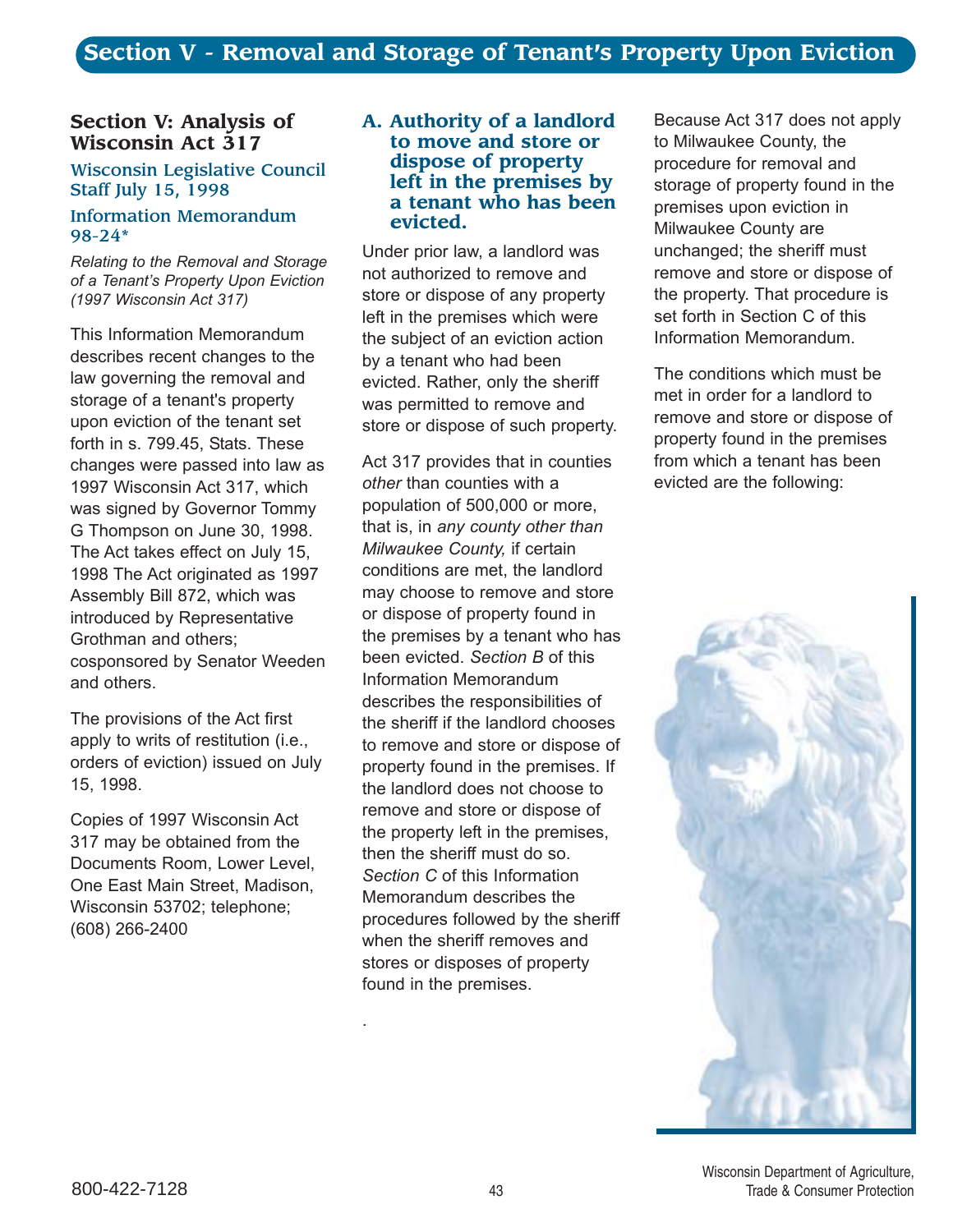# Section V - Removal and Storage of Tenant's Property Upon Eviction

## Section V: Analysis of Wisconsin Act 317

### Wisconsin Legislative Council Staff July 15, 1998

### Information Memorandum 98-24*

*Relating to the Removal and Storage of a Tenant's Property Upon Eviction (1997 Wisconsin Act 317)*

This Information Memorandum describes recent changes to the law governing the removal and storage of a tenant's property upon eviction of the tenant set forth in s. 799.45, Stats. These changes were passed into law as 1997 Wisconsin Act 317, which was signed by Governor Tommy G Thompson on June 30, 1998. The Act takes effect on July 15, 1998 The Act originated as 1997 Assembly Bill 872, which was introduced by Representative Grothman and others; cosponsored by Senator Weeden and others.

The provisions of the Act first apply to writs of restitution (i.e., orders of eviction) issued on July 15, 1998.

Copies of 1997 Wisconsin Act 317 may be obtained from the Documents Room, Lower Level, One East Main Street, Madison, Wisconsin 53702; telephone; (608) 266-2400

### A. Authority of a landlord to move and store or dispose of property left in the premises by a tenant who has been evicted.

Under prior law, a landlord was not authorized to remove and store or dispose of any property left in the premises which were the subject of an eviction action by a tenant who had been evicted. Rather, only the sheriff was permitted to remove and store or dispose of such property.

Act 317 provides that in counties *other* than counties with a population of 500,000 or more, that is, in *any county other than Milwaukee County,* if certain conditions are met, the landlord may choose to remove and store or dispose of property found in the premises by a tenant who has been evicted. *Section B* of this Information Memorandum describes the responsibilities of the sheriff if the landlord chooses to remove and store or dispose of property found in the premises. If the landlord does not choose to remove and store or dispose of the property left in the premises, then the sheriff must do so. *Section C* of this Information Memorandum describes the procedures followed by the sheriff when the sheriff removes and stores or disposes of property found in the premises.

Because Act 317 does not apply to Milwaukee County, the procedure for removal and storage of property found in the premises upon eviction in Milwaukee County are unchanged; the sheriff must remove and store or dispose of the property. That procedure is set forth in Section C of this Information Memorandum.

The conditions which must be met in order for a landlord to remove and store or dispose of property found in the premises from which a tenant has been evicted are the following: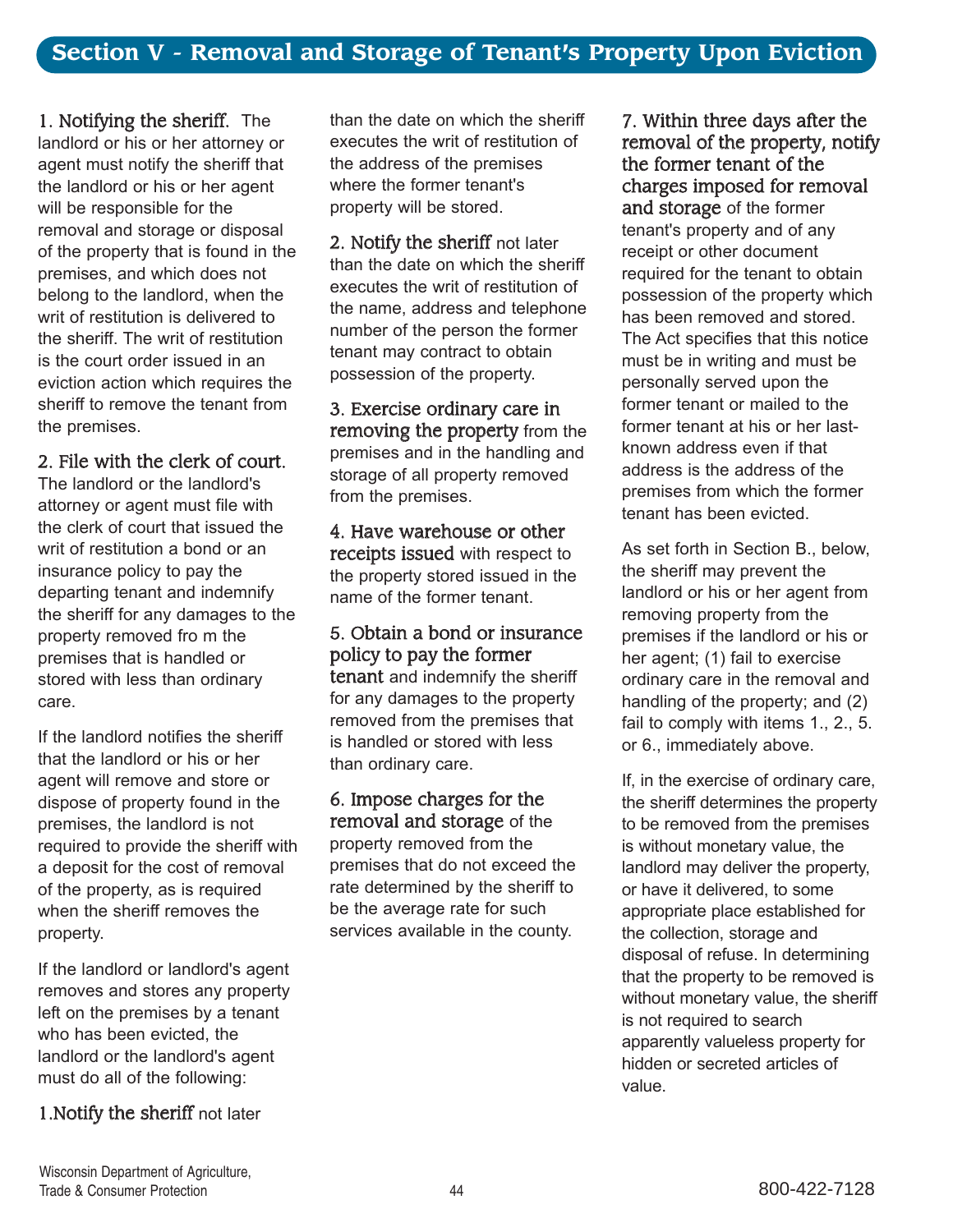## Section V - Removal and Storage of Tenant's Property Upon Eviction

**1. Notifying the sheriff.** The landlord or his or her attorney or agent must notify the sheriff that the landlord or his or her agent will be responsible for the removal and storage or disposal of the property that is found in the premises, and which does not belong to the landlord, when the writ of restitution is delivered to the sheriff. The writ of restitution is the court order issued in an eviction action which requires the sheriff to remove the tenant from the premises.

**2. File with the clerk of court.** The landlord or the landlord's attorney or agent must file with the clerk of court that issued the writ of restitution a bond or an insurance policy to pay the departing tenant and indemnify the sheriff for any damages to the property removed fro m the premises that is handled or stored with less than ordinary care.

If the landlord notifies the sheriff that the landlord or his or her agent will remove and store or dispose of property found in the premises, the landlord is not required to provide the sheriff with a deposit for the cost of removal of the property, as is required when the sheriff removes the property.

If the landlord or landlord's agent removes and stores any property left on the premises by a tenant who has been evicted, the landlord or the landlord's agent must do all of the following:

1. **Notify the sheriff** not later than the date on which the sheriff executes the writ of restitution of the address of the premises where the former tenant's property will be stored.

2. **Notify the sheriff** not later than the date on which the sheriff executes the writ of restitution of the name, address and telephone number of the person the former tenant may contract to obtain possession of the property.

3. **Exercise ordinary care in removing the property** from the premises and in the handling and storage of all property removed from the premises.

4. **Have warehouse or other receipts issued** with respect to the property stored issued in the name of the former tenant.

5. **Obtain a bond or insurance policy to pay the former tenant** and indemnify the sheriff for any damages to the property removed from the premises that is handled or stored with less than ordinary care.

6. **Impose charges for the removal and storage** of the property removed from the premises that do not exceed the rate determined by the sheriff to be the average rate for such services available in the county.

7. **Within three days after the removal of the property, notify the former tenant of the charges imposed for removal and storage** of the former tenant's property and of any receipt or other document required for the tenant to obtain possession of the property which has been removed and stored. The Act specifies that this notice must be in writing and must be personally served upon the former tenant or mailed to the former tenant at his or her last-known address even if that address is the address of the premises from which the former tenant has been evicted.

As set forth in Section B., below, the sheriff may prevent the landlord or his or her agent from removing property from the premises if the landlord or his or her agent; (1) fail to exercise ordinary care in the removal and handling of the property; and (2) fail to comply with items 1., 2., 5. or 6., immediately above.

If, in the exercise of ordinary care, the sheriff determines the property to be removed from the premises is without monetary value, the landlord may deliver the property, or have it delivered, to some appropriate place established for the collection, storage and disposal of refuse. In determining that the property to be removed is without monetary value, the sheriff is not required to search apparently valueless property for hidden or secreted articles of value.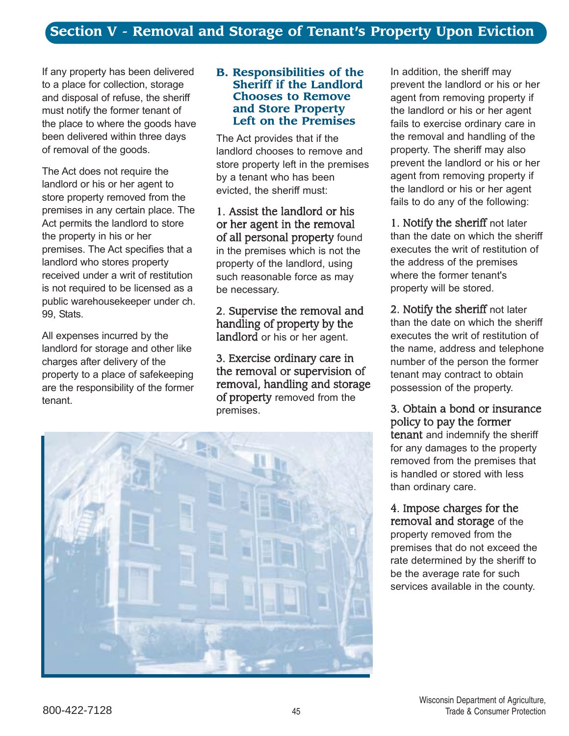## Section V - Removal and Storage of Tenant's Property Upon Eviction

If any property has been delivered to a place for collection, storage and disposal of refuse, the sheriff must notify the former tenant of the place to where the goods have been delivered within three days of removal of the goods.

The Act does not require the landlord or his or her agent to store property removed from the premises in any certain place. The Act permits the landlord to store the property in his or her premises. The Act specifies that a landlord who stores property received under a writ of restitution is not required to be licensed as a public warehousekeeper under ch. 99, Stats.

All expenses incurred by the landlord for storage and other like charges after delivery of the property to a place of safekeeping are the responsibility of the former tenant.

### B. Responsibilities of the Sheriff if the Landlord Chooses to Remove and Store Property Left on the Premises

The Act provides that if the landlord chooses to remove and store property left in the premises by a tenant who has been evicted, the sheriff must:

1. **Assist the landlord or his or her agent in the removal of all personal property** found in the premises which is not the property of the landlord, using such reasonable force as may be necessary.

2. **Supervise the removal and handling of property by the landlord** or his or her agent.

3. **Exercise ordinary care in the removal or supervision of removal, handling and storage of property** removed from the premises.

In addition, the sheriff may prevent the landlord or his or her agent from removing property if the landlord or his or her agent fails to exercise ordinary care in the removal and handling of the property. The sheriff may also prevent the landlord or his or her agent from removing property if the landlord or his or her agent fails to do any of the following:

1. **Notify the sheriff** not later than the date on which the sheriff executes the writ of restitution of the address of the premises where the former tenant's property will be stored.

2. **Notify the sheriff** not later than the date on which the sheriff executes the writ of restitution of the name, address and telephone number of the person the former tenant may contract to obtain possession of the property.

3. **Obtain a bond or insurance policy to pay the former tenant** and indemnify the sheriff for any damages to the property removed from the premises that is handled or stored with less than ordinary care.

4. **Impose charges for the removal and storage** of the property removed from the premises that do not exceed the rate determined by the sheriff to be the average rate for such services available in the county.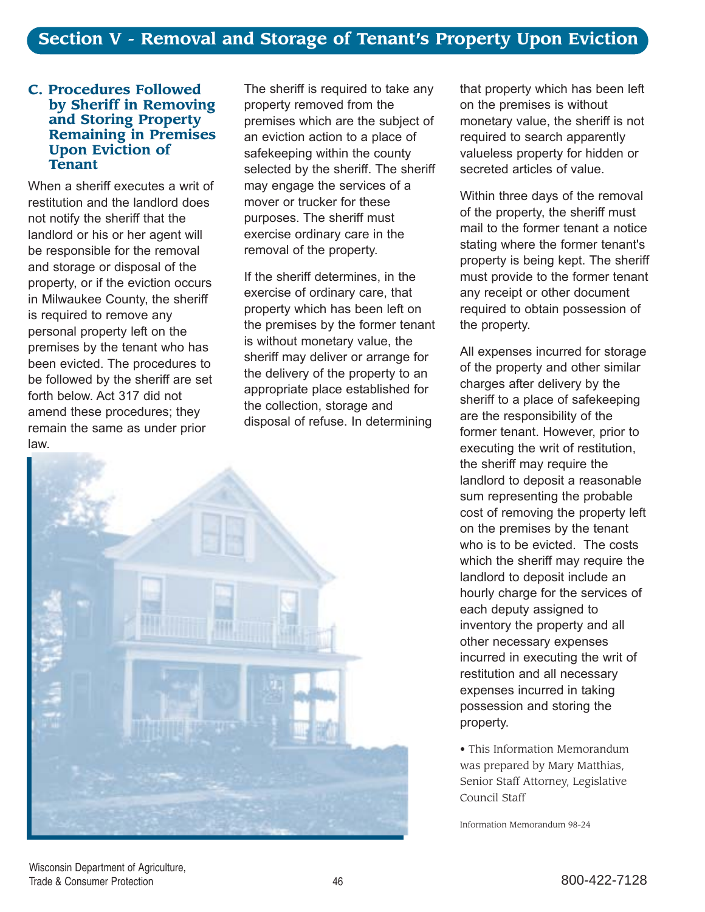# Section V - Removal and Storage of Tenant's Property Upon Eviction

## C. Procedures Followed by Sheriff in Removing and Storing Property Remaining in Premises Upon Eviction of Tenant

When a sheriff executes a writ of restitution and the landlord does not notify the sheriff that the landlord or his or her agent will be responsible for the removal and storage or disposal of the property, or if the eviction occurs in Milwaukee County, the sheriff is required to remove any personal property left on the premises by the tenant who has been evicted. The procedures to be followed by the sheriff are set forth below. Act 317 did not amend these procedures; they remain the same as under prior law.

The sheriff is required to take any property removed from the premises which are the subject of an eviction action to a place of safekeeping within the county selected by the sheriff. The sheriff may engage the services of a mover or trucker for these purposes. The sheriff must exercise ordinary care in the removal of the property.

If the sheriff determines, in the exercise of ordinary care, that property which has been left on the premises by the former tenant is without monetary value, the sheriff may deliver or arrange for the delivery of the property to an appropriate place established for the collection, storage and disposal of refuse. In determining that property which has been left on the premises is without monetary value, the sheriff is not required to search apparently valueless property for hidden or secreted articles of value.

Within three days of the removal of the property, the sheriff must mail to the former tenant a notice stating where the former tenant's property is being kept. The sheriff must provide to the former tenant any receipt or other document required to obtain possession of the property.

All expenses incurred for storage of the property and other similar charges after delivery by the sheriff to a place of safekeeping are the responsibility of the former tenant. However, prior to executing the writ of restitution, the sheriff may require the landlord to deposit a reasonable sum representing the probable cost of removing the property left on the premises by the tenant who is to be evicted. The costs which the sheriff may require the landlord to deposit include an hourly charge for the services of each deputy assigned to inventory the property and all other necessary expenses incurred in executing the writ of restitution and all necessary expenses incurred in taking possession and storing the property.

• This Information Memorandum was prepared by Mary Matthias, Senior Staff Attorney, Legislative Council Staff

Information Memorandum 98-24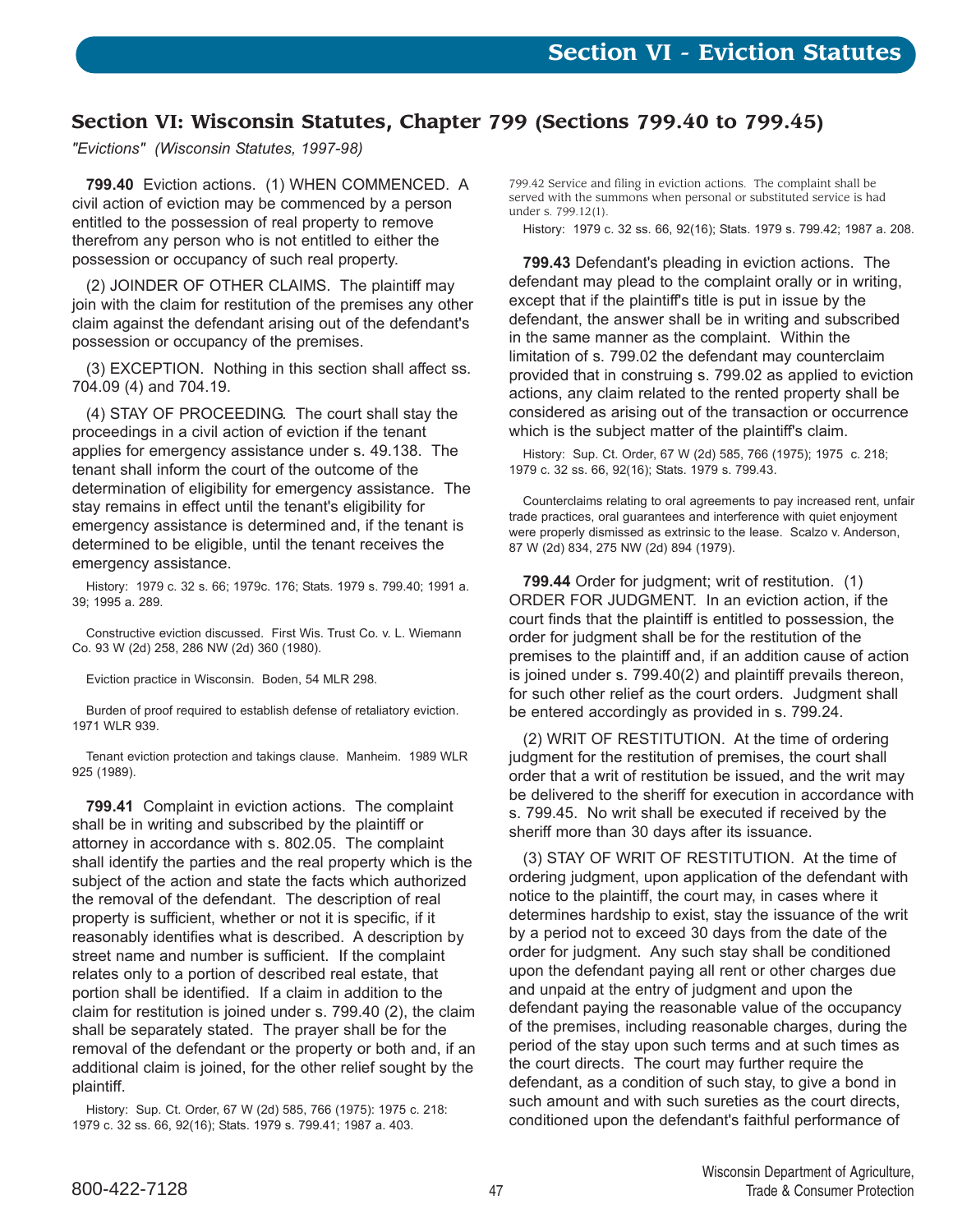# Section VI - Eviction Statutes

## Section VI: Wisconsin Statutes, Chapter 799 (Sections 799.40 to 799.45)

*"Evictions" (Wisconsin Statutes, 1997-98)*

**799.40** Eviction actions. (1) WHEN COMMENCED. A civil action of eviction may be commenced by a person entitled to the possession of real property to remove therefrom any person who is not entitled to either the possession or occupancy of such real property.

(2) JOINDER OF OTHER CLAIMS. The plaintiff may join with the claim for restitution of the premises any other claim against the defendant arising out of the defendant's possession or occupancy of the premises.

(3) EXCEPTION. Nothing in this section shall affect ss. 704.09 (4) and 704.19.

(4) STAY OF PROCEEDING. The court shall stay the proceedings in a civil action of eviction if the tenant applies for emergency assistance under s. 49.138. The tenant shall inform the court of the outcome of the determination of eligibility for emergency assistance. The stay remains in effect until the tenant's eligibility for emergency assistance is determined and, if the tenant is determined to be eligible, until the tenant receives the emergency assistance.

History: 1979 c. 32 s. 66; 1979c. 176; Stats. 1979 s. 799.40; 1991 a. 39; 1995 a. 289.

Constructive eviction discussed. First Wis. Trust Co. v. L. Wiemann Co. 93 W (2d) 258, 286 NW (2d) 360 (1980).

Eviction practice in Wisconsin. Boden, 54 MLR 298.

Burden of proof required to establish defense of retaliatory eviction. 1971 WLR 939.

Tenant eviction protection and takings clause. Manheim. 1989 WLR 925 (1989).

**799.41** Complaint in eviction actions. The complaint shall be in writing and subscribed by the plaintiff or attorney in accordance with s. 802.05. The complaint shall identify the parties and the real property which is the subject of the action and state the facts which authorized the removal of the defendant. The description of real property is sufficient, whether or not it is specific, if it reasonably identifies what is described. A description by street name and number is sufficient. If the complaint relates only to a portion of described real estate, that portion shall be identified. If a claim in addition to the claim for restitution is joined under s. 799.40 (2), the claim shall be separately stated. The prayer shall be for the removal of the defendant or the property or both and, if an additional claim is joined, for the other relief sought by the plaintiff.

History: Sup. Ct. Order, 67 W (2d) 585, 766 (1975): 1975 c. 218: 1979 c. 32 ss. 66, 92(16); Stats. 1979 s. 799.41; 1987 a. 403.

799.42 Service and filing in eviction actions. The complaint shall be served with the summons when personal or substituted service is had under s. 799.12(1).

History: 1979 c. 32 ss. 66, 92(16); Stats. 1979 s. 799.42; 1987 a. 208.

**799.43** Defendant's pleading in eviction actions. The defendant may plead to the complaint orally or in writing, except that if the plaintiff's title is put in issue by the defendant, the answer shall be in writing and subscribed in the same manner as the complaint. Within the limitation of s. 799.02 the defendant may counterclaim provided that in construing s. 799.02 as applied to eviction actions, any claim related to the rented property shall be considered as arising out of the transaction or occurrence which is the subject matter of the plaintiff's claim.

History: Sup. Ct. Order, 67 W (2d) 585, 766 (1975); 1975 c. 218; 1979 c. 32 ss. 66, 92(16); Stats. 1979 s. 799.43.

Counterclaims relating to oral agreements to pay increased rent, unfair trade practices, oral guarantees and interference with quiet enjoyment were properly dismissed as extrinsic to the lease. Scalzo v. Anderson, 87 W (2d) 834, 275 NW (2d) 894 (1979).

**799.44** Order for judgment; writ of restitution. (1) ORDER FOR JUDGMENT. In an eviction action, if the court finds that the plaintiff is entitled to possession, the order for judgment shall be for the restitution of the premises to the plaintiff and, if an addition cause of action is joined under s. 799.40(2) and plaintiff prevails thereon, for such other relief as the court orders. Judgment shall be entered accordingly as provided in s. 799.24.

(2) WRIT OF RESTITUTION. At the time of ordering judgment for the restitution of premises, the court shall order that a writ of restitution be issued, and the writ may be delivered to the sheriff for execution in accordance with s. 799.45. No writ shall be executed if received by the sheriff more than 30 days after its issuance.

(3) STAY OF WRIT OF RESTITUTION. At the time of ordering judgment, upon application of the defendant with notice to the plaintiff, the court may, in cases where it determines hardship to exist, stay the issuance of the writ by a period not to exceed 30 days from the date of the order for judgment. Any such stay shall be conditioned upon the defendant paying all rent or other charges due and unpaid at the entry of judgment and upon the defendant paying the reasonable value of the occupancy of the premises, including reasonable charges, during the period of the stay upon such terms and at such times as the court directs. The court may further require the defendant, as a condition of such stay, to give a bond in such amount and with such sureties as the court directs, conditioned upon the defendant's faithful performance of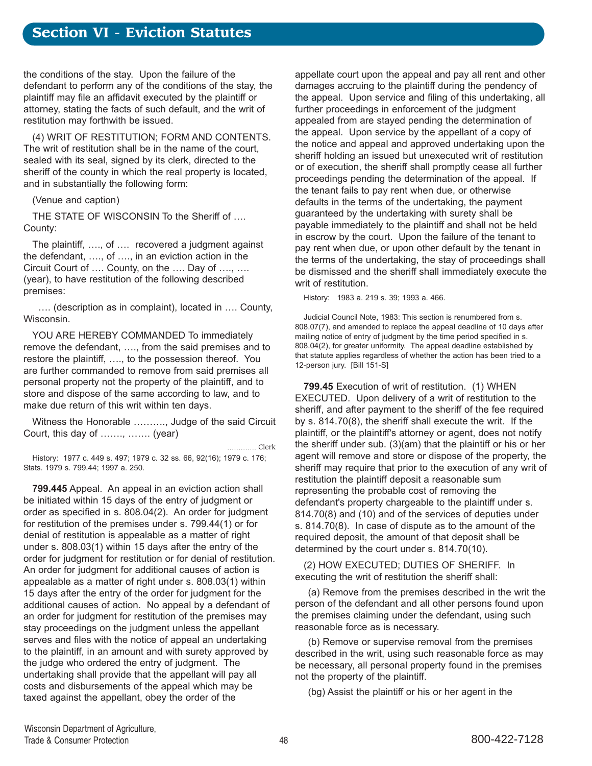the conditions of the stay. Upon the failure of the defendant to perform any of the conditions of the stay, the plaintiff may file an affidavit executed by the plaintiff or attorney, stating the facts of such default, and the writ of restitution may forthwith be issued.

(4) WRIT OF RESTITUTION; FORM AND CONTENTS. The writ of restitution shall be in the name of the court, sealed with its seal, signed by its clerk, directed to the sheriff of the county in which the real property is located, and in substantially the following form:

(Venue and caption)

THE STATE OF WISCONSIN To the Sheriff of …. County:

The plaintiff, …., of …. recovered a judgment against the defendant, …., of …., in an eviction action in the Circuit Court of …. County, on the …. Day of …., …. (year), to have restitution of the following described premises:

…. (description as in complaint), located in …. County, Wisconsin.

YOU ARE HEREBY COMMANDED To immediately remove the defendant, …., from the said premises and to restore the plaintiff, …., to the possession thereof. You are further commanded to remove from said premises all personal property not the property of the plaintiff, and to store and dispose of the same according to law, and to make due return of this writ within ten days.

Witness the Honorable ………., Judge of the said Circuit Court, this day of ……., ……. (year)

…………. Clerk

History: 1977 c. 449 s. 497; 1979 c. 32 ss. 66, 92(16); 1979 c. 176; Stats. 1979 s. 799.44; 1997 a. 250.

**799.445** Appeal. An appeal in an eviction action shall be initiated within 15 days of the entry of judgment or order as specified in s. 808.04(2). An order for judgment for restitution of the premises under s. 799.44(1) or for denial of restitution is appealable as a matter of right under s. 808.03(1) within 15 days after the entry of the order for judgment for restitution or for denial of restitution. An order for judgment for additional causes of action is appealable as a matter of right under s. 808.03(1) within 15 days after the entry of the order for judgment for the additional causes of action. No appeal by a defendant of an order for judgment for restitution of the premises may stay proceedings on the judgment unless the appellant serves and files with the notice of appeal an undertaking to the plaintiff, in an amount and with surety approved by the judge who ordered the entry of judgment. The undertaking shall provide that the appellant will pay all costs and disbursements of the appeal which may be taxed against the appellant, obey the order of the appellate court upon the appeal and pay all rent and other damages accruing to the plaintiff during the pendency of the appeal. Upon service and filing of this undertaking, all further proceedings in enforcement of the judgment appealed from are stayed pending the determination of the appeal. Upon service by the appellant of a copy of the notice and appeal and approved undertaking upon the sheriff holding an issued but unexecuted writ of restitution or of execution, the sheriff shall promptly cease all further proceedings pending the determination of the appeal. If the tenant fails to pay rent when due, or otherwise defaults in the terms of the undertaking, the payment guaranteed by the undertaking with surety shall be payable immediately to the plaintiff and shall not be held in escrow by the court. Upon the failure of the tenant to pay rent when due, or upon other default by the tenant in the terms of the undertaking, the stay of proceedings shall be dismissed and the sheriff shall immediately execute the writ of restitution.

History: 1983 a. 219 s. 39; 1993 a. 466.

Judicial Council Note, 1983: This section is renumbered from s. 808.07(7), and amended to replace the appeal deadline of 10 days after mailing notice of entry of judgment by the time period specified in s. 808.04(2), for greater uniformity. The appeal deadline established by that statute applies regardless of whether the action has been tried to a 12-person jury. [Bill 151-S]

**799.45** Execution of writ of restitution. (1) WHEN EXECUTED. Upon delivery of a writ of restitution to the sheriff, and after payment to the sheriff of the fee required by s. 814.70(8), the sheriff shall execute the writ. If the plaintiff, or the plaintiff's attorney or agent, does not notify the sheriff under sub. (3)(am) that the plaintiff or his or her agent will remove and store or dispose of the property, the sheriff may require that prior to the execution of any writ of restitution the plaintiff deposit a reasonable sum representing the probable cost of removing the defendant's property chargeable to the plaintiff under s. 814.70(8) and (10) and of the services of deputies under s. 814.70(8). In case of dispute as to the amount of the required deposit, the amount of that deposit shall be determined by the court under s. 814.70(10).

(2) HOW EXECUTED; DUTIES OF SHERIFF. In executing the writ of restitution the sheriff shall:

(a) Remove from the premises described in the writ the person of the defendant and all other persons found upon the premises claiming under the defendant, using such reasonable force as is necessary.

(b) Remove or supervise removal from the premises described in the writ, using such reasonable force as may be necessary, all personal property found in the premises not the property of the plaintiff.

(bg) Assist the plaintiff or his or her agent in the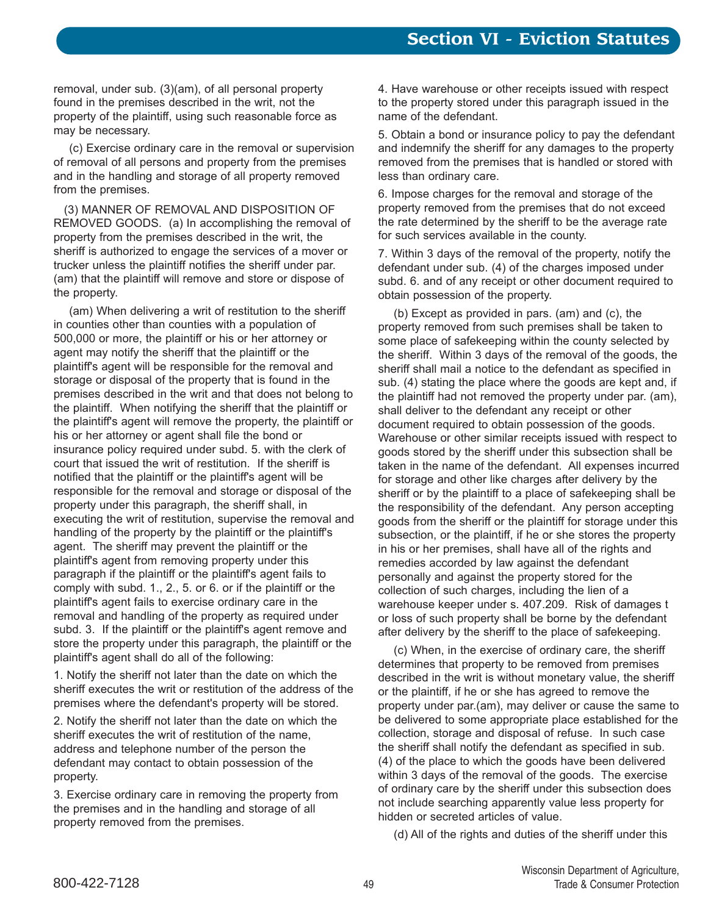removal, under sub. (3)(am), of all personal property found in the premises described in the writ, not the property of the plaintiff, using such reasonable force as may be necessary.

(c) Exercise ordinary care in the removal or supervision of removal of all persons and property from the premises and in the handling and storage of all property removed from the premises.

(3) MANNER OF REMOVAL AND DISPOSITION OF REMOVED GOODS. (a) In accomplishing the removal of property from the premises described in the writ, the sheriff is authorized to engage the services of a mover or trucker unless the plaintiff notifies the sheriff under par. (am) that the plaintiff will remove and store or dispose of the property.

(am) When delivering a writ of restitution to the sheriff in counties other than counties with a population of 500,000 or more, the plaintiff or his or her attorney or agent may notify the sheriff that the plaintiff or the plaintiff's agent will be responsible for the removal and storage or disposal of the property that is found in the premises described in the writ and that does not belong to the plaintiff. When notifying the sheriff that the plaintiff or the plaintiff's agent will remove the property, the plaintiff or his or her attorney or agent shall file the bond or insurance policy required under subd. 5. with the clerk of court that issued the writ of restitution. If the sheriff is notified that the plaintiff or the plaintiff's agent will be responsible for the removal and storage or disposal of the property under this paragraph, the sheriff shall, in executing the writ of restitution, supervise the removal and handling of the property by the plaintiff or the plaintiff's agent. The sheriff may prevent the plaintiff or the plaintiff's agent from removing property under this paragraph if the plaintiff or the plaintiff's agent fails to comply with subd. 1., 2., 5. or 6. or if the plaintiff or the plaintiff's agent fails to exercise ordinary care in the removal and handling of the property as required under subd. 3. If the plaintiff or the plaintiff's agent remove and store the property under this paragraph, the plaintiff or the plaintiff's agent shall do all of the following:

1. Notify the sheriff not later than the date on which the sheriff executes the writ or restitution of the address of the premises where the defendant's property will be stored.

2. Notify the sheriff not later than the date on which the sheriff executes the writ of restitution of the name, address and telephone number of the person the defendant may contact to obtain possession of the property.

3. Exercise ordinary care in removing the property from the premises and in the handling and storage of all property removed from the premises.

4. Have warehouse or other receipts issued with respect to the property stored under this paragraph issued in the name of the defendant.

5. Obtain a bond or insurance policy to pay the defendant and indemnify the sheriff for any damages to the property removed from the premises that is handled or stored with less than ordinary care.

6. Impose charges for the removal and storage of the property removed from the premises that do not exceed the rate determined by the sheriff to be the average rate for such services available in the county.

7. Within 3 days of the removal of the property, notify the defendant under sub. (4) of the charges imposed under subd. 6. and of any receipt or other document required to obtain possession of the property.

(b) Except as provided in pars. (am) and (c), the property removed from such premises shall be taken to some place of safekeeping within the county selected by the sheriff. Within 3 days of the removal of the goods, the sheriff shall mail a notice to the defendant as specified in sub. (4) stating the place where the goods are kept and, if the plaintiff had not removed the property under par. (am), shall deliver to the defendant any receipt or other document required to obtain possession of the goods. Warehouse or other similar receipts issued with respect to goods stored by the sheriff under this subsection shall be taken in the name of the defendant. All expenses incurred for storage and other like charges after delivery by the sheriff or by the plaintiff to a place of safekeeping shall be the responsibility of the defendant. Any person accepting goods from the sheriff or the plaintiff for storage under this subsection, or the plaintiff, if he or she stores the property in his or her premises, shall have all of the rights and remedies accorded by law against the defendant personally and against the property stored for the collection of such charges, including the lien of a warehouse keeper under s. 407.209. Risk of damages t or loss of such property shall be borne by the defendant after delivery by the sheriff to the place of safekeeping.

(c) When, in the exercise of ordinary care, the sheriff determines that property to be removed from premises described in the writ is without monetary value, the sheriff or the plaintiff, if he or she has agreed to remove the property under par.(am), may deliver or cause the same to be delivered to some appropriate place established for the collection, storage and disposal of refuse. In such case the sheriff shall notify the defendant as specified in sub. (4) of the place to which the goods have been delivered within 3 days of the removal of the goods. The exercise of ordinary care by the sheriff under this subsection does not include searching apparently value less property for hidden or secreted articles of value.

(d) All of the rights and duties of the sheriff under this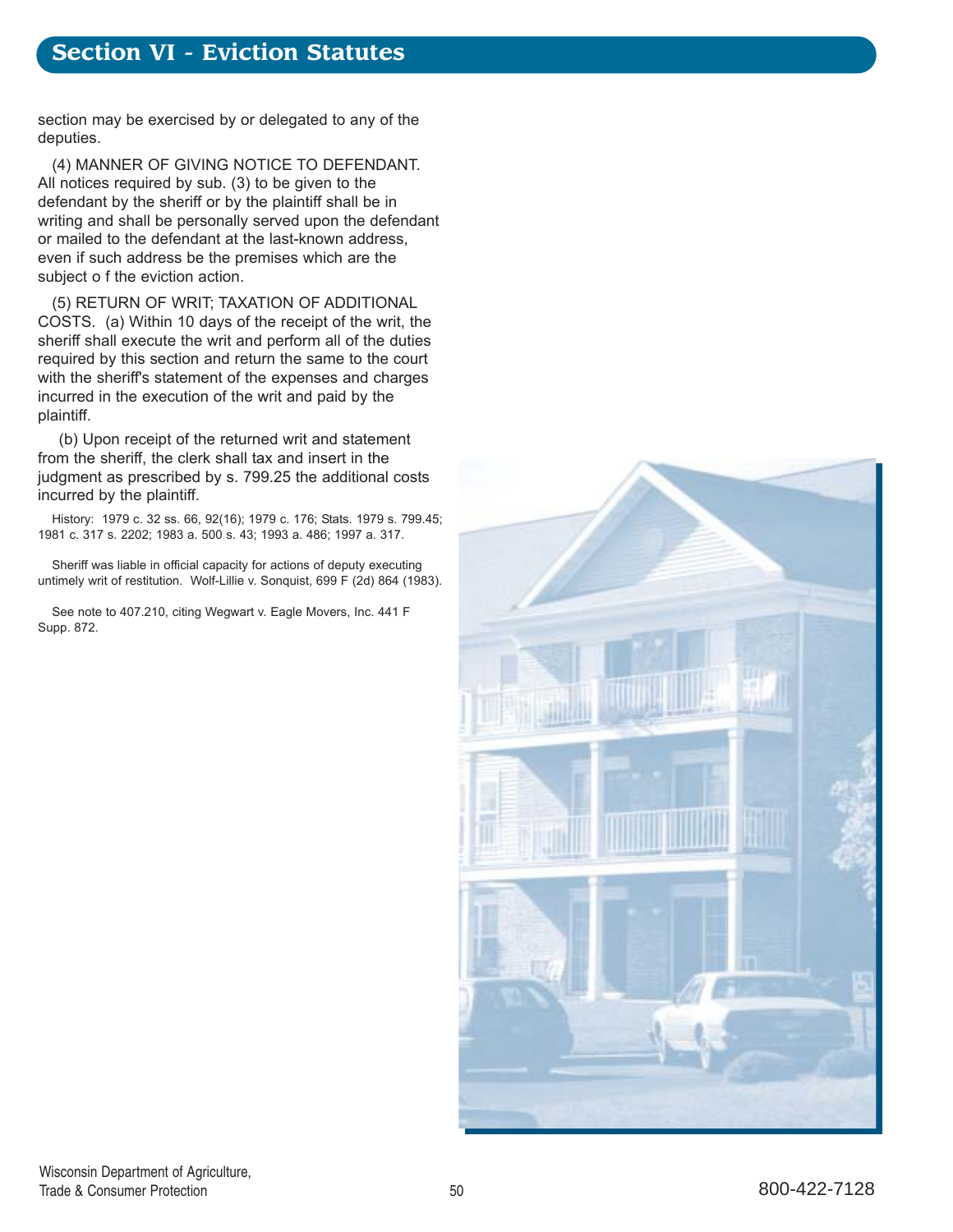section may be exercised by or delegated to any of the deputies.

(4) MANNER OF GIVING NOTICE TO DEFENDANT. All notices required by sub. (3) to be given to the defendant by the sheriff or by the plaintiff shall be in writing and shall be personally served upon the defendant or mailed to the defendant at the last-known address, even if such address be the premises which are the subject o f the eviction action.

(5) RETURN OF WRIT; TAXATION OF ADDITIONAL COSTS. (a) Within 10 days of the receipt of the writ, the sheriff shall execute the writ and perform all of the duties required by this section and return the same to the court with the sheriff's statement of the expenses and charges incurred in the execution of the writ and paid by the plaintiff.

(b) Upon receipt of the returned writ and statement from the sheriff, the clerk shall tax and insert in the judgment as prescribed by s. 799.25 the additional costs incurred by the plaintiff.

History: 1979 c. 32 ss. 66, 92(16); 1979 c. 176; Stats. 1979 s. 799.45; 1981 c. 317 s. 2202; 1983 a. 500 s. 43; 1993 a. 486; 1997 a. 317.

Sheriff was liable in official capacity for actions of deputy executing untimely writ of restitution. Wolf-Lillie v. Sonquist, 699 F (2d) 864 (1983).

See note to 407.210, citing Wegwart v. Eagle Movers, Inc. 441 F Supp. 872.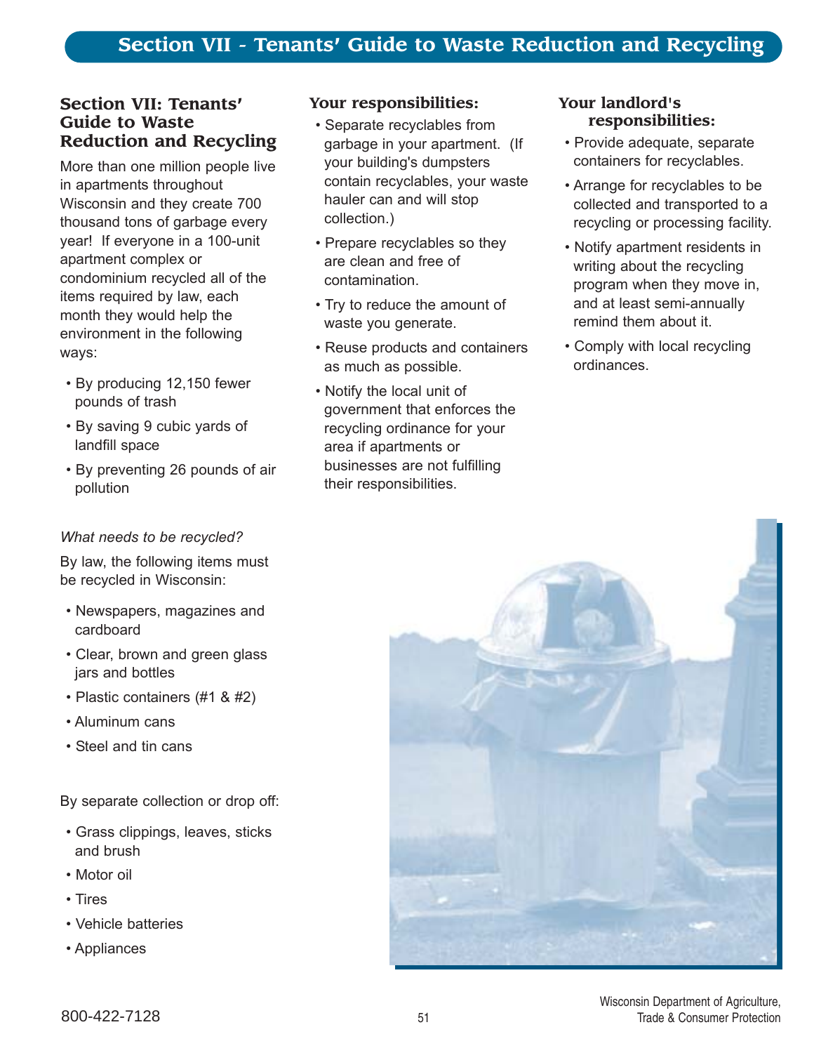## Section VII: Tenants' Guide to Waste Reduction and Recycling

More than one million people live in apartments throughout Wisconsin and they create 700 thousand tons of garbage every year! If everyone in a 100-unit apartment complex or condominium recycled all of the items required by law, each month they would help the environment in the following ways:

- By producing 12,150 fewer pounds of trash
- By saving 9 cubic yards of landfill space
- By preventing 26 pounds of air pollution

*What needs to be recycled?*

By law, the following items must be recycled in Wisconsin:

- Newspapers, magazines and cardboard
- Clear, brown and green glass jars and bottles
- Plastic containers (#1 & #2)
- Aluminum cans
- Steel and tin cans

By separate collection or drop off:

- Grass clippings, leaves, sticks and brush
- Motor oil
- Tires
- Vehicle batteries
- Appliances

### Your responsibilities:

- Separate recyclables from garbage in your apartment. (If your building's dumpsters contain recyclables, your waste hauler can and will stop collection.)
- Prepare recyclables so they are clean and free of contamination.
- Try to reduce the amount of waste you generate.
- Reuse products and containers as much as possible.
- Notify the local unit of government that enforces the recycling ordinance for your area if apartments or businesses are not fulfilling their responsibilities.

### Your landlord's responsibilities:

- Provide adequate, separate containers for recyclables.
- Arrange for recyclables to be collected and transported to a recycling or processing facility.
- Notify apartment residents in writing about the recycling program when they move in, and at least semi-annually remind them about it.
- Comply with local recycling ordinances.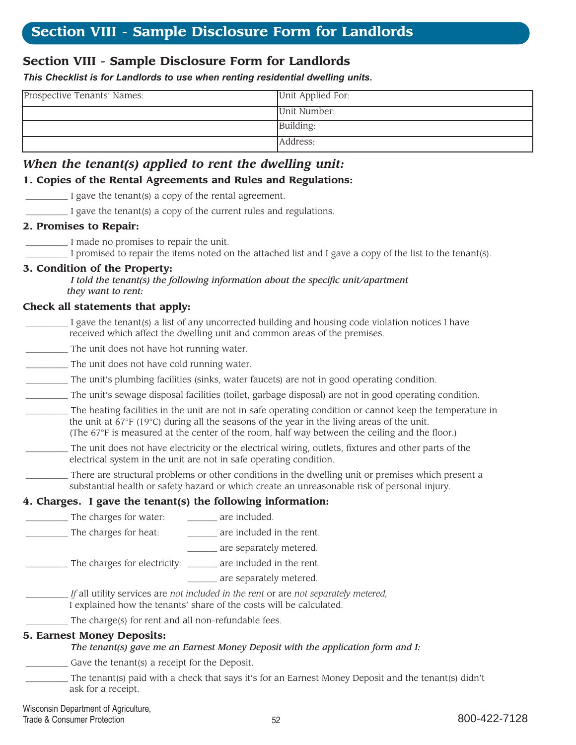# Section VIII - Sample Disclosure Form for Landlords

## Section VIII - Sample Disclosure Form for Landlords

***This Checklist is for Landlords to use when renting residential dwelling units.***

| Prospective Tenants' Names: | Unit Applied For: |
|---|---|
| | Unit Number: |
| | Building: |
| | Address: |

## *When the tenant(s) applied to rent the dwelling unit:*

### 1. Copies of the Rental Agreements and Rules and Regulations:

_________ I gave the tenant(s) a copy of the rental agreement.

_________ I gave the tenant(s) a copy of the current rules and regulations.

### 2. Promises to Repair:

_________ I made no promises to repair the unit.

_________ I promised to repair the items noted on the attached list and I gave a copy of the list to the tenant(s).

### 3. Condition of the Property:

*I told the tenant(s) the following information about the specific unit/apartment they want to rent:*

### Check all statements that apply:

_________ I gave the tenant(s) a list of any uncorrected building and housing code violation notices I have received which affect the dwelling unit and common areas of the premises.

_________ The unit does not have hot running water.

_________ The unit does not have cold running water.

_________ The unit's plumbing facilities (sinks, water faucets) are not in good operating condition.

_________ The unit's sewage disposal facilities (toilet, garbage disposal) are not in good operating condition.

_________ The heating facilities in the unit are not in safe operating condition or cannot keep the temperature in the unit at 67°F (19°C) during all the seasons of the year in the living areas of the unit. (The 67°F is measured at the center of the room, half way between the ceiling and the floor.)

_________ The unit does not have electricity or the electrical wiring, outlets, fixtures and other parts of the electrical system in the unit are not in safe operating condition.

_________ There are structural problems or other conditions in the dwelling unit or premises which present a substantial health or safety hazard or which create an unreasonable risk of personal injury.

### 4. Charges. I gave the tenant(s) the following information:

_________ The charges for water: ______ are included.

_________ The charges for heat: ______ are included in the rent.

______ are separately metered.

_________ The charges for electricity: ______ are included in the rent.

______ are separately metered.

_________ *If* all utility services are *not included in the rent* or are *not separately metered,* I explained how the tenants' share of the costs will be calculated.

_________ The charge(s) for rent and all non-refundable fees.

### 5. Earnest Money Deposits:

*The tenant(s) gave me an Earnest Money Deposit with the application form and I:*

_________ Gave the tenant(s) a receipt for the Deposit.

_________ The tenant(s) paid with a check that says it's for an Earnest Money Deposit and the tenant(s) didn't ask for a receipt.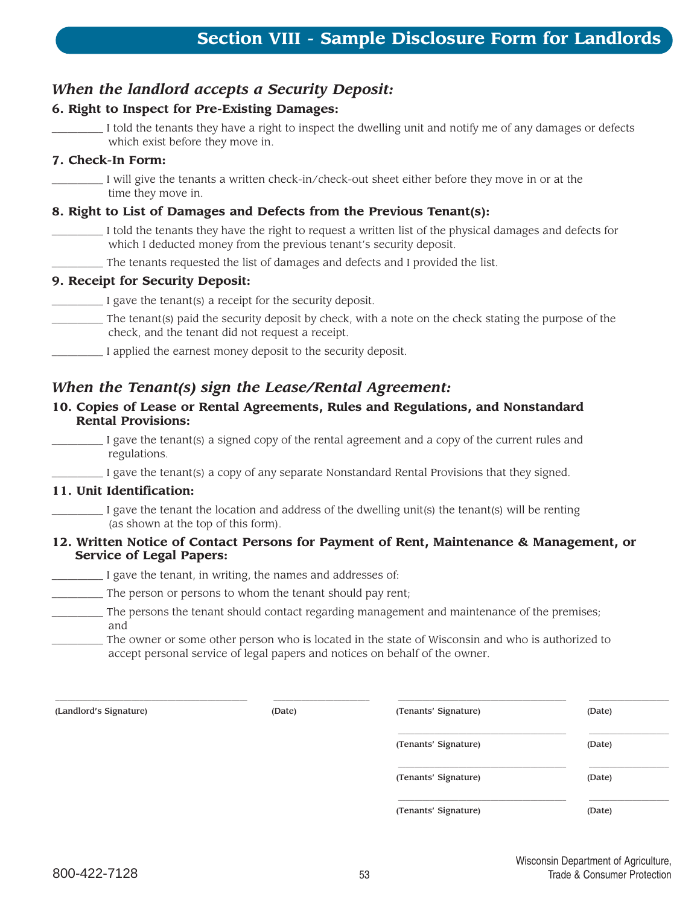# Section VIII - Sample Disclosure Form for Landlords

## *When the landlord accepts a Security Deposit:*

**6. Right to Inspect for Pre-Existing Damages:**

_________ I told the tenants they have a right to inspect the dwelling unit and notify me of any damages or defects which exist before they move in.

**7. Check-In Form:**

_________ I will give the tenants a written check-in/check-out sheet either before they move in or at the time they move in.

**8. Right to List of Damages and Defects from the Previous Tenant(s):**

_________ I told the tenants they have the right to request a written list of the physical damages and defects for which I deducted money from the previous tenant's security deposit.

_________ The tenants requested the list of damages and defects and I provided the list.

**9. Receipt for Security Deposit:**

_________ I gave the tenant(s) a receipt for the security deposit.

_________ The tenant(s) paid the security deposit by check, with a note on the check stating the purpose of the check, and the tenant did not request a receipt.

_________ I applied the earnest money deposit to the security deposit.

## *When the Tenant(s) sign the Lease/Rental Agreement:*

**10. Copies of Lease or Rental Agreements, Rules and Regulations, and Nonstandard Rental Provisions:**

_________ I gave the tenant(s) a signed copy of the rental agreement and a copy of the current rules and regulations.

_________ I gave the tenant(s) a copy of any separate Nonstandard Rental Provisions that they signed.

**11. Unit Identification:**

_________ I gave the tenant the location and address of the dwelling unit(s) the tenant(s) will be renting (as shown at the top of this form).

**12. Written Notice of Contact Persons for Payment of Rent, Maintenance & Management, or Service of Legal Papers:**

_________ I gave the tenant, in writing, the names and addresses of:

_________ The person or persons to whom the tenant should pay rent;

_________ The persons the tenant should contact regarding management and maintenance of the premises; and

_________ The owner or some other person who is located in the state of Wisconsin and who is authorized to accept personal service of legal papers and notices on behalf of the owner.

_______________________ (Landlord's Signature) _____________ (Date) _______________________ (Tenants' Signature) _____________ (Date)

_______________________ (Tenants' Signature) _____________ (Date)

_______________________ (Tenants' Signature) _____________ (Date)

_______________________ (Tenants' Signature) _____________ (Date)

800-422-7128

Wisconsin Department of Agriculture, Trade & Consumer Protection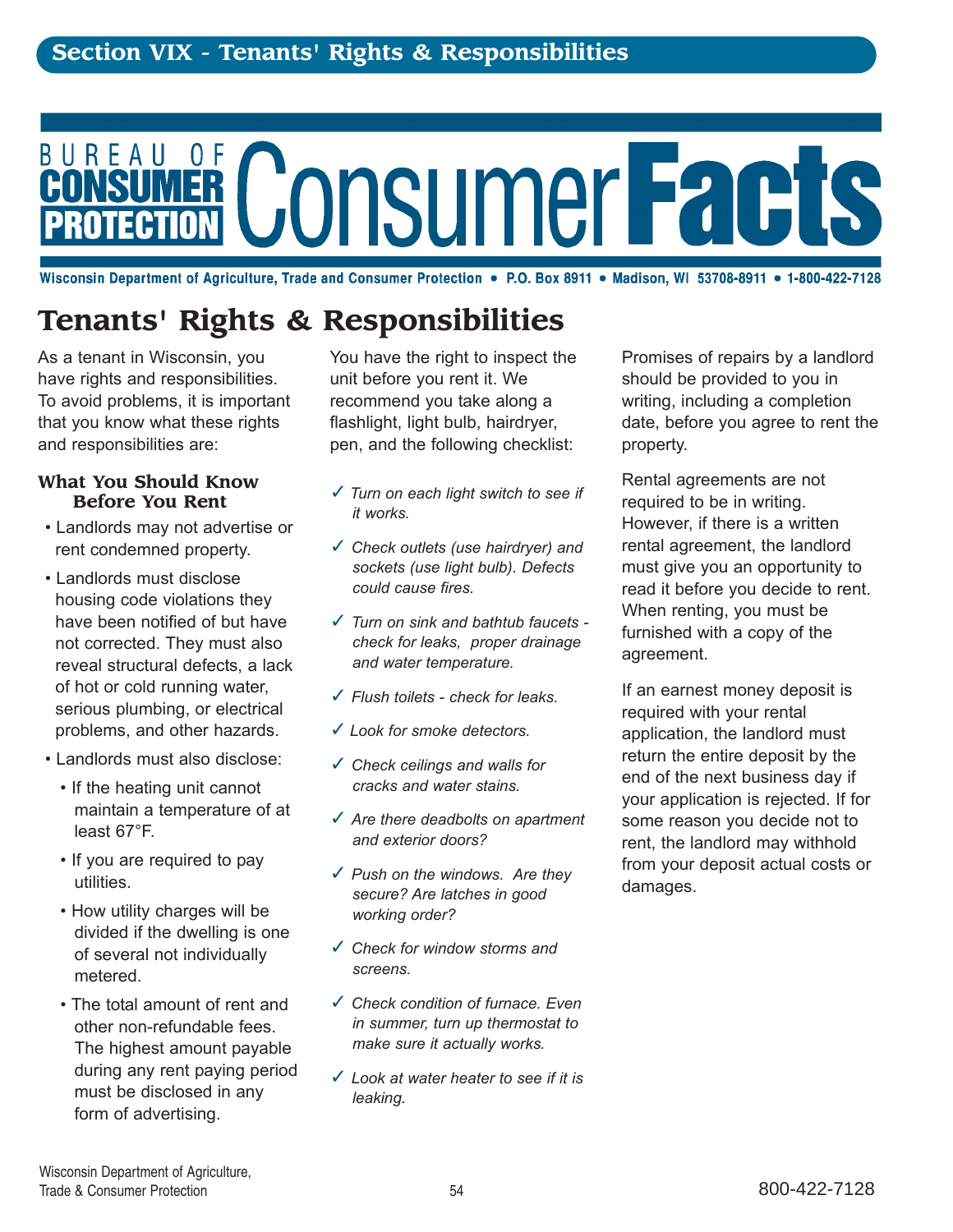## Section VIX - Tenants' Rights & Responsibilities

BUREAU OF CONSUMER PROTECTION **ConsumerFacts**

Wisconsin Department of Agriculture, Trade and Consumer Protection • P.O. Box 8911 • Madison, WI 53708-8911 • 1-800-422-7128

# Tenants' Rights & Responsibilities

As a tenant in Wisconsin, you have rights and responsibilities. To avoid problems, it is important that you know what these rights and responsibilities are:

### What You Should Know Before You Rent

- Landlords may not advertise or rent condemned property.
- Landlords must disclose housing code violations they have been notified of but have not corrected. They must also reveal structural defects, a lack of hot or cold running water, serious plumbing, or electrical problems, and other hazards.
- Landlords must also disclose:
  - If the heating unit cannot maintain a temperature of at least 67°F.
  - If you are required to pay utilities.
  - How utility charges will be divided if the dwelling is one of several not individually metered.
  - The total amount of rent and other non-refundable fees. The highest amount payable during any rent paying period must be disclosed in any form of advertising.

You have the right to inspect the unit before you rent it. We recommend you take along a flashlight, light bulb, hairdryer, pen, and the following checklist:

- ✓ *Turn on each light switch to see if it works.*
- ✓ *Check outlets (use hairdryer) and sockets (use light bulb). Defects could cause fires.*
- ✓ *Turn on sink and bathtub faucets - check for leaks, proper drainage and water temperature.*
- ✓ *Flush toilets - check for leaks.*
- ✓ *Look for smoke detectors.*
- ✓ *Check ceilings and walls for cracks and water stains.*
- ✓ *Are there deadbolts on apartment and exterior doors?*
- ✓ *Push on the windows. Are they secure? Are latches in good working order?*
- ✓ *Check for window storms and screens.*
- ✓ *Check condition of furnace. Even in summer, turn up thermostat to make sure it actually works.*
- ✓ *Look at water heater to see if it is leaking.*

Promises of repairs by a landlord should be provided to you in writing, including a completion date, before you agree to rent the property.

Rental agreements are not required to be in writing. However, if there is a written rental agreement, the landlord must give you an opportunity to read it before you decide to rent. When renting, you must be furnished with a copy of the agreement.

If an earnest money deposit is required with your rental application, the landlord must return the entire deposit by the end of the next business day if your application is rejected. If for some reason you decide not to rent, the landlord may withhold from your deposit actual costs or damages.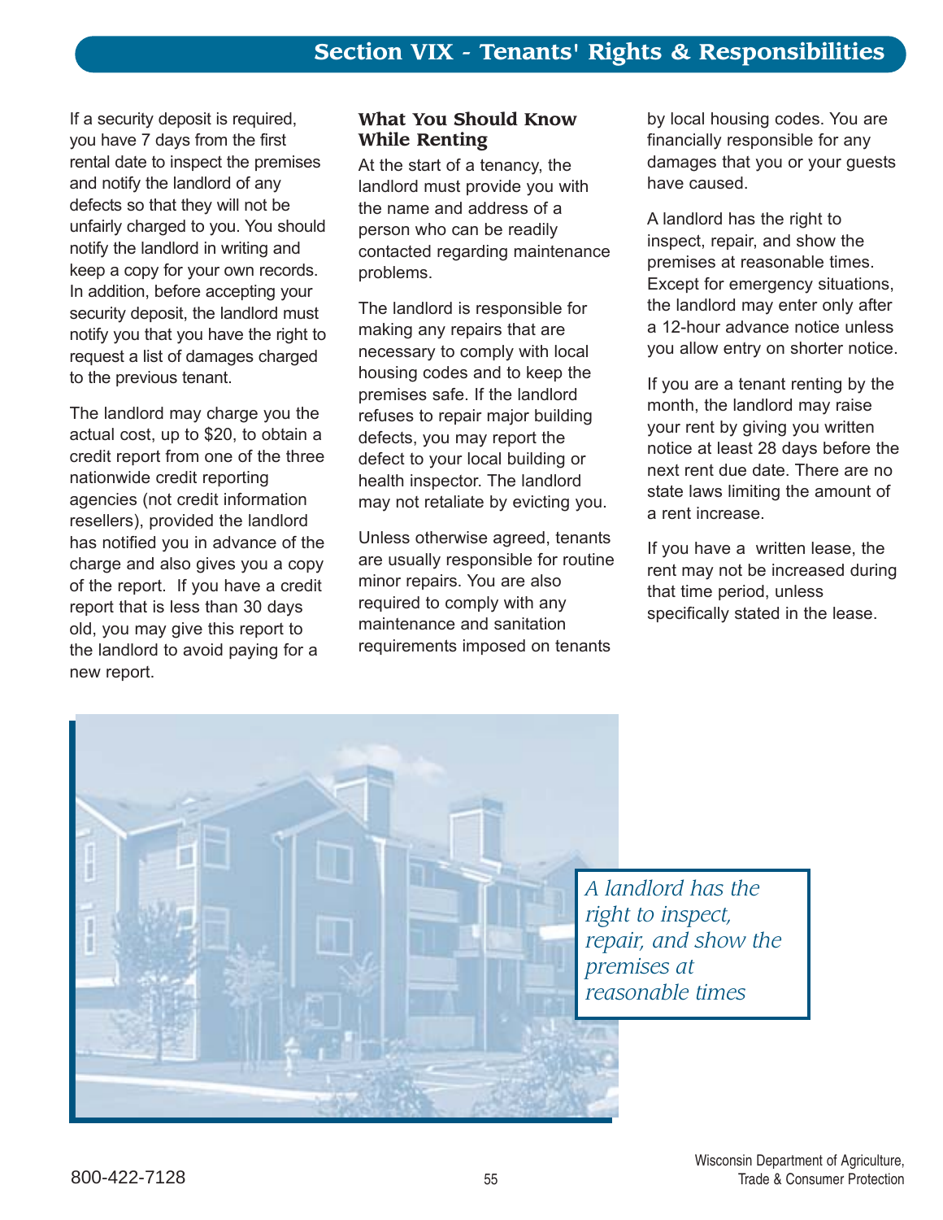## Section VIX - Tenants' Rights & Responsibilities

If a security deposit is required, you have 7 days from the first rental date to inspect the premises and notify the landlord of any defects so that they will not be unfairly charged to you. You should notify the landlord in writing and keep a copy for your own records. In addition, before accepting your security deposit, the landlord must notify you that you have the right to request a list of damages charged to the previous tenant.

The landlord may charge you the actual cost, up to $20, to obtain a credit report from one of the three nationwide credit reporting agencies (not credit information resellers), provided the landlord has notified you in advance of the charge and also gives you a copy of the report. If you have a credit report that is less than 30 days old, you may give this report to the landlord to avoid paying for a new report.

### What You Should Know While Renting

At the start of a tenancy, the landlord must provide you with the name and address of a person who can be readily contacted regarding maintenance problems.

The landlord is responsible for making any repairs that are necessary to comply with local housing codes and to keep the premises safe. If the landlord refuses to repair major building defects, you may report the defect to your local building or health inspector. The landlord may not retaliate by evicting you.

Unless otherwise agreed, tenants are usually responsible for routine minor repairs. You are also required to comply with any maintenance and sanitation requirements imposed on tenants by local housing codes. You are financially responsible for any damages that you or your guests have caused.

A landlord has the right to inspect, repair, and show the premises at reasonable times. Except for emergency situations, the landlord may enter only after a 12-hour advance notice unless you allow entry on shorter notice.

If you are a tenant renting by the month, the landlord may raise your rent by giving you written notice at least 28 days before the next rent due date. There are no state laws limiting the amount of a rent increase.

If you have a written lease, the rent may not be increased during that time period, unless specifically stated in the lease.

*A landlord has the right to inspect, repair, and show the premises at reasonable times*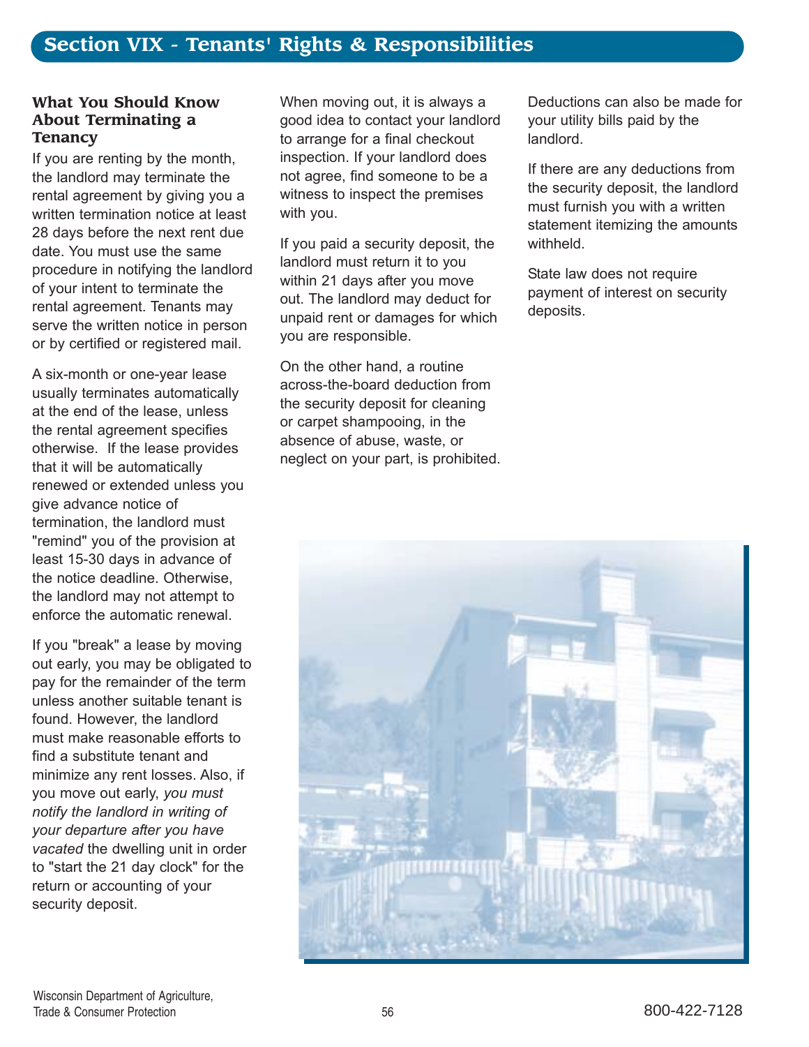# Section VIX - Tenants' Rights & Responsibilities

## What You Should Know About Terminating a Tenancy

If you are renting by the month, the landlord may terminate the rental agreement by giving you a written termination notice at least 28 days before the next rent due date. You must use the same procedure in notifying the landlord of your intent to terminate the rental agreement. Tenants may serve the written notice in person or by certified or registered mail.

A six-month or one-year lease usually terminates automatically at the end of the lease, unless the rental agreement specifies otherwise. If the lease provides that it will be automatically renewed or extended unless you give advance notice of termination, the landlord must "remind" you of the provision at least 15-30 days in advance of the notice deadline. Otherwise, the landlord may not attempt to enforce the automatic renewal.

If you "break" a lease by moving out early, you may be obligated to pay for the remainder of the term unless another suitable tenant is found. However, the landlord must make reasonable efforts to find a substitute tenant and minimize any rent losses. Also, if you move out early, *you must notify the landlord in writing of your departure after you have vacated* the dwelling unit in order to "start the 21 day clock" for the return or accounting of your security deposit.

When moving out, it is always a good idea to contact your landlord to arrange for a final checkout inspection. If your landlord does not agree, find someone to be a witness to inspect the premises with you.

If you paid a security deposit, the landlord must return it to you within 21 days after you move out. The landlord may deduct for unpaid rent or damages for which you are responsible.

On the other hand, a routine across-the-board deduction from the security deposit for cleaning or carpet shampooing, in the absence of abuse, waste, or neglect on your part, is prohibited.

Deductions can also be made for your utility bills paid by the landlord.

If there are any deductions from the security deposit, the landlord must furnish you with a written statement itemizing the amounts withheld.

State law does not require payment of interest on security deposits.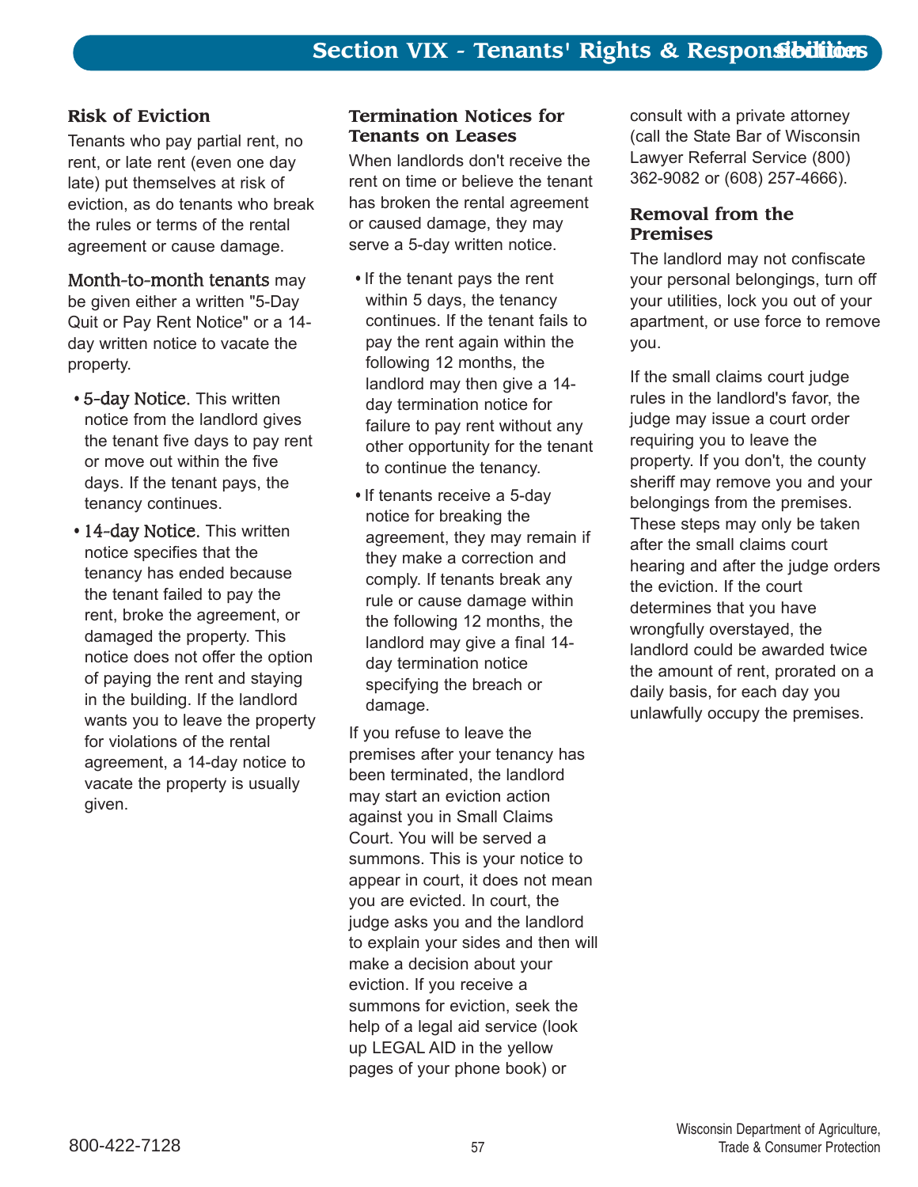## Risk of Eviction

Tenants who pay partial rent, no rent, or late rent (even one day late) put themselves at risk of eviction, as do tenants who break the rules or terms of the rental agreement or cause damage.

**Month-to-month tenants** may be given either a written "5-Day Quit or Pay Rent Notice" or a 14-day written notice to vacate the property.

- **5-day Notice.** This written notice from the landlord gives the tenant five days to pay rent or move out within the five days. If the tenant pays, the tenancy continues.
- **14-day Notice.** This written notice specifies that the tenancy has ended because the tenant failed to pay the rent, broke the agreement, or damaged the property. This notice does not offer the option of paying the rent and staying in the building. If the landlord wants you to leave the property for violations of the rental agreement, a 14-day notice to vacate the property is usually given.

## Termination Notices for Tenants on Leases

When landlords don't receive the rent on time or believe the tenant has broken the rental agreement or caused damage, they may serve a 5-day written notice.

- If the tenant pays the rent within 5 days, the tenancy continues. If the tenant fails to pay the rent again within the following 12 months, the landlord may then give a 14-day termination notice for failure to pay rent without any other opportunity for the tenant to continue the tenancy.
- If tenants receive a 5-day notice for breaking the agreement, they may remain if they make a correction and comply. If tenants break any rule or cause damage within the following 12 months, the landlord may give a final 14-day termination notice specifying the breach or damage.

If you refuse to leave the premises after your tenancy has been terminated, the landlord may start an eviction action against you in Small Claims Court. You will be served a summons. This is your notice to appear in court, it does not mean you are evicted. In court, the judge asks you and the landlord to explain your sides and then will make a decision about your eviction. If you receive a summons for eviction, seek the help of a legal aid service (look up LEGAL AID in the yellow pages of your phone book) or consult with a private attorney (call the State Bar of Wisconsin Lawyer Referral Service (800) 362-9082 or (608) 257-4666).

## Removal from the Premises

The landlord may not confiscate your personal belongings, turn off your utilities, lock you out of your apartment, or use force to remove you.

If the small claims court judge rules in the landlord's favor, the judge may issue a court order requiring you to leave the property. If you don't, the county sheriff may remove you and your belongings from the premises. These steps may only be taken after the small claims court hearing and after the judge orders the eviction. If the court determines that you have wrongfully overstayed, the landlord could be awarded twice the amount of rent, prorated on a daily basis, for each day you unlawfully occupy the premises.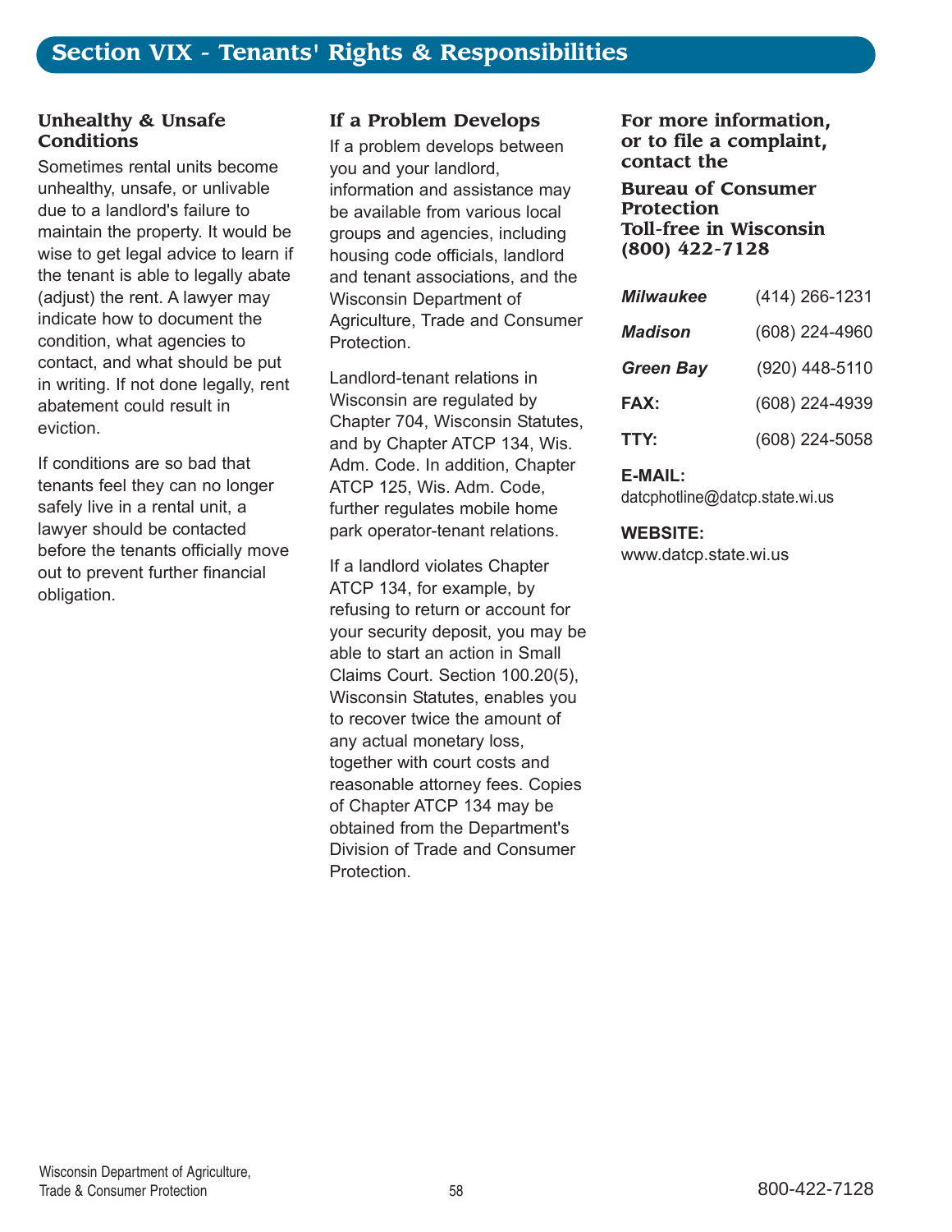# Section VIX - Tenants' Rights & Responsibilities

### Unhealthy & Unsafe Conditions

Sometimes rental units become unhealthy, unsafe, or unlivable due to a landlord's failure to maintain the property. It would be wise to get legal advice to learn if the tenant is able to legally abate (adjust) the rent. A lawyer may indicate how to document the condition, what agencies to contact, and what should be put in writing. If not done legally, rent abatement could result in eviction.

If conditions are so bad that tenants feel they can no longer safely live in a rental unit, a lawyer should be contacted before the tenants officially move out to prevent further financial obligation.

### If a Problem Develops

If a problem develops between you and your landlord, information and assistance may be available from various local groups and agencies, including housing code officials, landlord and tenant associations, and the Wisconsin Department of Agriculture, Trade and Consumer Protection.

Landlord-tenant relations in Wisconsin are regulated by Chapter 704, Wisconsin Statutes, and by Chapter ATCP 134, Wis. Adm. Code. In addition, Chapter ATCP 125, Wis. Adm. Code, further regulates mobile home park operator-tenant relations.

If a landlord violates Chapter ATCP 134, for example, by refusing to return or account for your security deposit, you may be able to start an action in Small Claims Court. Section 100.20(5), Wisconsin Statutes, enables you to recover twice the amount of any actual monetary loss, together with court costs and reasonable attorney fees. Copies of Chapter ATCP 134 may be obtained from the Department's Division of Trade and Consumer Protection.

### For more information, or to file a complaint, contact the

**Bureau of Consumer Protection**
**Toll-free in Wisconsin**
**(800) 422-7128**

| | |
|---|---|
| ***Milwaukee*** | (414) 266-1231 |
| ***Madison*** | (608) 224-4960 |
| ***Green Bay*** | (920) 448-5110 |
| **FAX:** | (608) 224-4939 |
| **TTY:** | (608) 224-5058 |

**E-MAIL:**
datcphotline@datcp.state.wi.us

**WEBSITE:**
www.datcp.state.wi.us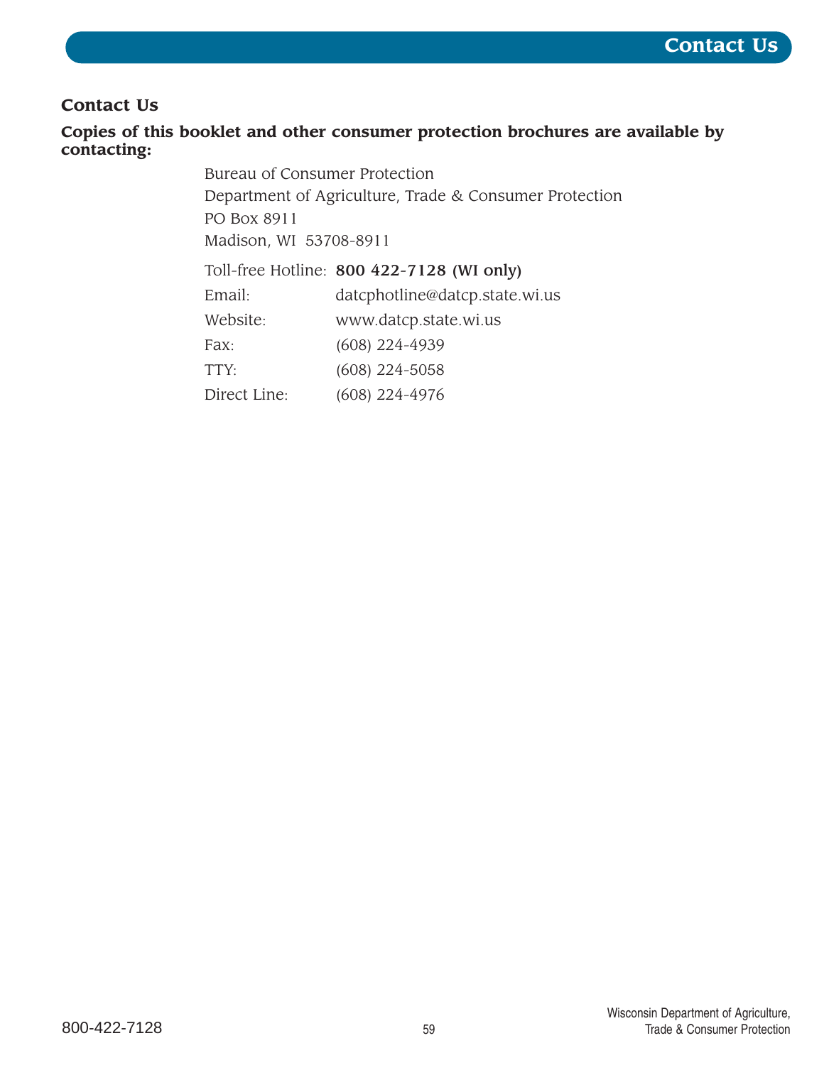## Contact Us

**Copies of this booklet and other consumer protection brochures are available by contacting:**

Bureau of Consumer Protection
Department of Agriculture, Trade & Consumer Protection
PO Box 8911
Madison, WI 53708-8911

| | |
|---|---|
| Toll-free Hotline: | **800 422-7128 (WI only)** |
| Email: | datcphotline@datcp.state.wi.us |
| Website: | www.datcp.state.wi.us |
| Fax: | (608) 224-4939 |
| TTY: | (608) 224-5058 |
| Direct Line: | (608) 224-4976 |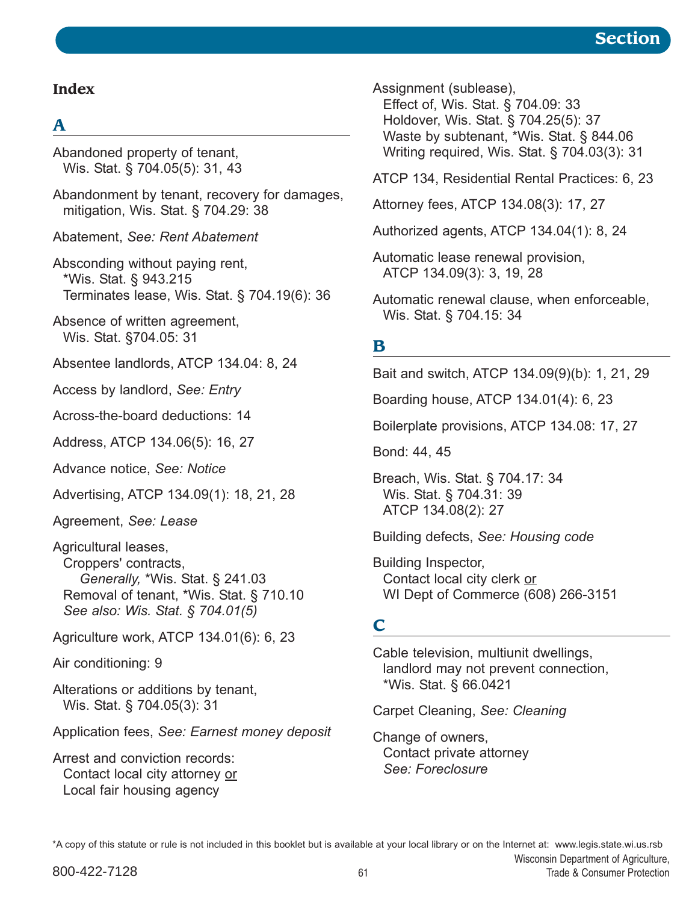## Index

### A

Abandoned property of tenant,
  Wis. Stat. § 704.05(5): 31, 43

Abandonment by tenant, recovery for damages, mitigation, Wis. Stat. § 704.29: 38

Abatement, *See: Rent Abatement*

Absconding without paying rent,
  *Wis. Stat. § 943.215
  Terminates lease, Wis. Stat. § 704.19(6): 36

Absence of written agreement,
  Wis. Stat. §704.05: 31

Absentee landlords, ATCP 134.04: 8, 24

Access by landlord, *See: Entry*

Across-the-board deductions: 14

Address, ATCP 134.06(5): 16, 27

Advance notice, *See: Notice*

Advertising, ATCP 134.09(1): 18, 21, 28

Agreement, *See: Lease*

Agricultural leases,
  Croppers' contracts,
    *Generally,* *Wis. Stat. § 241.03
  Removal of tenant, *Wis. Stat. § 710.10
  *See also: Wis. Stat. § 704.01(5)*

Agriculture work, ATCP 134.01(6): 6, 23

Air conditioning: 9

Alterations or additions by tenant,
  Wis. Stat. § 704.05(3): 31

Application fees, *See: Earnest money deposit*

Arrest and conviction records:
  Contact local city attorney <u>or</u>
  Local fair housing agency

Assignment (sublease),
  Effect of, Wis. Stat. § 704.09: 33
  Holdover, Wis. Stat. § 704.25(5): 37
  Waste by subtenant, *Wis. Stat. § 844.06
  Writing required, Wis. Stat. § 704.03(3): 31

ATCP 134, Residential Rental Practices: 6, 23

Attorney fees, ATCP 134.08(3): 17, 27

Authorized agents, ATCP 134.04(1): 8, 24

Automatic lease renewal provision,
  ATCP 134.09(3): 3, 19, 28

Automatic renewal clause, when enforceable,
  Wis. Stat. § 704.15: 34

### B

Bait and switch, ATCP 134.09(9)(b): 1, 21, 29

Boarding house, ATCP 134.01(4): 6, 23

Boilerplate provisions, ATCP 134.08: 17, 27

Bond: 44, 45

Breach, Wis. Stat. § 704.17: 34
  Wis. Stat. § 704.31: 39
  ATCP 134.08(2): 27

Building defects, *See: Housing code*

Building Inspector,
  Contact local city clerk <u>or</u>
  WI Dept of Commerce (608) 266-3151

### C

Cable television, multiunit dwellings, landlord may not prevent connection,
  *Wis. Stat. § 66.0421

Carpet Cleaning, *See: Cleaning*

Change of owners,
  Contact private attorney
  *See: Foreclosure*

*A copy of this statute or rule is not included in this booklet but is available at your local library or on the Internet at: www.legis.state.wi.us.rsb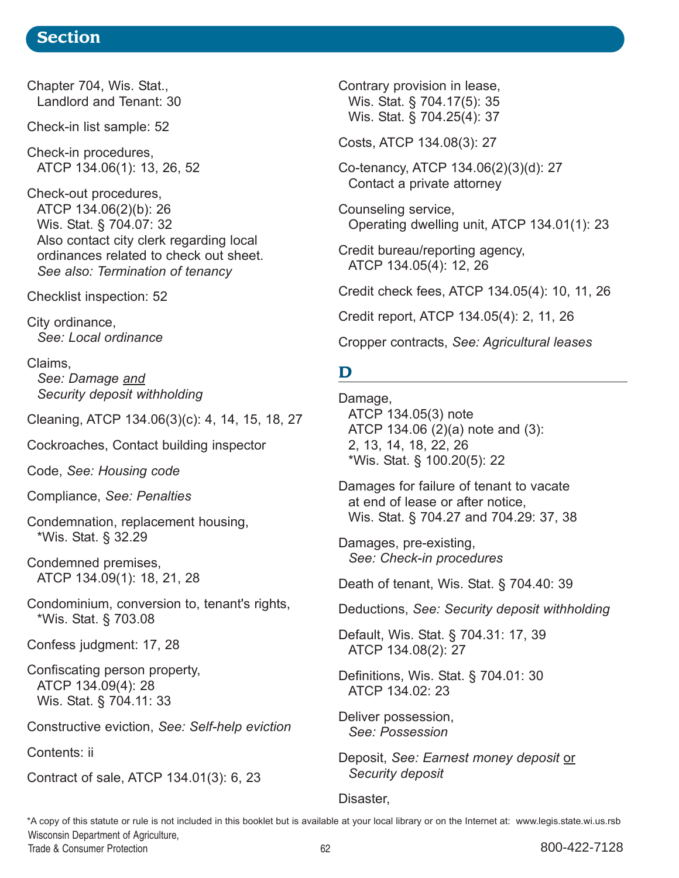## Section

Chapter 704, Wis. Stat., Landlord and Tenant: 30

Check-in list sample: 52

Check-in procedures,
ATCP 134.06(1): 13, 26, 52

Check-out procedures,
ATCP 134.06(2)(b): 26
Wis. Stat. § 704.07: 32
Also contact city clerk regarding local ordinances related to check out sheet.
*See also: Termination of tenancy*

Checklist inspection: 52

City ordinance,
*See: Local ordinance*

Claims,
*See: Damage and Security deposit withholding*

Cleaning, ATCP 134.06(3)(c): 4, 14, 15, 18, 27

Cockroaches, Contact building inspector

Code, *See: Housing code*

Compliance, *See: Penalties*

Condemnation, replacement housing,
*Wis. Stat. § 32.29

Condemned premises,
ATCP 134.09(1): 18, 21, 28

Condominium, conversion to, tenant's rights,
*Wis. Stat. § 703.08

Confess judgment: 17, 28

Confiscating person property,
ATCP 134.09(4): 28
Wis. Stat. § 704.11: 33

Constructive eviction, *See: Self-help eviction*

Contents: ii

Contract of sale, ATCP 134.01(3): 6, 23

Contrary provision in lease,
Wis. Stat. § 704.17(5): 35
Wis. Stat. § 704.25(4): 37

Costs, ATCP 134.08(3): 27

Co-tenancy, ATCP 134.06(2)(3)(d): 27
Contact a private attorney

Counseling service,
Operating dwelling unit, ATCP 134.01(1): 23

Credit bureau/reporting agency,
ATCP 134.05(4): 12, 26

Credit check fees, ATCP 134.05(4): 10, 11, 26

Credit report, ATCP 134.05(4): 2, 11, 26

Cropper contracts, *See: Agricultural leases*

## D

Damage,
ATCP 134.05(3) note
ATCP 134.06 (2)(a) note and (3): 2, 13, 14, 18, 22, 26
*Wis. Stat. § 100.20(5): 22

Damages for failure of tenant to vacate at end of lease or after notice,
Wis. Stat. § 704.27 and 704.29: 37, 38

Damages, pre-existing,
*See: Check-in procedures*

Death of tenant, Wis. Stat. § 704.40: 39

Deductions, *See: Security deposit withholding*

Default, Wis. Stat. § 704.31: 17, 39
ATCP 134.08(2): 27

Definitions, Wis. Stat. § 704.01: 30
ATCP 134.02: 23

Deliver possession,
*See: Possession*

Deposit, *See: Earnest money deposit or Security deposit*

Disaster,

*A copy of this statute or rule is not included in this booklet but is available at your local library or on the Internet at: www.legis.state.wi.us.rsb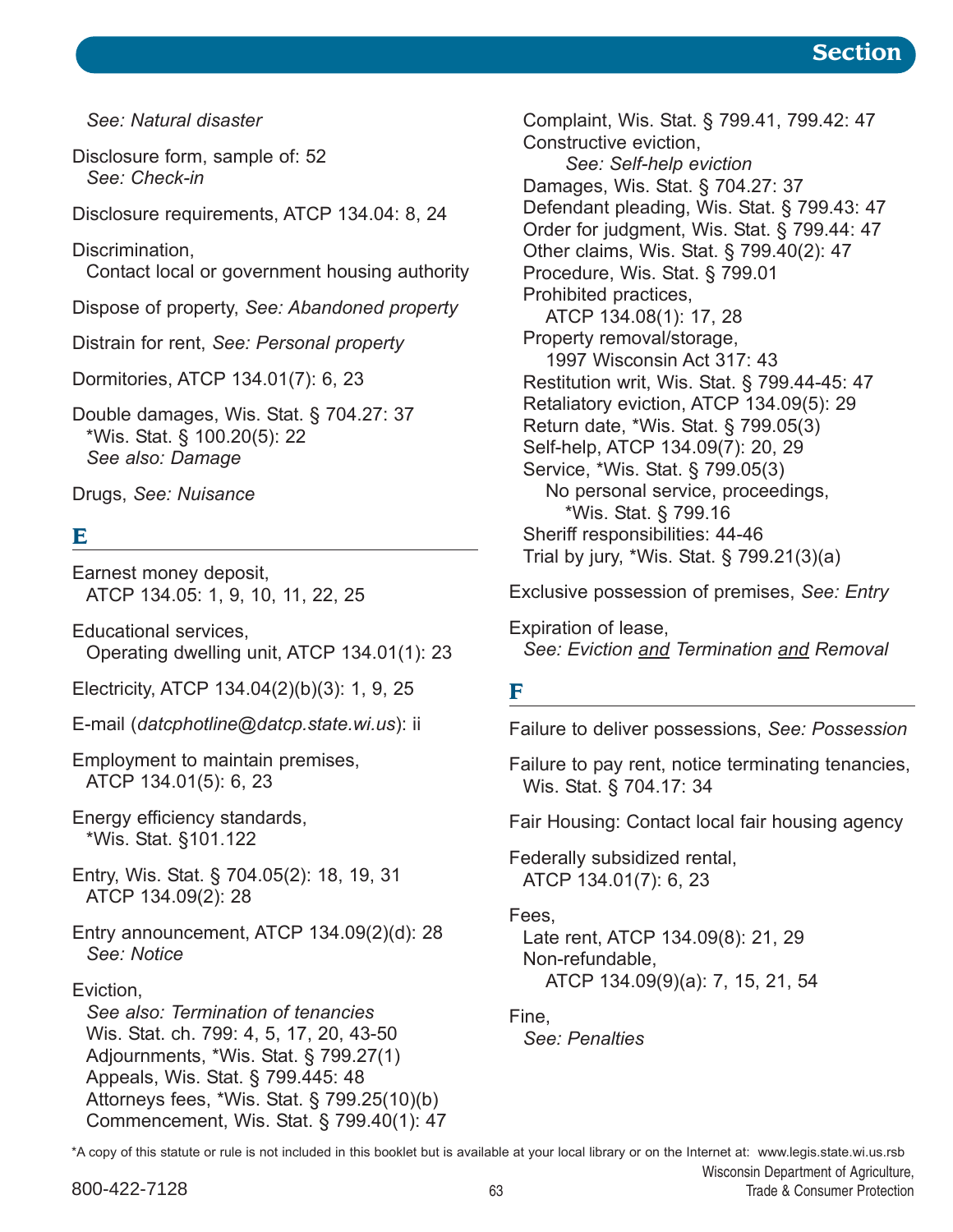*See: Natural disaster*

Disclosure form, sample of: 52
*See: Check-in*

Disclosure requirements, ATCP 134.04: 8, 24

Discrimination,
Contact local or government housing authority

Dispose of property, *See: Abandoned property*

Distrain for rent, *See: Personal property*

Dormitories, ATCP 134.01(7): 6, 23

Double damages, Wis. Stat. § 704.27: 37
*Wis. Stat. § 100.20(5): 22
*See also: Damage*

Drugs, *See: Nuisance*

## E

Earnest money deposit,
ATCP 134.05: 1, 9, 10, 11, 22, 25

Educational services,
Operating dwelling unit, ATCP 134.01(1): 23

Electricity, ATCP 134.04(2)(b)(3): 1, 9, 25

E-mail (*datcphotline@datcp.state.wi.us*): ii

Employment to maintain premises,
ATCP 134.01(5): 6, 23

Energy efficiency standards,
*Wis. Stat. §101.122

Entry, Wis. Stat. § 704.05(2): 18, 19, 31
ATCP 134.09(2): 28

Entry announcement, ATCP 134.09(2)(d): 28
*See: Notice*

Eviction,
*See also: Termination of tenancies*
Wis. Stat. ch. 799: 4, 5, 17, 20, 43-50
Adjournments, *Wis. Stat. § 799.27(1)
Appeals, Wis. Stat. § 799.445: 48
Attorneys fees, *Wis. Stat. § 799.25(10)(b)
Commencement, Wis. Stat. § 799.40(1): 47
Complaint, Wis. Stat. § 799.41, 799.42: 47
Constructive eviction,
*See: Self-help eviction*
Damages, Wis. Stat. § 704.27: 37
Defendant pleading, Wis. Stat. § 799.43: 47
Order for judgment, Wis. Stat. § 799.44: 47
Other claims, Wis. Stat. § 799.40(2): 47
Procedure, Wis. Stat. § 799.01
Prohibited practices,
ATCP 134.08(1): 17, 28
Property removal/storage,
1997 Wisconsin Act 317: 43
Restitution writ, Wis. Stat. § 799.44-45: 47
Retaliatory eviction, ATCP 134.09(5): 29
Return date, *Wis. Stat. § 799.05(3)
Self-help, ATCP 134.09(7): 20, 29
Service, *Wis. Stat. § 799.05(3)
No personal service, proceedings,
*Wis. Stat. § 799.16
Sheriff responsibilities: 44-46
Trial by jury, *Wis. Stat. § 799.21(3)(a)

Exclusive possession of premises, *See: Entry*

Expiration of lease,
*See: Eviction and Termination and Removal*

## F

Failure to deliver possessions, *See: Possession*

Failure to pay rent, notice terminating tenancies,
Wis. Stat. § 704.17: 34

Fair Housing: Contact local fair housing agency

Federally subsidized rental,
ATCP 134.01(7): 6, 23

Fees,
Late rent, ATCP 134.09(8): 21, 29
Non-refundable,
ATCP 134.09(9)(a): 7, 15, 21, 54

Fine,
*See: Penalties*

*A copy of this statute or rule is not included in this booklet but is available at your local library or on the Internet at: www.legis.state.wi.us.rsb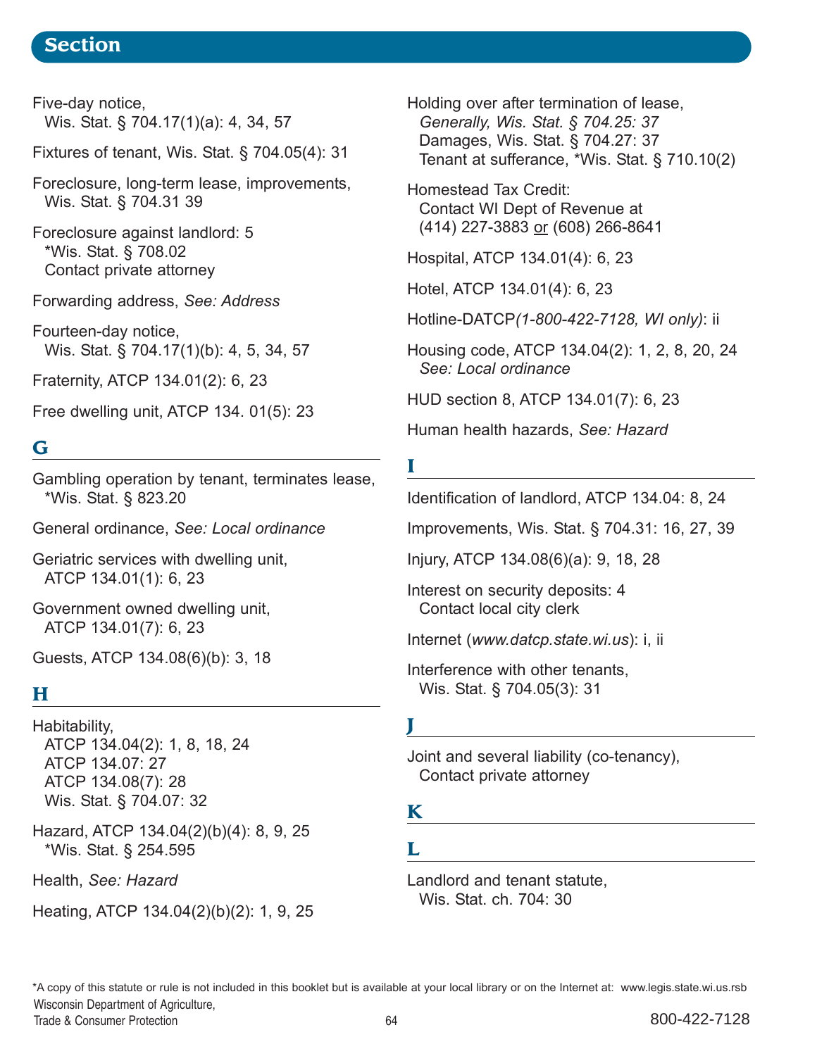## Section

Five-day notice,
Wis. Stat. § 704.17(1)(a): 4, 34, 57

Fixtures of tenant, Wis. Stat. § 704.05(4): 31

Foreclosure, long-term lease, improvements,
Wis. Stat. § 704.31 39

Foreclosure against landlord: 5
*Wis. Stat. § 708.02
Contact private attorney

Forwarding address, *See: Address*

Fourteen-day notice,
Wis. Stat. § 704.17(1)(b): 4, 5, 34, 57

Fraternity, ATCP 134.01(2): 6, 23

Free dwelling unit, ATCP 134. 01(5): 23

### G

Gambling operation by tenant, terminates lease,
*Wis. Stat. § 823.20

General ordinance, *See: Local ordinance*

Geriatric services with dwelling unit,
ATCP 134.01(1): 6, 23

Government owned dwelling unit,
ATCP 134.01(7): 6, 23

Guests, ATCP 134.08(6)(b): 3, 18

### H

Habitability,
ATCP 134.04(2): 1, 8, 18, 24
ATCP 134.07: 27
ATCP 134.08(7): 28
Wis. Stat. § 704.07: 32

Hazard, ATCP 134.04(2)(b)(4): 8, 9, 25
*Wis. Stat. § 254.595

Health, *See: Hazard*

Heating, ATCP 134.04(2)(b)(2): 1, 9, 25

Holding over after termination of lease,
*Generally, Wis. Stat. § 704.25: 37*
Damages, Wis. Stat. § 704.27: 37
Tenant at sufferance, *Wis. Stat. § 710.10(2)

Homestead Tax Credit:
Contact WI Dept of Revenue at
(414) 227-3883 or (608) 266-8641

Hospital, ATCP 134.01(4): 6, 23

Hotel, ATCP 134.01(4): 6, 23

Hotline-DATCP *(1-800-422-7128, WI only)*: ii

Housing code, ATCP 134.04(2): 1, 2, 8, 20, 24
*See: Local ordinance*

HUD section 8, ATCP 134.01(7): 6, 23

Human health hazards, *See: Hazard*

### I

Identification of landlord, ATCP 134.04: 8, 24

Improvements, Wis. Stat. § 704.31: 16, 27, 39

Injury, ATCP 134.08(6)(a): 9, 18, 28

Interest on security deposits: 4
Contact local city clerk

Internet (*www.datcp.state.wi.us*): i, ii

Interference with other tenants,
Wis. Stat. § 704.05(3): 31

### J

Joint and several liability (co-tenancy),
Contact private attorney

### K

### L

Landlord and tenant statute,
Wis. Stat. ch. 704: 30

*A copy of this statute or rule is not included in this booklet but is available at your local library or on the Internet at: www.legis.state.wi.us.rsb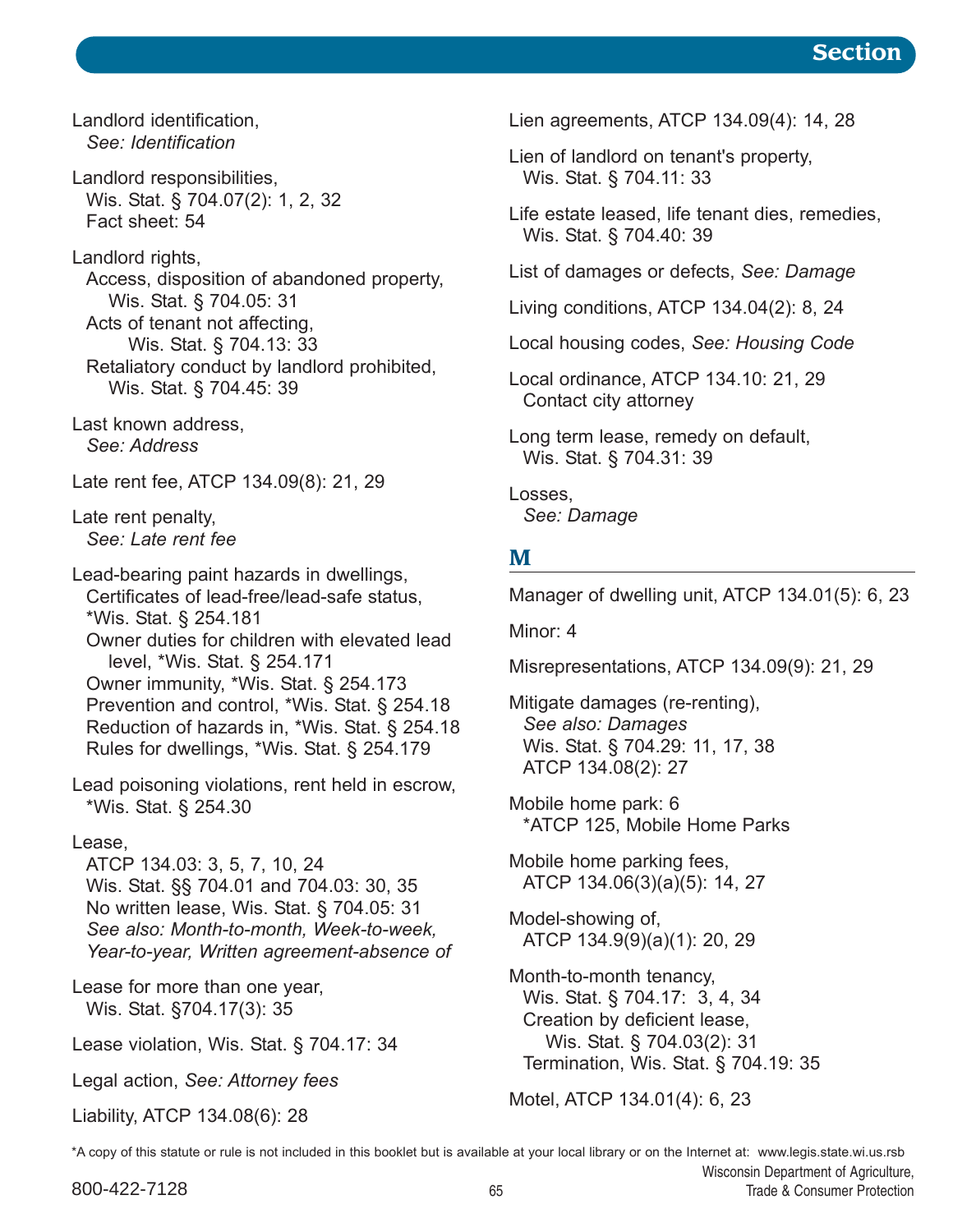Landlord identification,
 *See: Identification*

Landlord responsibilities,
 Wis. Stat. § 704.07(2): 1, 2, 32
 Fact sheet: 54

Landlord rights,
 Access, disposition of abandoned property,
  Wis. Stat. § 704.05: 31
 Acts of tenant not affecting,
  Wis. Stat. § 704.13: 33
 Retaliatory conduct by landlord prohibited,
  Wis. Stat. § 704.45: 39

Last known address,
 *See: Address*

Late rent fee, ATCP 134.09(8): 21, 29

Late rent penalty,
 *See: Late rent fee*

Lead-bearing paint hazards in dwellings,
 Certificates of lead-free/lead-safe status,
 *Wis. Stat. § 254.181
 Owner duties for children with elevated lead level, *Wis. Stat. § 254.171
 Owner immunity, *Wis. Stat. § 254.173
 Prevention and control, *Wis. Stat. § 254.18
 Reduction of hazards in, *Wis. Stat. § 254.18
 Rules for dwellings, *Wis. Stat. § 254.179

Lead poisoning violations, rent held in escrow,
 *Wis. Stat. § 254.30

Lease,
 ATCP 134.03: 3, 5, 7, 10, 24
 Wis. Stat. §§ 704.01 and 704.03: 30, 35
 No written lease, Wis. Stat. § 704.05: 31
 *See also: Month-to-month, Week-to-week, Year-to-year, Written agreement-absence of*

Lease for more than one year,
 Wis. Stat. §704.17(3): 35

Lease violation, Wis. Stat. § 704.17: 34

Legal action, *See: Attorney fees*

Liability, ATCP 134.08(6): 28

Lien agreements, ATCP 134.09(4): 14, 28

Lien of landlord on tenant's property,
 Wis. Stat. § 704.11: 33

Life estate leased, life tenant dies, remedies,
 Wis. Stat. § 704.40: 39

List of damages or defects, *See: Damage*

Living conditions, ATCP 134.04(2): 8, 24

Local housing codes, *See: Housing Code*

Local ordinance, ATCP 134.10: 21, 29
 Contact city attorney

Long term lease, remedy on default,
 Wis. Stat. § 704.31: 39

Losses,
 *See: Damage*

## M

Manager of dwelling unit, ATCP 134.01(5): 6, 23

Minor: 4

Misrepresentations, ATCP 134.09(9): 21, 29

Mitigate damages (re-renting),
 *See also: Damages*
 Wis. Stat. § 704.29: 11, 17, 38
 ATCP 134.08(2): 27

Mobile home park: 6
 *ATCP 125, Mobile Home Parks

Mobile home parking fees,
 ATCP 134.06(3)(a)(5): 14, 27

Model-showing of,
 ATCP 134.9(9)(a)(1): 20, 29

Month-to-month tenancy,
 Wis. Stat. § 704.17: 3, 4, 34
 Creation by deficient lease,
  Wis. Stat. § 704.03(2): 31
 Termination, Wis. Stat. § 704.19: 35

Motel, ATCP 134.01(4): 6, 23

*A copy of this statute or rule is not included in this booklet but is available at your local library or on the Internet at: www.legis.state.wi.us.rsb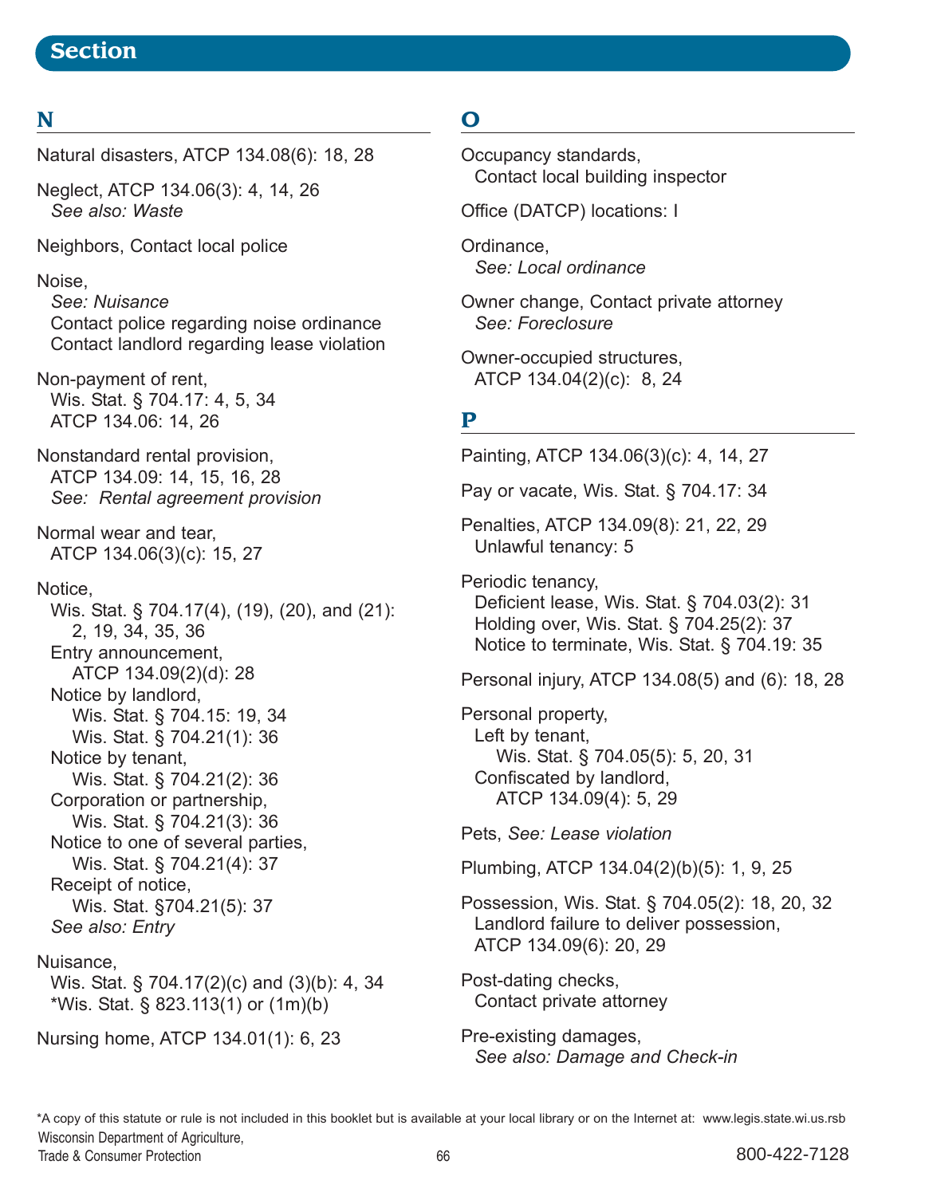## Section

### N

Natural disasters, ATCP 134.08(6): 18, 28

Neglect, ATCP 134.06(3): 4, 14, 26
*See also: Waste*

Neighbors, Contact local police

Noise,
*See: Nuisance*
Contact police regarding noise ordinance
Contact landlord regarding lease violation

Non-payment of rent,
Wis. Stat. § 704.17: 4, 5, 34
ATCP 134.06: 14, 26

Nonstandard rental provision,
ATCP 134.09: 14, 15, 16, 28
*See: Rental agreement provision*

Normal wear and tear,
ATCP 134.06(3)(c): 15, 27

Notice,
Wis. Stat. § 704.17(4), (19), (20), and (21): 2, 19, 34, 35, 36
Entry announcement,
ATCP 134.09(2)(d): 28
Notice by landlord,
Wis. Stat. § 704.15: 19, 34
Wis. Stat. § 704.21(1): 36
Notice by tenant,
Wis. Stat. § 704.21(2): 36
Corporation or partnership,
Wis. Stat. § 704.21(3): 36
Notice to one of several parties,
Wis. Stat. § 704.21(4): 37
Receipt of notice,
Wis. Stat. §704.21(5): 37
*See also: Entry*

Nuisance,
Wis. Stat. § 704.17(2)(c) and (3)(b): 4, 34
*Wis. Stat. § 823.113(1) or (1m)(b)

Nursing home, ATCP 134.01(1): 6, 23

### O

Occupancy standards,
Contact local building inspector

Office (DATCP) locations: I

Ordinance,
*See: Local ordinance*

Owner change, Contact private attorney
*See: Foreclosure*

Owner-occupied structures,
ATCP 134.04(2)(c): 8, 24

### P

Painting, ATCP 134.06(3)(c): 4, 14, 27

Pay or vacate, Wis. Stat. § 704.17: 34

Penalties, ATCP 134.09(8): 21, 22, 29
Unlawful tenancy: 5

Periodic tenancy,
Deficient lease, Wis. Stat. § 704.03(2): 31
Holding over, Wis. Stat. § 704.25(2): 37
Notice to terminate, Wis. Stat. § 704.19: 35

Personal injury, ATCP 134.08(5) and (6): 18, 28

Personal property,
Left by tenant,
Wis. Stat. § 704.05(5): 5, 20, 31
Confiscated by landlord,
ATCP 134.09(4): 5, 29

Pets, *See: Lease violation*

Plumbing, ATCP 134.04(2)(b)(5): 1, 9, 25

Possession, Wis. Stat. § 704.05(2): 18, 20, 32
Landlord failure to deliver possession,
ATCP 134.09(6): 20, 29

Post-dating checks,
Contact private attorney

Pre-existing damages,
*See also: Damage and Check-in*

*A copy of this statute or rule is not included in this booklet but is available at your local library or on the Internet at: www.legis.state.wi.us.rsb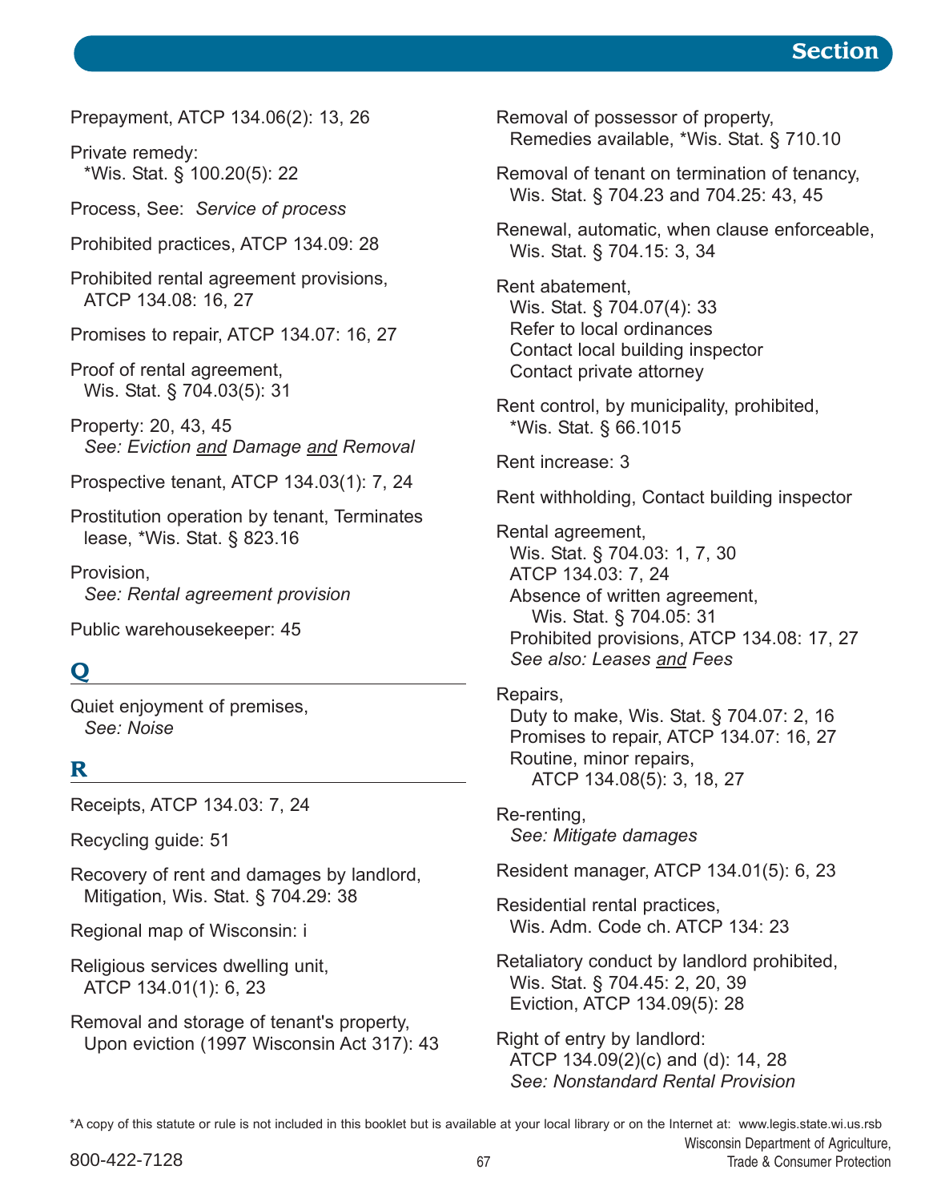Prepayment, ATCP 134.06(2): 13, 26

Private remedy:
  *Wis. Stat. § 100.20(5): 22

Process, See: *Service of process*

Prohibited practices, ATCP 134.09: 28

Prohibited rental agreement provisions,
  ATCP 134.08: 16, 27

Promises to repair, ATCP 134.07: 16, 27

Proof of rental agreement,
  Wis. Stat. § 704.03(5): 31

Property: 20, 43, 45
  *See: Eviction and Damage and Removal*

Prospective tenant, ATCP 134.03(1): 7, 24

Prostitution operation by tenant, Terminates
  lease, *Wis. Stat. § 823.16

Provision,
  *See: Rental agreement provision*

Public warehousekeeper: 45

## Q

Quiet enjoyment of premises,
  *See: Noise*

## R

Receipts, ATCP 134.03: 7, 24

Recycling guide: 51

Recovery of rent and damages by landlord,
  Mitigation, Wis. Stat. § 704.29: 38

Regional map of Wisconsin: i

Religious services dwelling unit,
  ATCP 134.01(1): 6, 23

Removal and storage of tenant's property,
  Upon eviction (1997 Wisconsin Act 317): 43

Removal of possessor of property,
  Remedies available, *Wis. Stat. § 710.10

Removal of tenant on termination of tenancy,
  Wis. Stat. § 704.23 and 704.25: 43, 45

Renewal, automatic, when clause enforceable,
  Wis. Stat. § 704.15: 3, 34

Rent abatement,
  Wis. Stat. § 704.07(4): 33
  Refer to local ordinances
  Contact local building inspector
  Contact private attorney

Rent control, by municipality, prohibited,
  *Wis. Stat. § 66.1015

Rent increase: 3

Rent withholding, Contact building inspector

Rental agreement,
  Wis. Stat. § 704.03: 1, 7, 30
  ATCP 134.03: 7, 24
  Absence of written agreement,
    Wis. Stat. § 704.05: 31
  Prohibited provisions, ATCP 134.08: 17, 27
  *See also: Leases and Fees*

Repairs,
  Duty to make, Wis. Stat. § 704.07: 2, 16
  Promises to repair, ATCP 134.07: 16, 27
  Routine, minor repairs,
    ATCP 134.08(5): 3, 18, 27

Re-renting,
  *See: Mitigate damages*

Resident manager, ATCP 134.01(5): 6, 23

Residential rental practices,
  Wis. Adm. Code ch. ATCP 134: 23

Retaliatory conduct by landlord prohibited,
  Wis. Stat. § 704.45: 2, 20, 39
  Eviction, ATCP 134.09(5): 28

Right of entry by landlord:
  ATCP 134.09(2)(c) and (d): 14, 28
  *See: Nonstandard Rental Provision*

*A copy of this statute or rule is not included in this booklet but is available at your local library or on the Internet at: www.legis.state.wi.us.rsb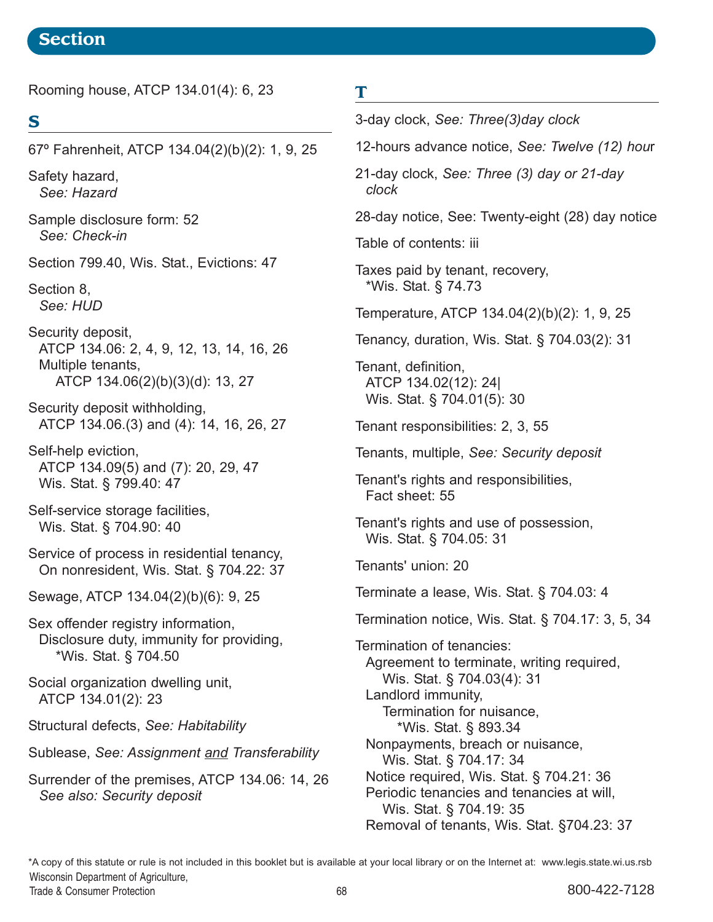## Section

Rooming house, ATCP 134.01(4): 6, 23

### S

67º Fahrenheit, ATCP 134.04(2)(b)(2): 1, 9, 25

Safety hazard,
  *See: Hazard*

Sample disclosure form: 52
  *See: Check-in*

Section 799.40, Wis. Stat., Evictions: 47

Section 8,
  *See: HUD*

Security deposit,
  ATCP 134.06: 2, 4, 9, 12, 13, 14, 16, 26
  Multiple tenants,
    ATCP 134.06(2)(b)(3)(d): 13, 27

Security deposit withholding,
  ATCP 134.06.(3) and (4): 14, 16, 26, 27

Self-help eviction,
  ATCP 134.09(5) and (7): 20, 29, 47
  Wis. Stat. § 799.40: 47

Self-service storage facilities,
  Wis. Stat. § 704.90: 40

Service of process in residential tenancy,
  On nonresident, Wis. Stat. § 704.22: 37

Sewage, ATCP 134.04(2)(b)(6): 9, 25

Sex offender registry information,
  Disclosure duty, immunity for providing,
    *Wis. Stat. § 704.50

Social organization dwelling unit,
  ATCP 134.01(2): 23

Structural defects, *See: Habitability*

Sublease, *See: Assignment and Transferability*

Surrender of the premises, ATCP 134.06: 14, 26
  *See also: Security deposit*

### T

3-day clock, *See: Three(3)day clock*

12-hours advance notice, *See: Twelve (12) hour*

21-day clock, *See: Three (3) day or 21-day clock*

28-day notice, See: Twenty-eight (28) day notice

Table of contents: iii

Taxes paid by tenant, recovery,
  *Wis. Stat. § 74.73

Temperature, ATCP 134.04(2)(b)(2): 1, 9, 25

Tenancy, duration, Wis. Stat. § 704.03(2): 31

Tenant, definition,
  ATCP 134.02(12): 24|
  Wis. Stat. § 704.01(5): 30

Tenant responsibilities: 2, 3, 55

Tenants, multiple, *See: Security deposit*

Tenant's rights and responsibilities,
  Fact sheet: 55

Tenant's rights and use of possession,
  Wis. Stat. § 704.05: 31

Tenants' union: 20

Terminate a lease, Wis. Stat. § 704.03: 4

Termination notice, Wis. Stat. § 704.17: 3, 5, 34

Termination of tenancies:
  Agreement to terminate, writing required,
    Wis. Stat. § 704.03(4): 31
  Landlord immunity,
    Termination for nuisance,
      *Wis. Stat. § 893.34
  Nonpayments, breach or nuisance,
    Wis. Stat. § 704.17: 34
  Notice required, Wis. Stat. § 704.21: 36
  Periodic tenancies and tenancies at will,
    Wis. Stat. § 704.19: 35
  Removal of tenants, Wis. Stat. §704.23: 37

*A copy of this statute or rule is not included in this booklet but is available at your local library or on the Internet at: www.legis.state.wi.us.rsb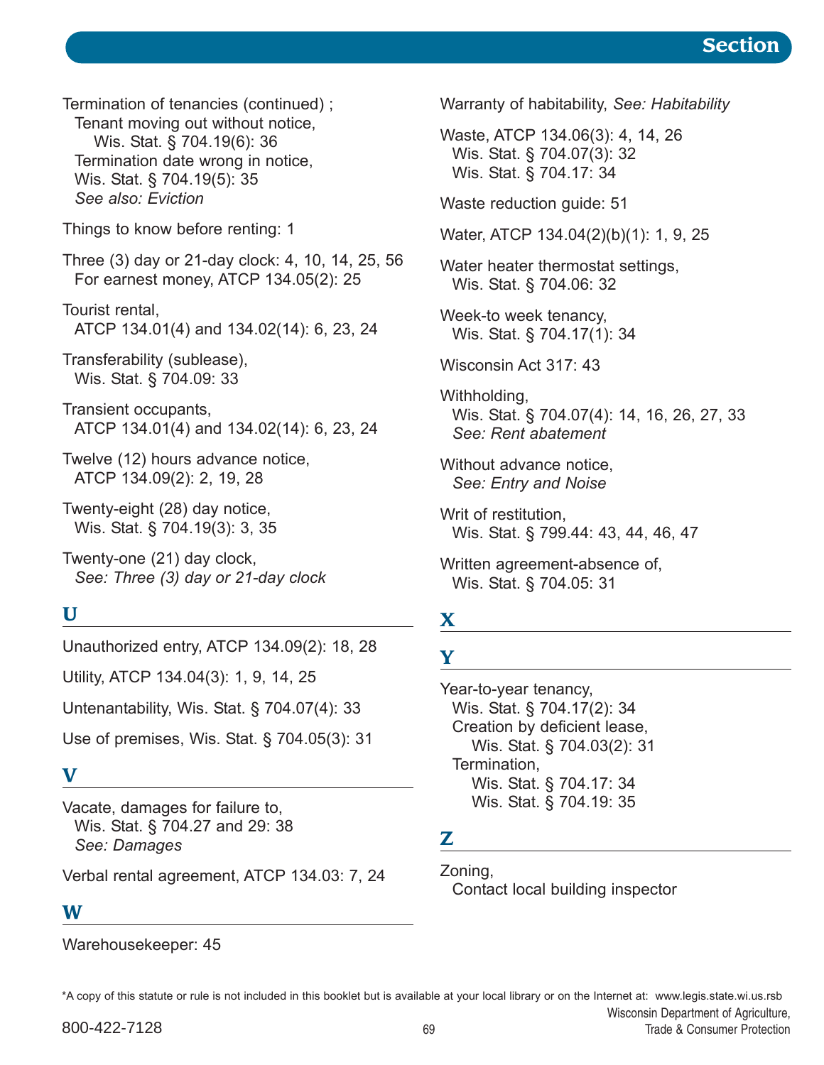Termination of tenancies (continued) ;
  Tenant moving out without notice,
    Wis. Stat. § 704.19(6): 36
  Termination date wrong in notice,
    Wis. Stat. § 704.19(5): 35
  *See also: Eviction*

Things to know before renting: 1

Three (3) day or 21-day clock: 4, 10, 14, 25, 56
  For earnest money, ATCP 134.05(2): 25

Tourist rental,
  ATCP 134.01(4) and 134.02(14): 6, 23, 24

Transferability (sublease),
  Wis. Stat. § 704.09: 33

Transient occupants,
  ATCP 134.01(4) and 134.02(14): 6, 23, 24

Twelve (12) hours advance notice,
  ATCP 134.09(2): 2, 19, 28

Twenty-eight (28) day notice,
  Wis. Stat. § 704.19(3): 3, 35

Twenty-one (21) day clock,
  *See: Three (3) day or 21-day clock*

## U

Unauthorized entry, ATCP 134.09(2): 18, 28

Utility, ATCP 134.04(3): 1, 9, 14, 25

Untenantability, Wis. Stat. § 704.07(4): 33

Use of premises, Wis. Stat. § 704.05(3): 31

## V

Vacate, damages for failure to,
  Wis. Stat. § 704.27 and 29: 38
  *See: Damages*

Verbal rental agreement, ATCP 134.03: 7, 24

## W

Warehousekeeper: 45

Warranty of habitability, *See: Habitability*

Waste, ATCP 134.06(3): 4, 14, 26
  Wis. Stat. § 704.07(3): 32
  Wis. Stat. § 704.17: 34

Waste reduction guide: 51

Water, ATCP 134.04(2)(b)(1): 1, 9, 25

Water heater thermostat settings,
  Wis. Stat. § 704.06: 32

Week-to week tenancy,
  Wis. Stat. § 704.17(1): 34

Wisconsin Act 317: 43

Withholding,
  Wis. Stat. § 704.07(4): 14, 16, 26, 27, 33
  *See: Rent abatement*

Without advance notice,
  *See: Entry and Noise*

Writ of restitution,
  Wis. Stat. § 799.44: 43, 44, 46, 47

Written agreement-absence of,
  Wis. Stat. § 704.05: 31

## X

## Y

Year-to-year tenancy,
  Wis. Stat. § 704.17(2): 34
  Creation by deficient lease,
    Wis. Stat. § 704.03(2): 31
  Termination,
    Wis. Stat. § 704.17: 34
    Wis. Stat. § 704.19: 35

## Z

Zoning,
  Contact local building inspector

*A copy of this statute or rule is not included in this booklet but is available at your local library or on the Internet at: www.legis.state.wi.us.rsb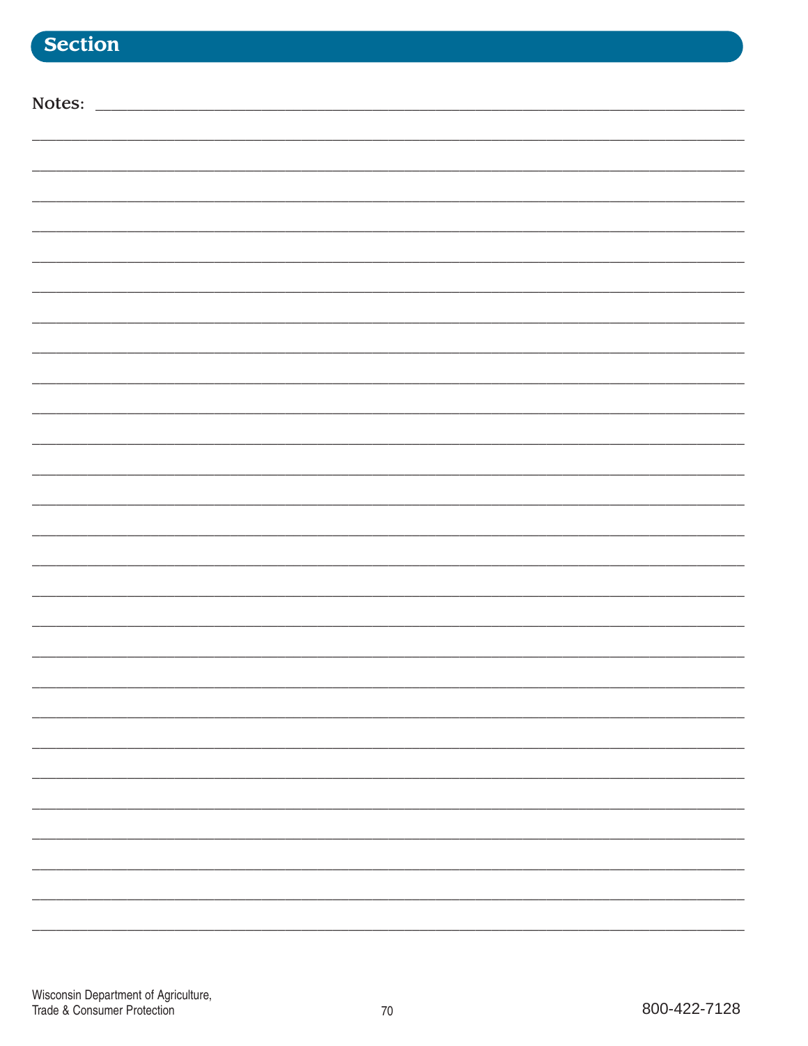## Section

Notes: ______________________________________________________________

______________________________________________________________

______________________________________________________________

______________________________________________________________

______________________________________________________________

______________________________________________________________

______________________________________________________________

______________________________________________________________

______________________________________________________________

______________________________________________________________

______________________________________________________________

______________________________________________________________

______________________________________________________________

______________________________________________________________

______________________________________________________________

______________________________________________________________

______________________________________________________________

______________________________________________________________

______________________________________________________________

______________________________________________________________

______________________________________________________________

______________________________________________________________

______________________________________________________________

______________________________________________________________

______________________________________________________________

______________________________________________________________

______________________________________________________________

______________________________________________________________

Wisconsin Department of Agriculture, Trade & Consumer Protection

800-422-7128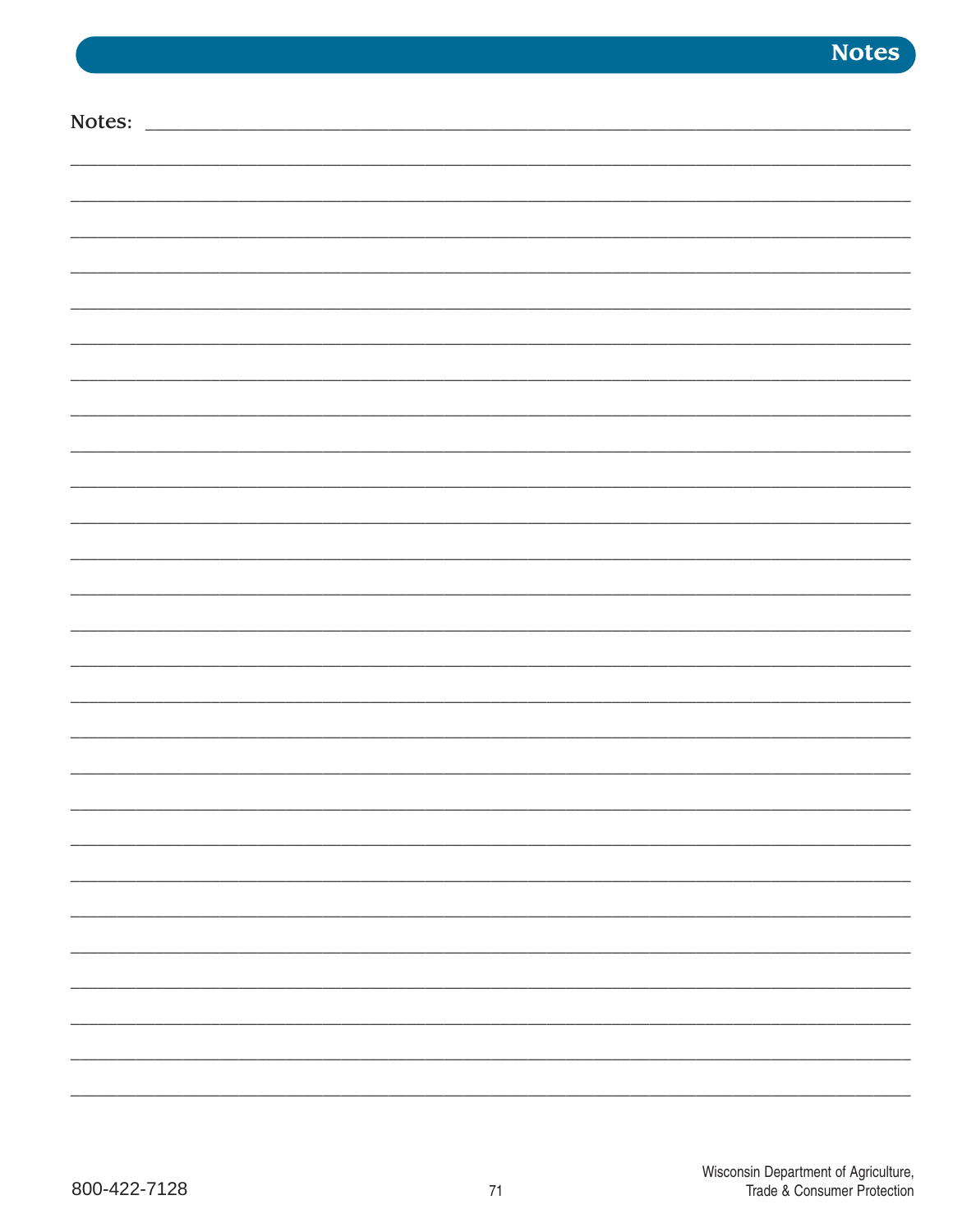Notes: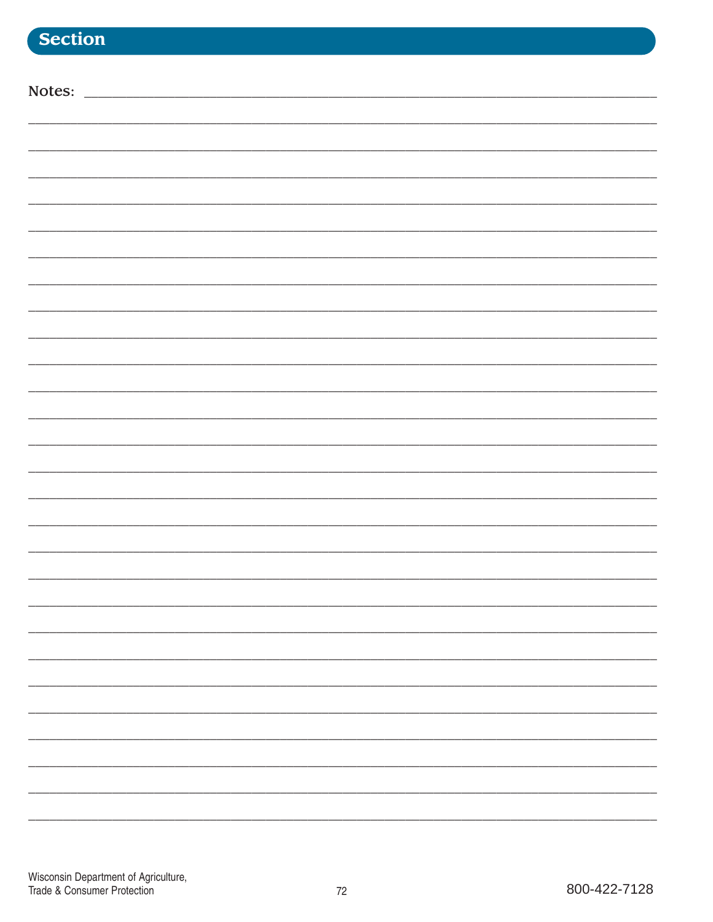## Section

Notes: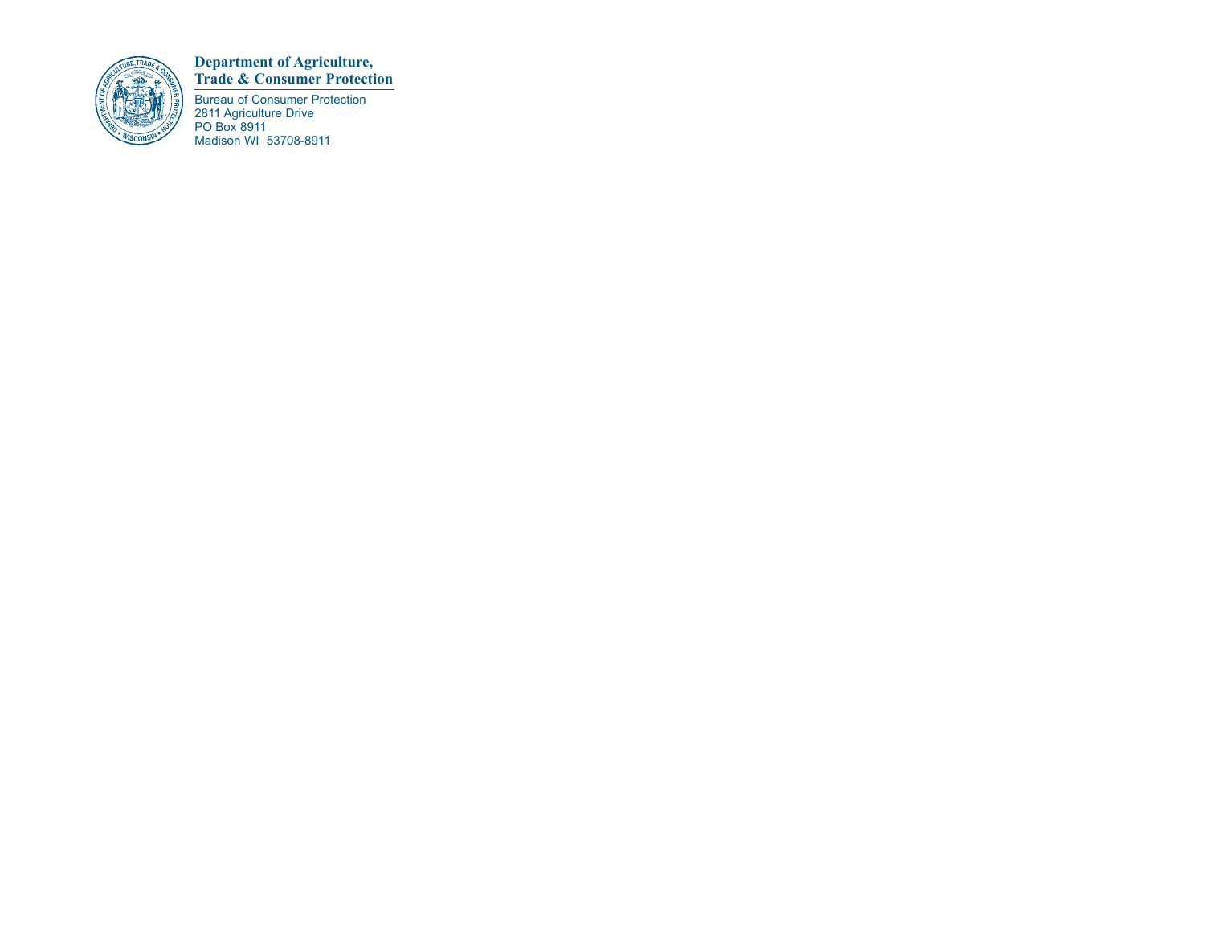**Department of Agriculture, Trade & Consumer Protection**

Bureau of Consumer Protection
2811 Agriculture Drive
PO Box 8911
Madison WI 53708-8911